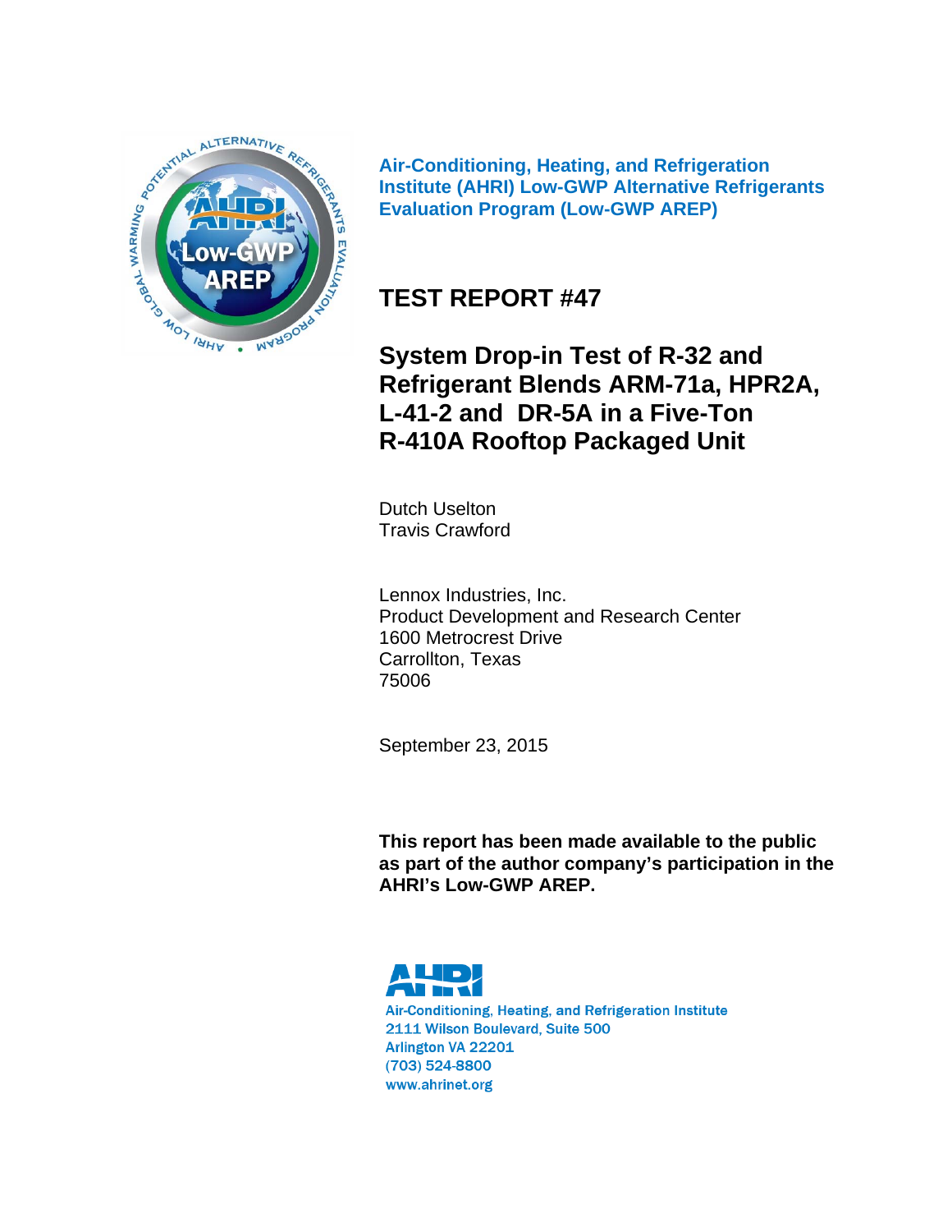**Air-Conditioning, Heating, and Refrigeration Institute (AHRI) Low-GWP Alternative Refrigerants Evaluation Program (Low-GWP AREP)**

# TEST REPORT #47

## System Drop-in Test of R-32 and Refrigerant Blends ARM-71a, HPR2A, L-41-2 and DR-5A in a Five-Ton R-410A Rooftop Packaged Unit

Dutch Uselton
Travis Crawford

Lennox Industries, Inc.
Product Development and Research Center
1600 Metrocrest Drive
Carrollton, Texas
75006

September 23, 2015

**This report has been made available to the public as part of the author company's participation in the AHRI's Low-GWP AREP.**

AHRI
Air-Conditioning, Heating, and Refrigeration Institute
2111 Wilson Boulevard, Suite 500
Arlington VA 22201
(703) 524-8800
www.ahrinet.org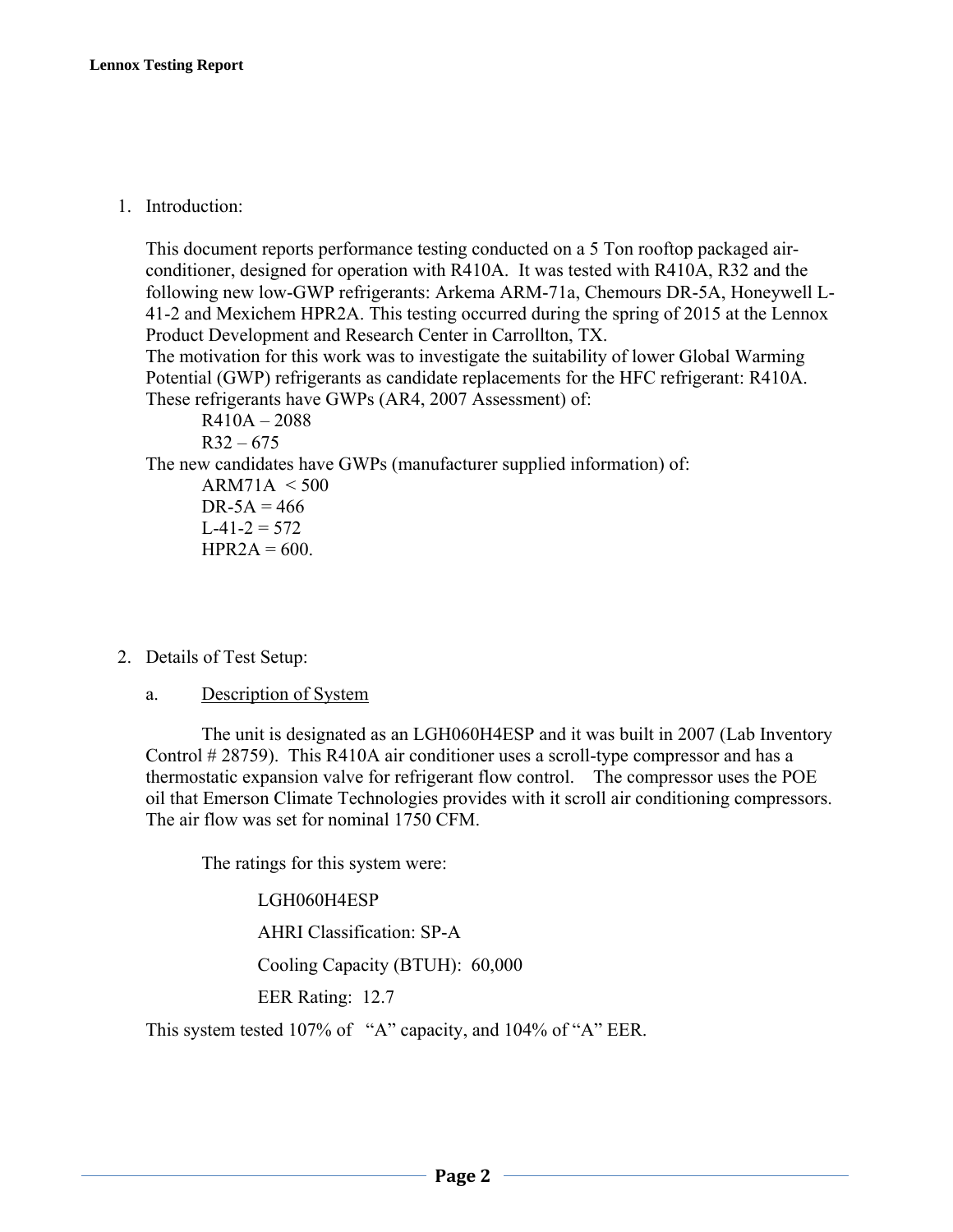1. Introduction:

   This document reports performance testing conducted on a 5 Ton rooftop packaged air-conditioner, designed for operation with R410A. It was tested with R410A, R32 and the following new low-GWP refrigerants: Arkema ARM-71a, Chemours DR-5A, Honeywell L-41-2 and Mexichem HPR2A. This testing occurred during the spring of 2015 at the Lennox Product Development and Research Center in Carrollton, TX.
   The motivation for this work was to investigate the suitability of lower Global Warming Potential (GWP) refrigerants as candidate replacements for the HFC refrigerant: R410A. These refrigerants have GWPs (AR4, 2007 Assessment) of:

   R410A – 2088
   R32 – 675

   The new candidates have GWPs (manufacturer supplied information) of:

   ARM71A < 500
   DR-5A = 466
   L-41-2 = 572
   HPR2A = 600.

2. Details of Test Setup:

   a. Description of System

   The unit is designated as an LGH060H4ESP and it was built in 2007 (Lab Inventory Control # 28759). This R410A air conditioner uses a scroll-type compressor and has a thermostatic expansion valve for refrigerant flow control. The compressor uses the POE oil that Emerson Climate Technologies provides with it scroll air conditioning compressors. The air flow was set for nominal 1750 CFM.

   The ratings for this system were:

   LGH060H4ESP
   AHRI Classification: SP-A
   Cooling Capacity (BTUH): 60,000
   EER Rating: 12.7

   This system tested 107% of "A" capacity, and 104% of "A" EER.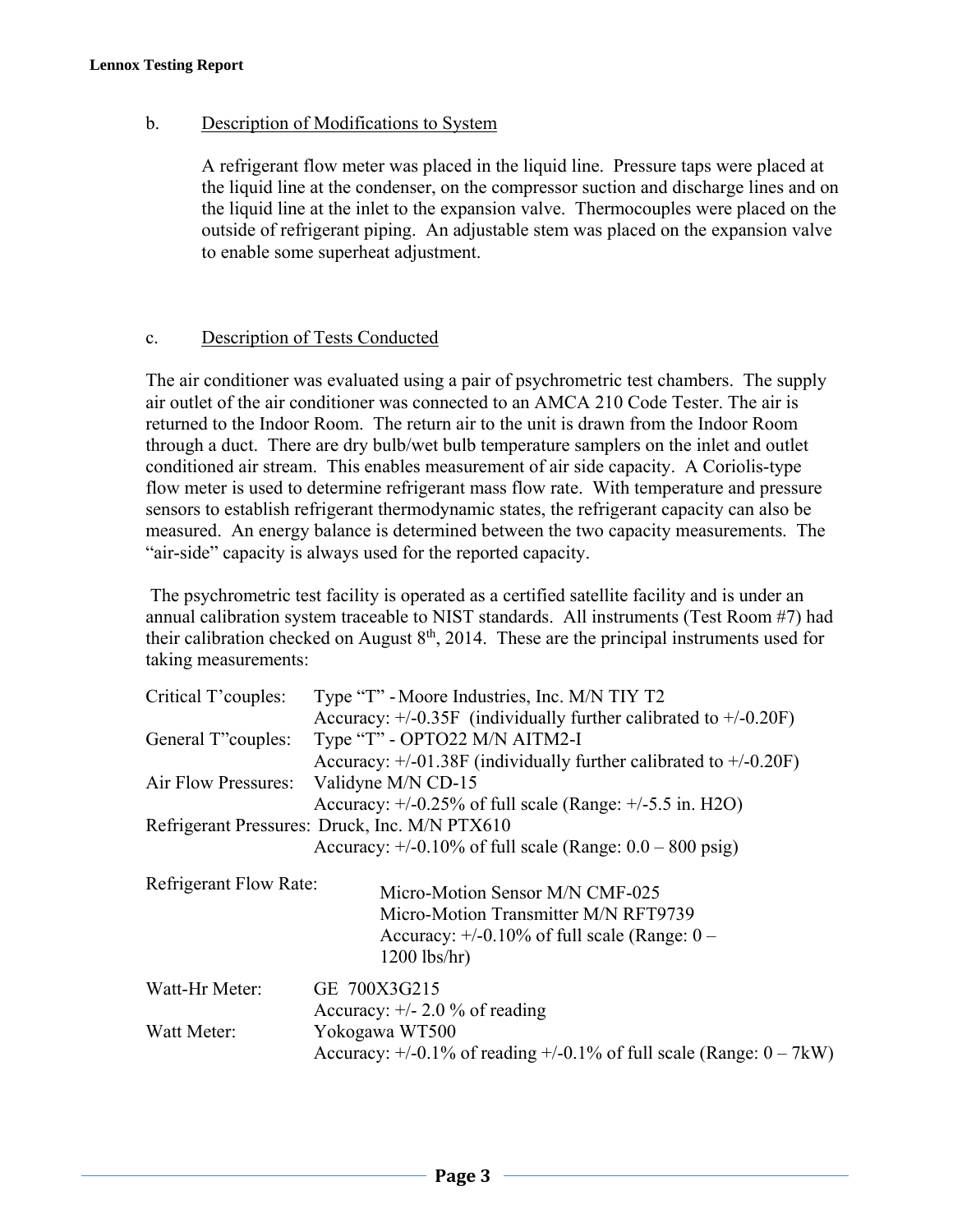b. Description of Modifications to System

A refrigerant flow meter was placed in the liquid line. Pressure taps were placed at the liquid line at the condenser, on the compressor suction and discharge lines and on the liquid line at the inlet to the expansion valve. Thermocouples were placed on the outside of refrigerant piping. An adjustable stem was placed on the expansion valve to enable some superheat adjustment.

c. Description of Tests Conducted

The air conditioner was evaluated using a pair of psychrometric test chambers. The supply air outlet of the air conditioner was connected to an AMCA 210 Code Tester. The air is returned to the Indoor Room. The return air to the unit is drawn from the Indoor Room through a duct. There are dry bulb/wet bulb temperature samplers on the inlet and outlet conditioned air stream. This enables measurement of air side capacity. A Coriolis-type flow meter is used to determine refrigerant mass flow rate. With temperature and pressure sensors to establish refrigerant thermodynamic states, the refrigerant capacity can also be measured. An energy balance is determined between the two capacity measurements. The "air-side" capacity is always used for the reported capacity.

The psychrometric test facility is operated as a certified satellite facility and is under an annual calibration system traceable to NIST standards. All instruments (Test Room #7) had their calibration checked on August 8th, 2014. These are the principal instruments used for taking measurements:

| | |
|---|---|
| Critical T'couples: | Type "T" - Moore Industries, Inc. M/N TIY T2<br>Accuracy: +/-0.35F (individually further calibrated to +/-0.20F) |
| General T"couples: | Type "T" - OPTO22 M/N AITM2-I<br>Accuracy: +/-01.38F (individually further calibrated to +/-0.20F) |
| Air Flow Pressures: | Validyne M/N CD-15<br>Accuracy: +/-0.25% of full scale (Range: +/-5.5 in. H2O) |
| Refrigerant Pressures: | Druck, Inc. M/N PTX610<br>Accuracy: +/-0.10% of full scale (Range: 0.0 – 800 psig) |
| Refrigerant Flow Rate: | Micro-Motion Sensor M/N CMF-025<br>Micro-Motion Transmitter M/N RFT9739<br>Accuracy: +/-0.10% of full scale (Range: 0 – 1200 lbs/hr) |
| Watt-Hr Meter: | GE 700X3G215<br>Accuracy: +/- 2.0 % of reading |
| Watt Meter: | Yokogawa WT500<br>Accuracy: +/-0.1% of reading +/-0.1% of full scale (Range: 0 – 7kW) |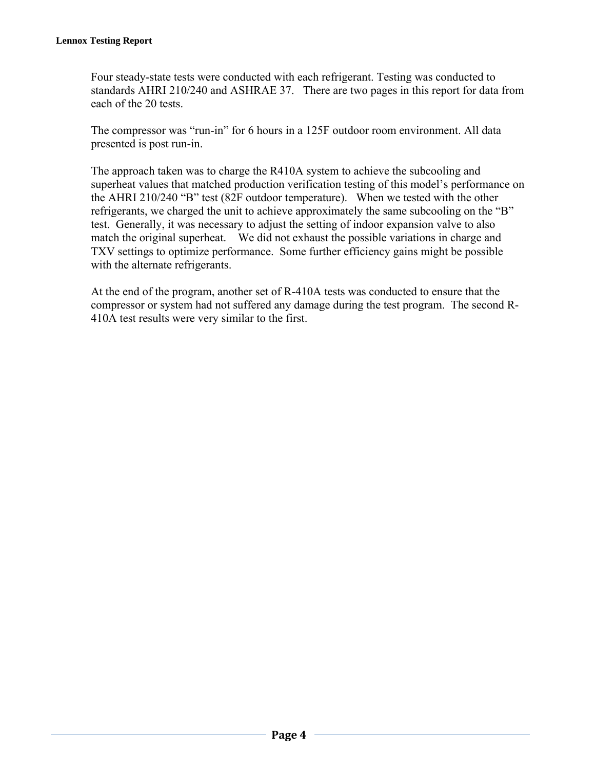Four steady-state tests were conducted with each refrigerant. Testing was conducted to standards AHRI 210/240 and ASHRAE 37. There are two pages in this report for data from each of the 20 tests.

The compressor was "run-in" for 6 hours in a 125F outdoor room environment. All data presented is post run-in.

The approach taken was to charge the R410A system to achieve the subcooling and superheat values that matched production verification testing of this model's performance on the AHRI 210/240 "B" test (82F outdoor temperature). When we tested with the other refrigerants, we charged the unit to achieve approximately the same subcooling on the "B" test. Generally, it was necessary to adjust the setting of indoor expansion valve to also match the original superheat. We did not exhaust the possible variations in charge and TXV settings to optimize performance. Some further efficiency gains might be possible with the alternate refrigerants.

At the end of the program, another set of R-410A tests was conducted to ensure that the compressor or system had not suffered any damage during the test program. The second R-410A test results were very similar to the first.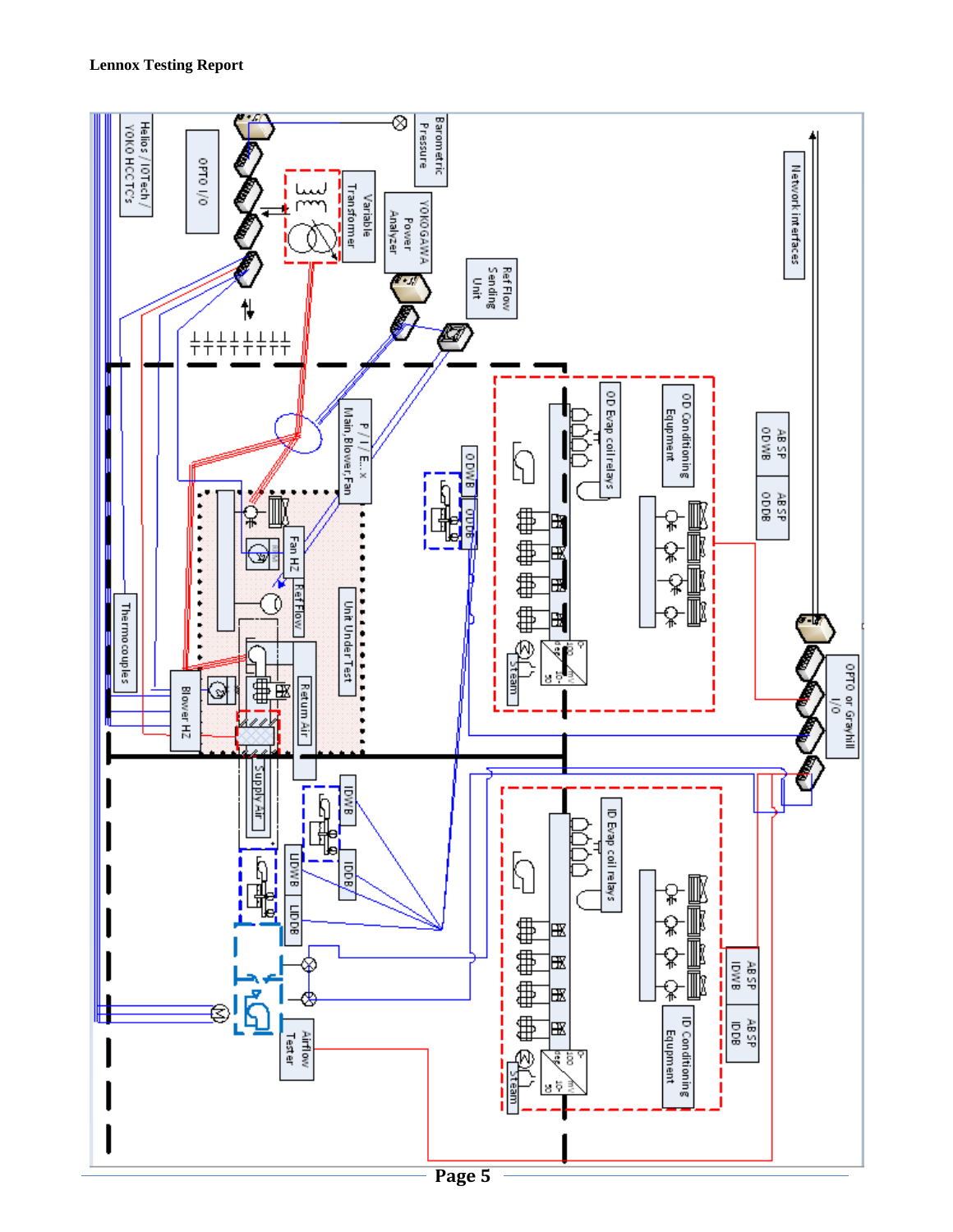Network interfaces

Barometric Pressure

OPTO I/O

Helios / IOTech / YOKO HCCT's

Variable Transformer

YOKOGAWA Power Analyzer

Ref Flow Sending Unit

AB SP ODWB

AB SP ODDB

OD Conditioning Equipment

OD Evap coil relays

P / I / E...x Main,Blower,Fan

ODWB

ODDB

Fan HZ

Ref Flow

Unit Under Test

Thermocouples

Blower HZ

Return Air

Supply Air

OPTO or Grayhill I/O

Steam

0-100 deg

10-50 mv

IDWB

IDDB

LIDWB

LIDDB

ID Evap coil relays

ID Conditioning Equipment

AB SP IDWB

AB SP IDDB

Airflow Tester

Steam

0-100 deg

10-50 mv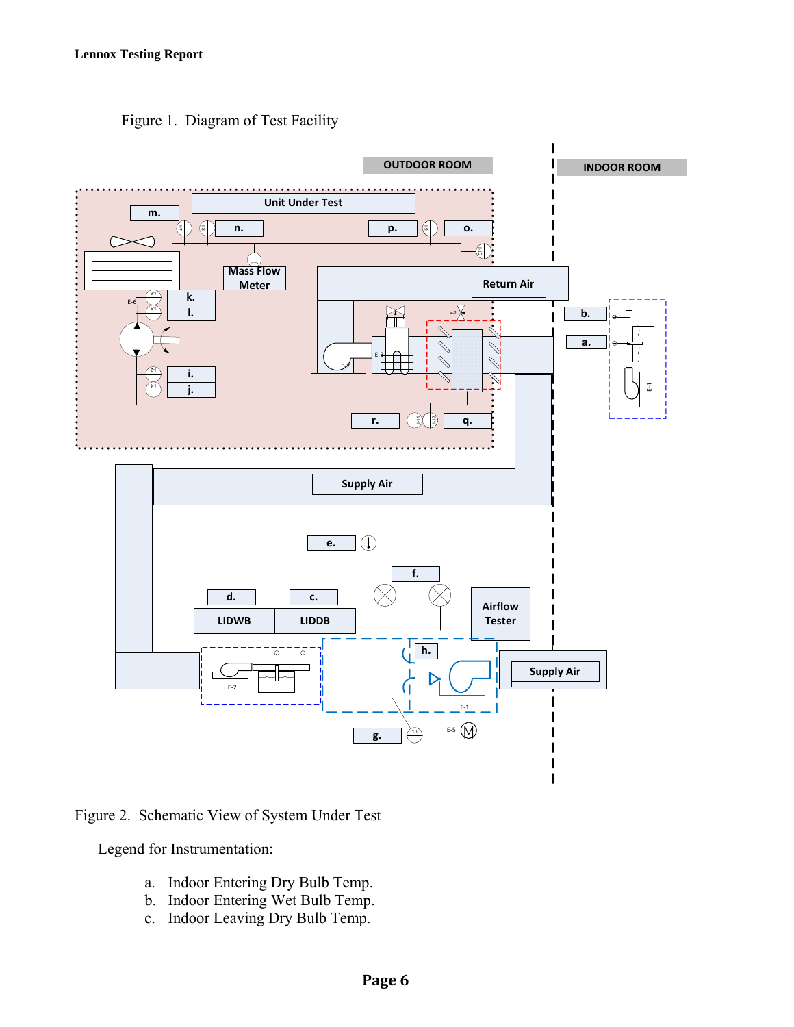Figure 1. Diagram of Test Facility

Figure 2. Schematic View of System Under Test

Legend for Instrumentation:

a. Indoor Entering Dry Bulb Temp.
b. Indoor Entering Wet Bulb Temp.
c. Indoor Leaving Dry Bulb Temp.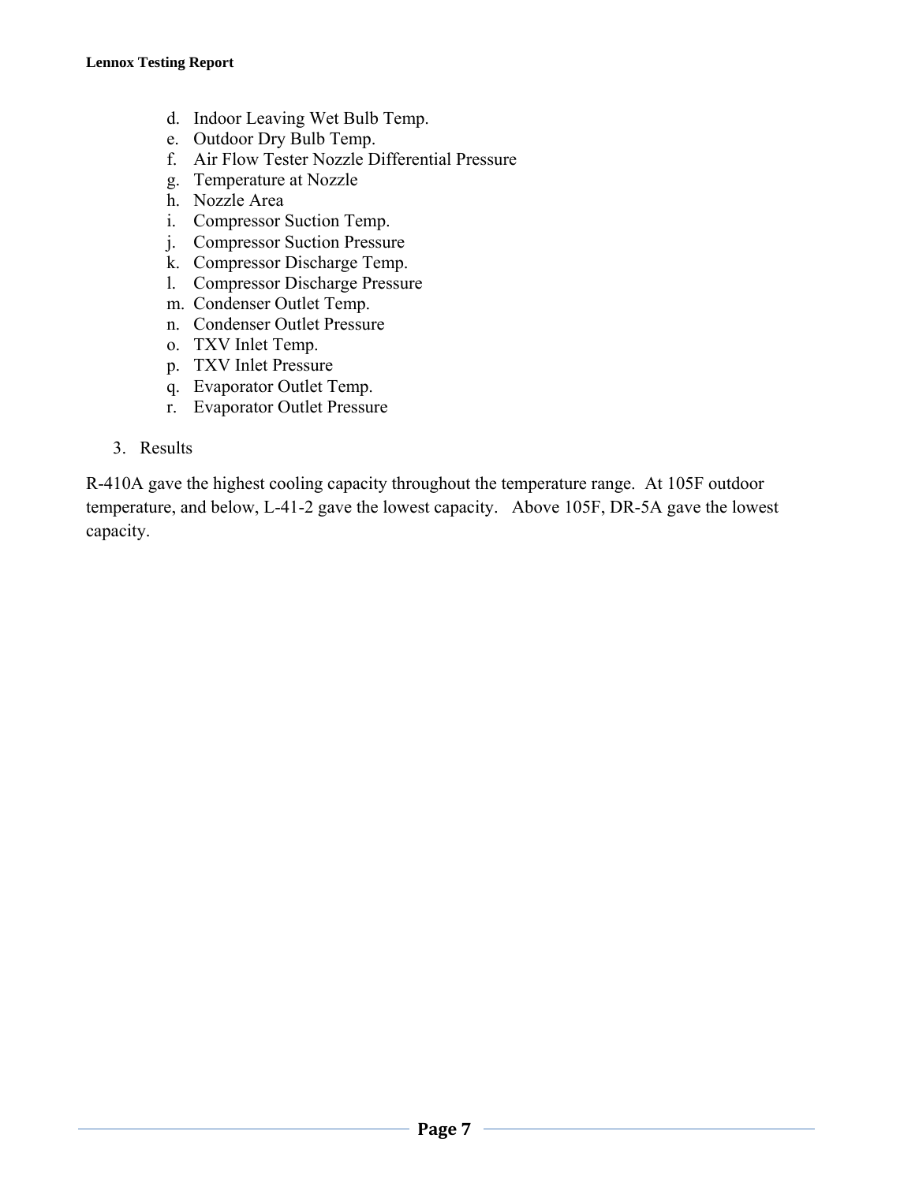d. Indoor Leaving Wet Bulb Temp.
e. Outdoor Dry Bulb Temp.
f. Air Flow Tester Nozzle Differential Pressure
g. Temperature at Nozzle
h. Nozzle Area
i. Compressor Suction Temp.
j. Compressor Suction Pressure
k. Compressor Discharge Temp.
l. Compressor Discharge Pressure
m. Condenser Outlet Temp.
n. Condenser Outlet Pressure
o. TXV Inlet Temp.
p. TXV Inlet Pressure
q. Evaporator Outlet Temp.
r. Evaporator Outlet Pressure

3. Results

R-410A gave the highest cooling capacity throughout the temperature range. At 105F outdoor temperature, and below, L-41-2 gave the lowest capacity. Above 105F, DR-5A gave the lowest capacity.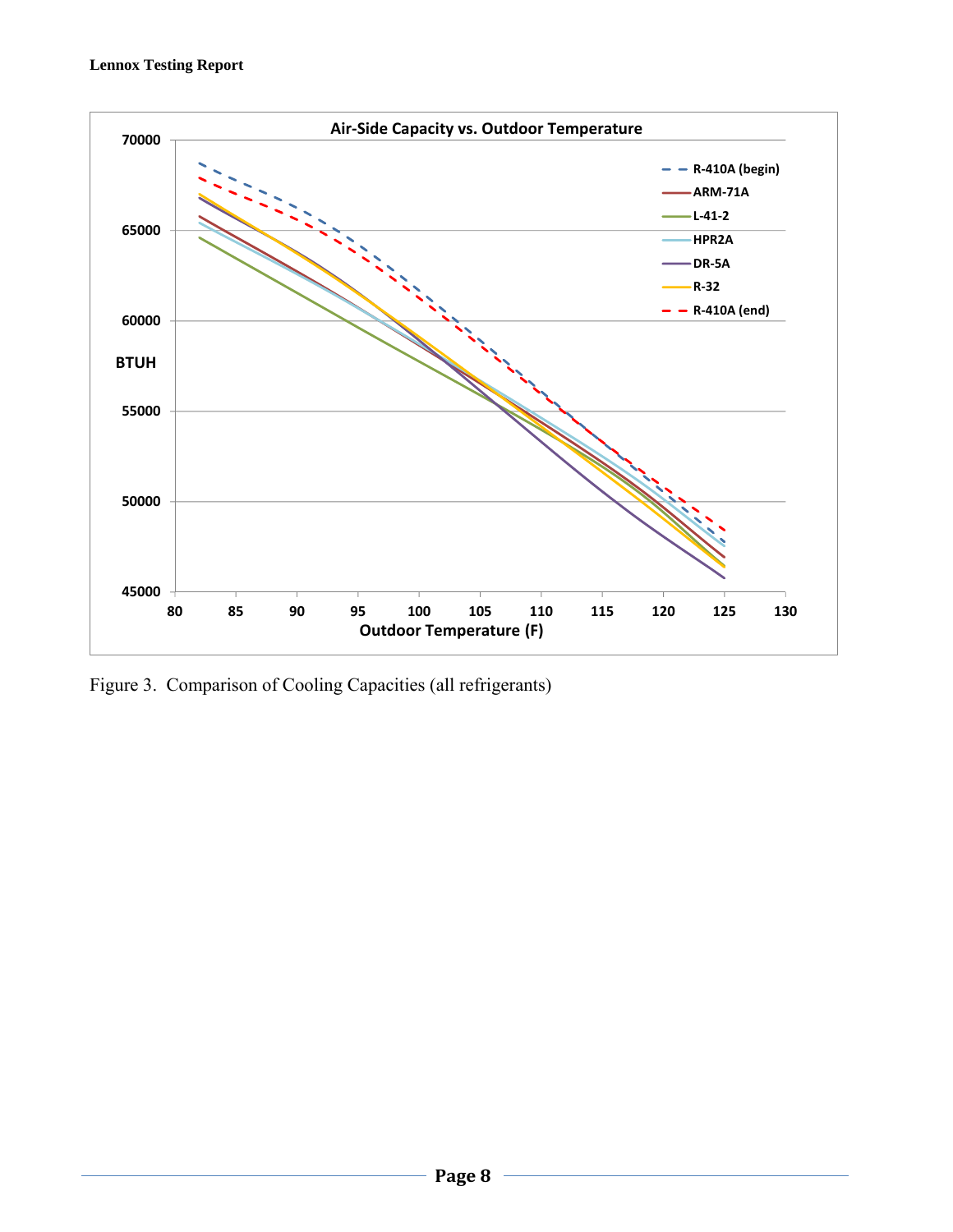Figure 3. Comparison of Cooling Capacities (all refrigerants)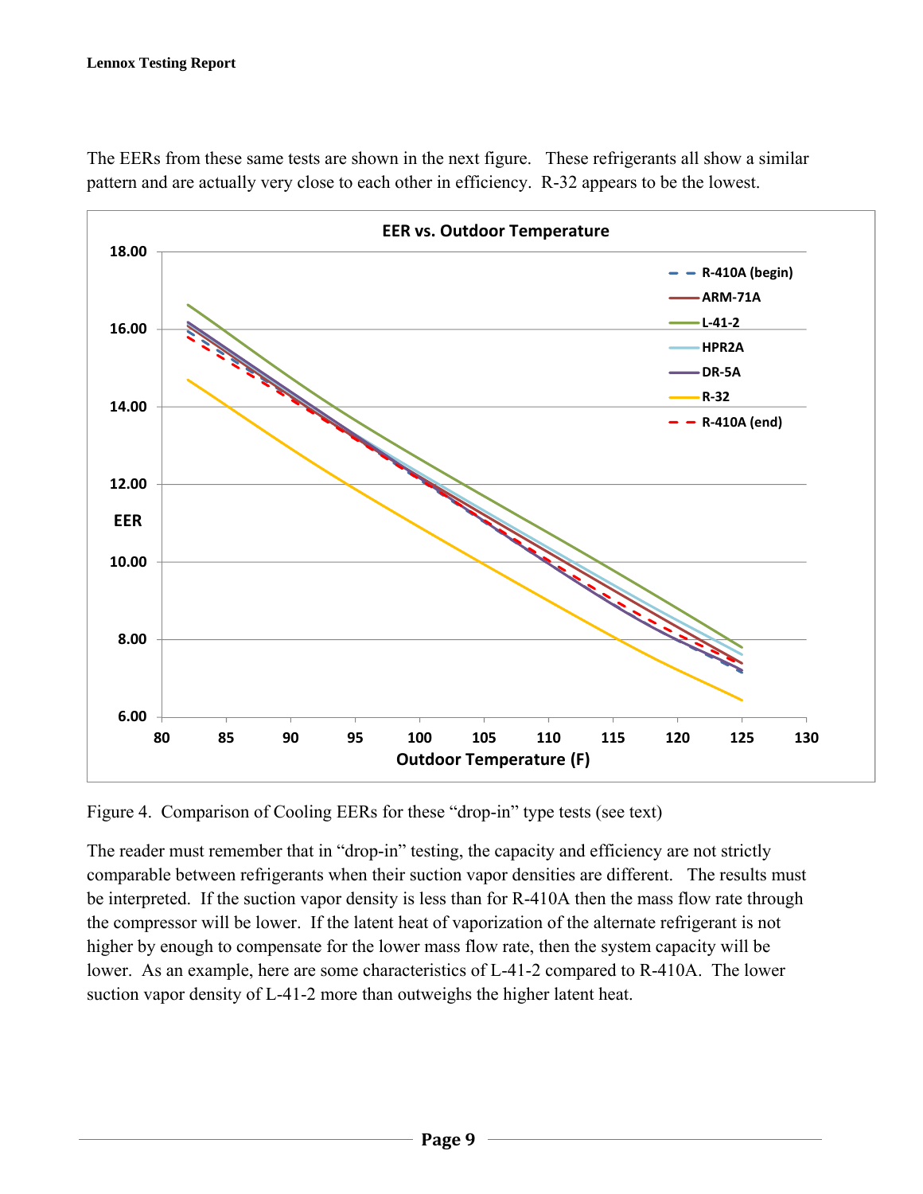The EERs from these same tests are shown in the next figure. These refrigerants all show a similar pattern and are actually very close to each other in efficiency. R-32 appears to be the lowest.

Figure 4. Comparison of Cooling EERs for these “drop-in” type tests (see text)

The reader must remember that in “drop-in” testing, the capacity and efficiency are not strictly comparable between refrigerants when their suction vapor densities are different. The results must be interpreted. If the suction vapor density is less than for R-410A then the mass flow rate through the compressor will be lower. If the latent heat of vaporization of the alternate refrigerant is not higher by enough to compensate for the lower mass flow rate, then the system capacity will be lower. As an example, here are some characteristics of L-41-2 compared to R-410A. The lower suction vapor density of L-41-2 more than outweighs the higher latent heat.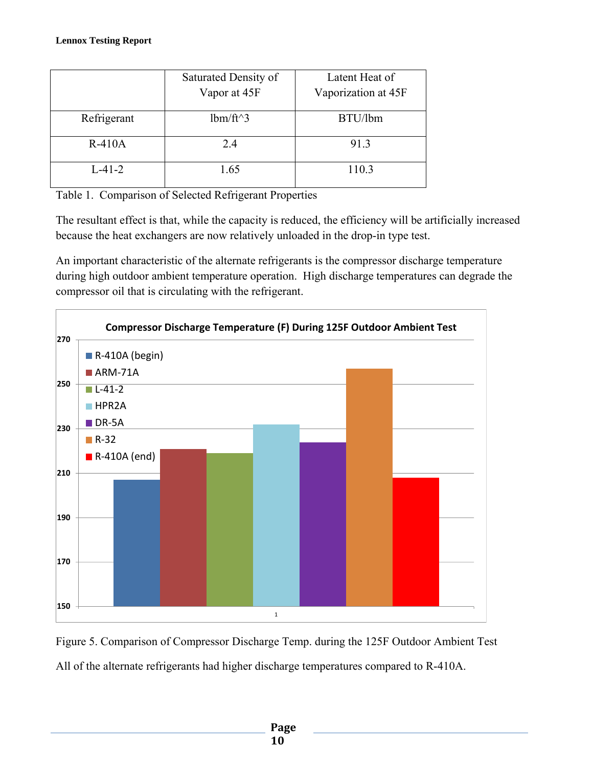| | Saturated Density of Vapor at 45F | Latent Heat of Vaporization at 45F |
|---|---|---|
| Refrigerant | lbm/ft^3 | BTU/lbm |
| R-410A | 2.4 | 91.3 |
| L-41-2 | 1.65 | 110.3 |

Table 1. Comparison of Selected Refrigerant Properties

The resultant effect is that, while the capacity is reduced, the efficiency will be artificially increased because the heat exchangers are now relatively unloaded in the drop-in type test.

An important characteristic of the alternate refrigerants is the compressor discharge temperature during high outdoor ambient temperature operation. High discharge temperatures can degrade the compressor oil that is circulating with the refrigerant.

Figure 5. Comparison of Compressor Discharge Temp. during the 125F Outdoor Ambient Test

All of the alternate refrigerants had higher discharge temperatures compared to R-410A.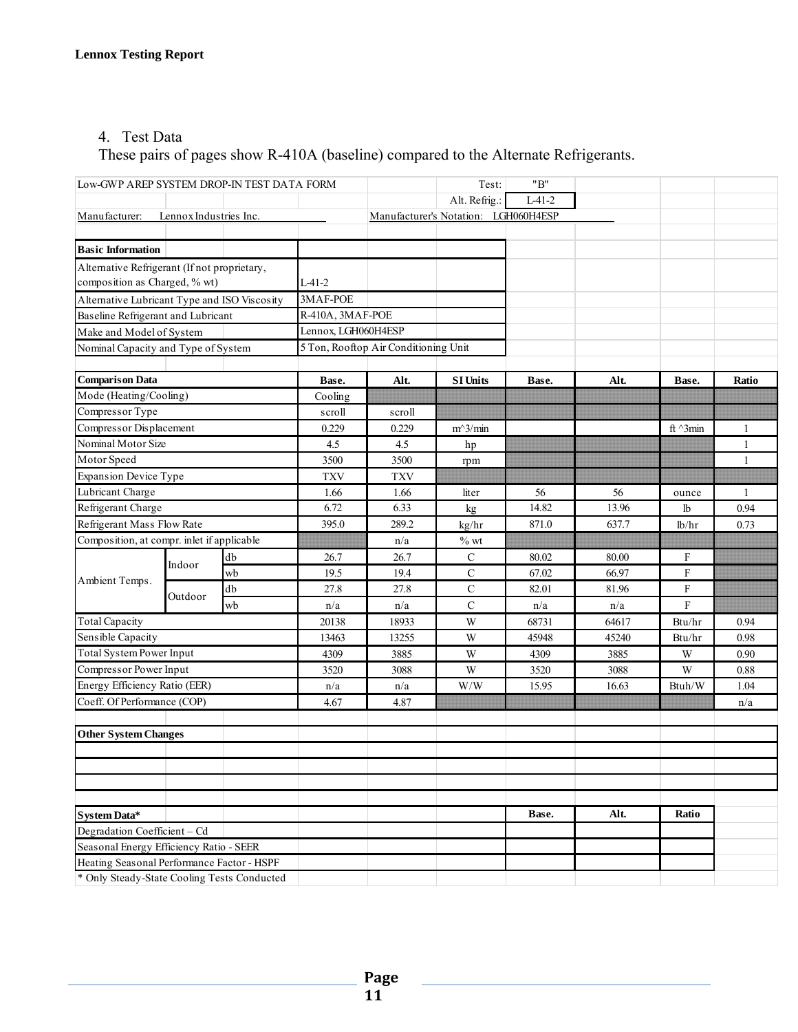4. Test Data

These pairs of pages show R-410A (baseline) compared to the Alternate Refrigerants.

| Low-GWP AREP SYSTEM DROP-IN TEST DATA FORM | | | | | Test: | "B" | | | |
|---|---|---|---|---|---|---|---|---|---|
| | | | | | Alt. Refrig.: | L-41-2 | | | |
| Manufacturer: | Lennox Industries Inc. | | | Manufacturer's Notation: | | LGH060H4ESP | | | |

| Basic Information | |
|---|---|
| Alternative Refrigerant (If not proprietary, composition as Charged, % wt) | L-41-2 |
| Alternative Lubricant Type and ISO Viscosity | 3MAF-POE |
| Baseline Refrigerant and Lubricant | R-410A, 3MAF-POE |
| Make and Model of System | Lennox, LGH060H4ESP |
| Nominal Capacity and Type of System | 5 Ton, Rooftop Air Conditioning Unit |

| Comparison Data | | | Base. | Alt. | SI Units | Base. | Alt. | Base. | Ratio |
|---|---|---|---|---|---|---|---|---|---|
| Mode (Heating/Cooling) | | | Cooling | | | | | | |
| Compressor Type | | | scroll | scroll | | | | | |
| Compressor Displacement | | | 0.229 | 0.229 | m^3/min | | | ft ^3min | 1 |
| Nominal Motor Size | | | 4.5 | 4.5 | hp | | | | 1 |
| Motor Speed | | | 3500 | 3500 | rpm | | | | 1 |
| Expansion Device Type | | | TXV | TXV | | | | | |
| Lubricant Charge | | | 1.66 | 1.66 | liter | 56 | 56 | ounce | 1 |
| Refrigerant Charge | | | 6.72 | 6.33 | kg | 14.82 | 13.96 | lb | 0.94 |
| Refrigerant Mass Flow Rate | | | 395.0 | 289.2 | kg/hr | 871.0 | 637.7 | lb/hr | 0.73 |
| Composition, at compr. inlet if applicable | | | | n/a | % wt | | | | |
| Ambient Temps. | Indoor | db | 26.7 | 26.7 | C | 80.02 | 80.00 | F | |
| | | wb | 19.5 | 19.4 | C | 67.02 | 66.97 | F | |
| | Outdoor | db | 27.8 | 27.8 | C | 82.01 | 81.96 | F | |
| | | wb | n/a | n/a | C | n/a | n/a | F | |
| Total Capacity | | | 20138 | 18933 | W | 68731 | 64617 | Btu/hr | 0.94 |
| Sensible Capacity | | | 13463 | 13255 | W | 45948 | 45240 | Btu/hr | 0.98 |
| Total System Power Input | | | 4309 | 3885 | W | 4309 | 3885 | W | 0.90 |
| Compressor Power Input | | | 3520 | 3088 | W | 3520 | 3088 | W | 0.88 |
| Energy Efficiency Ratio (EER) | | | n/a | n/a | W/W | 15.95 | 16.63 | Btuh/W | 1.04 |
| Coeff. Of Performance (COP) | | | 4.67 | 4.87 | | | | | n/a |

| Other System Changes |
|---|
| |
| |
| |

| System Data* | Base. | Alt. | Ratio |
|---|---|---|---|
| Degradation Coefficient – Cd | | | |
| Seasonal Energy Efficiency Ratio - SEER | | | |
| Heating Seasonal Performance Factor - HSPF | | | |

\* Only Steady-State Cooling Tests Conducted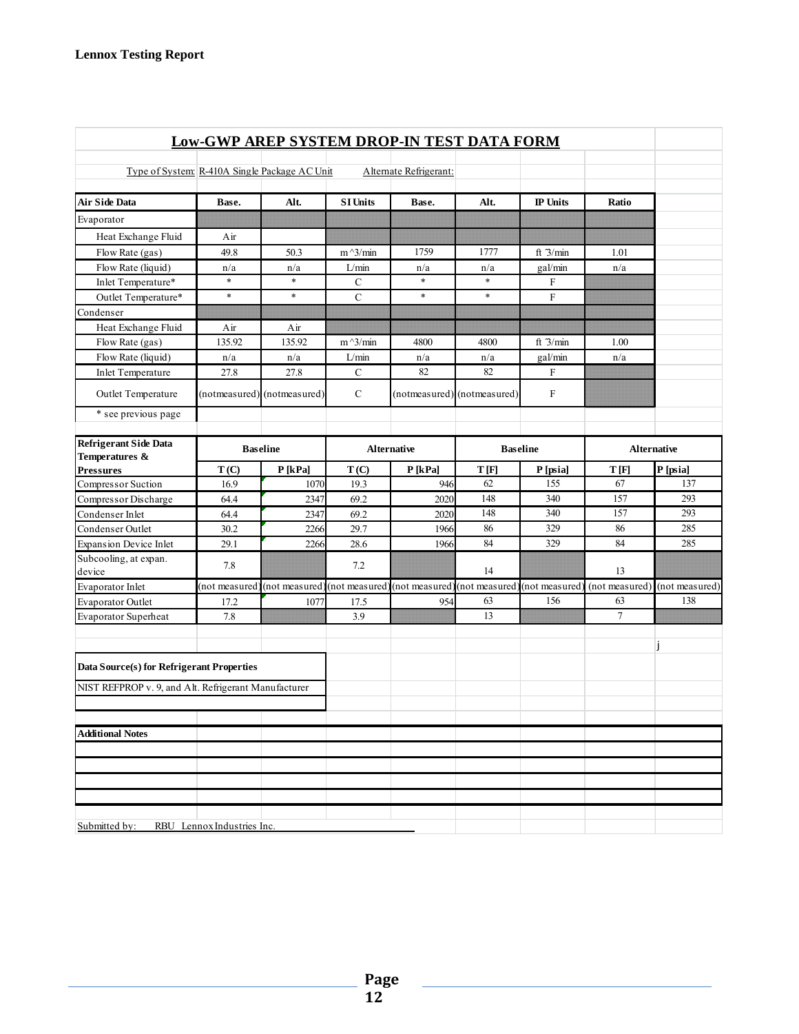## Low-GWP AREP SYSTEM DROP-IN TEST DATA FORM

Type of System: R-410A Single Package AC Unit    Alternate Refrigerant:

| Air Side Data | Base. | Alt. | SI Units | Base. | Alt. | IP Units | Ratio |
|---|---|---|---|---|---|---|---|
| Evaporator | | | | | | | |
| Heat Exchange Fluid | Air | | | | | | |
| Flow Rate (gas) | 49.8 | 50.3 | m^3/min | 1759 | 1777 | ft^3/min | 1.01 |
| Flow Rate (liquid) | n/a | n/a | L/min | n/a | n/a | gal/min | n/a |
| Inlet Temperature* | * | * | C | * | * | F | |
| Outlet Temperature* | * | * | C | * | * | F | |
| Condenser | | | | | | | |
| Heat Exchange Fluid | Air | Air | | | | | |
| Flow Rate (gas) | 135.92 | 135.92 | m^3/min | 4800 | 4800 | ft^3/min | 1.00 |
| Flow Rate (liquid) | n/a | n/a | L/min | n/a | n/a | gal/min | n/a |
| Inlet Temperature | 27.8 | 27.8 | C | 82 | 82 | F | |
| Outlet Temperature | (notmeasured) | (notmeasured) | C | (notmeasured) | (notmeasured) | F | |
| * see previous page | | | | | | | |

| Refrigerant Side Data Temperatures & Pressures | Baseline | | Alternative | | Baseline | | Alternative | |
|---|---|---|---|---|---|---|---|---|
| | T (C) | P [kPa] | T (C) | P [kPa] | T [F] | P [psia] | T [F] | P [psia] |
| Compressor Suction | 16.9 | 1070 | 19.3 | 946 | 62 | 155 | 67 | 137 |
| Compressor Discharge | 64.4 | 2347 | 69.2 | 2020 | 148 | 340 | 157 | 293 |
| Condenser Inlet | 64.4 | 2347 | 69.2 | 2020 | 148 | 340 | 157 | 293 |
| Condenser Outlet | 30.2 | 2266 | 29.7 | 1966 | 86 | 329 | 86 | 285 |
| Expansion Device Inlet | 29.1 | 2266 | 28.6 | 1966 | 84 | 329 | 84 | 285 |
| Subcooling, at expan. device | 7.8 | | 7.2 | | 14 | | 13 | |
| Evaporator Inlet | (not measured) | (not measured) | (not measured) | (not measured) | (not measured) | (not measured) | (not measured) | (not measured) |
| Evaporator Outlet | 17.2 | 1077 | 17.5 | 954 | 63 | 156 | 63 | 138 |
| Evaporator Superheat | 7.8 | | 3.9 | | 13 | | 7 | |

j

| Data Source(s) for Refrigerant Properties |
|---|
| NIST REFPROP v. 9, and Alt. Refrigerant Manufacturer |

**Additional Notes**

Submitted by: RBU Lennox Industries Inc.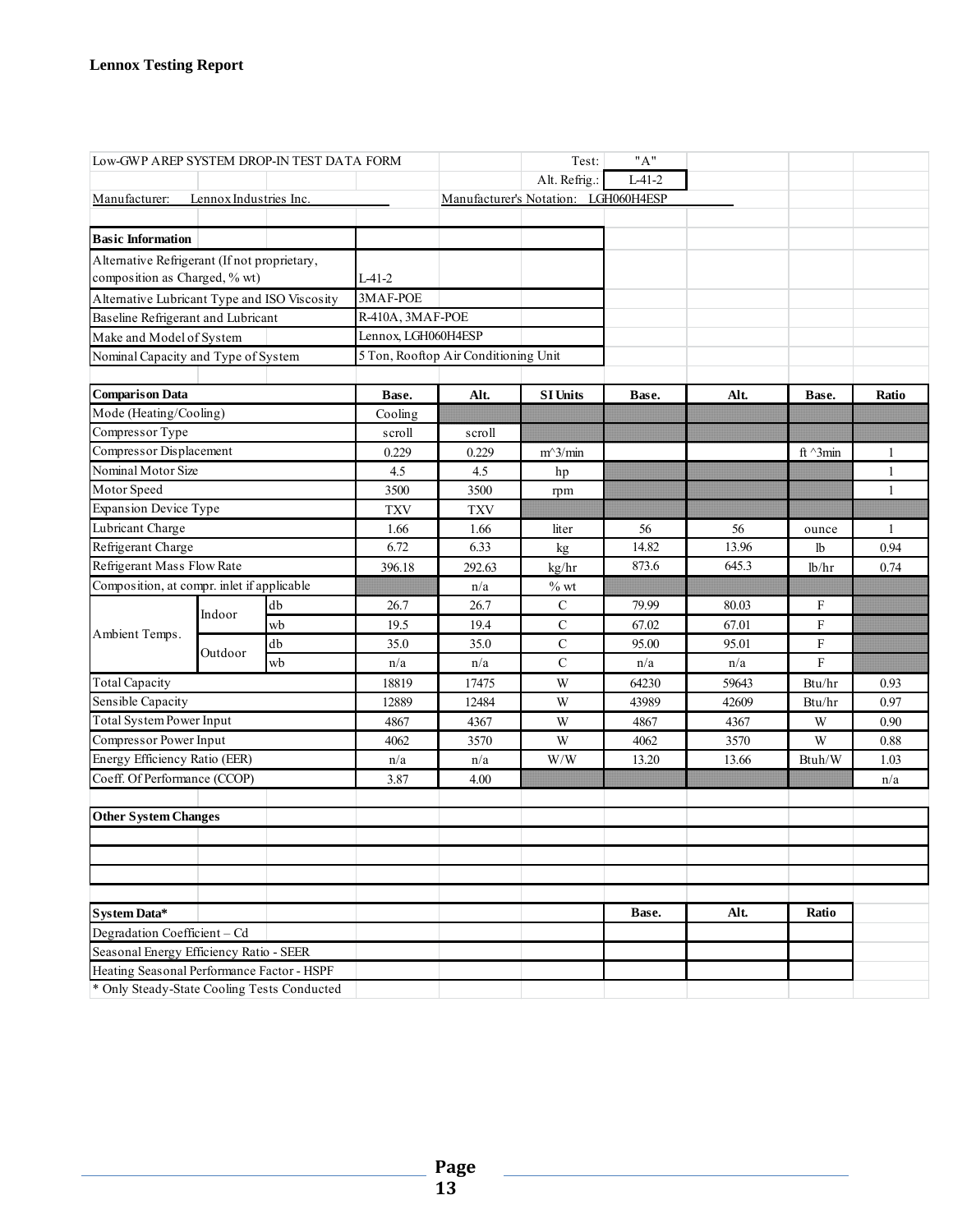**Lennox Testing Report**

Low-GWP AREP SYSTEM DROP-IN TEST DATA FORM — Test: "A" — Alt. Refrig.: L-41-2

Manufacturer: Lennox Industries Inc. — Manufacturer's Notation: LGH060H4ESP

| Basic Information | |
|---|---|
| Alternative Refrigerant (If not proprietary, composition as Charged, % wt) | L-41-2 |
| Alternative Lubricant Type and ISO Viscosity | 3MAF-POE |
| Baseline Refrigerant and Lubricant | R-410A, 3MAF-POE |
| Make and Model of System | Lennox, LGH060H4ESP |
| Nominal Capacity and Type of System | 5 Ton, Rooftop Air Conditioning Unit |

| Comparison Data | | | Base. | Alt. | SI Units | Base. | Alt. | Base. | Ratio |
|---|---|---|---|---|---|---|---|---|---|
| Mode (Heating/Cooling) | | | Cooling | | | | | | |
| Compressor Type | | | scroll | scroll | | | | | |
| Compressor Displacement | | | 0.229 | 0.229 | m^3/min | | | ft ^3min | 1 |
| Nominal Motor Size | | | 4.5 | 4.5 | hp | | | | 1 |
| Motor Speed | | | 3500 | 3500 | rpm | | | | 1 |
| Expansion Device Type | | | TXV | TXV | | | | | |
| Lubricant Charge | | | 1.66 | 1.66 | liter | 56 | 56 | ounce | 1 |
| Refrigerant Charge | | | 6.72 | 6.33 | kg | 14.82 | 13.96 | lb | 0.94 |
| Refrigerant Mass Flow Rate | | | 396.18 | 292.63 | kg/hr | 873.6 | 645.3 | lb/hr | 0.74 |
| Composition, at compr. inlet if applicable | | | | n/a | % wt | | | | |
| Ambient Temps. | Indoor | db | 26.7 | 26.7 | C | 79.99 | 80.03 | F | |
| | | wb | 19.5 | 19.4 | C | 67.02 | 67.01 | F | |
| | Outdoor | db | 35.0 | 35.0 | C | 95.00 | 95.01 | F | |
| | | wb | n/a | n/a | C | n/a | n/a | F | |
| Total Capacity | | | 18819 | 17475 | W | 64230 | 59643 | Btu/hr | 0.93 |
| Sensible Capacity | | | 12889 | 12484 | W | 43989 | 42609 | Btu/hr | 0.97 |
| Total System Power Input | | | 4867 | 4367 | W | 4867 | 4367 | W | 0.90 |
| Compressor Power Input | | | 4062 | 3570 | W | 4062 | 3570 | W | 0.88 |
| Energy Efficiency Ratio (EER) | | | n/a | n/a | W/W | 13.20 | 13.66 | Btuh/W | 1.03 |
| Coeff. Of Performance (CCOP) | | | 3.87 | 4.00 | | | | | n/a |

**Other System Changes**

| System Data* | Base. | Alt. | Ratio |
|---|---|---|---|
| Degradation Coefficient – Cd | | | |
| Seasonal Energy Efficiency Ratio - SEER | | | |
| Heating Seasonal Performance Factor - HSPF | | | |

\* Only Steady-State Cooling Tests Conducted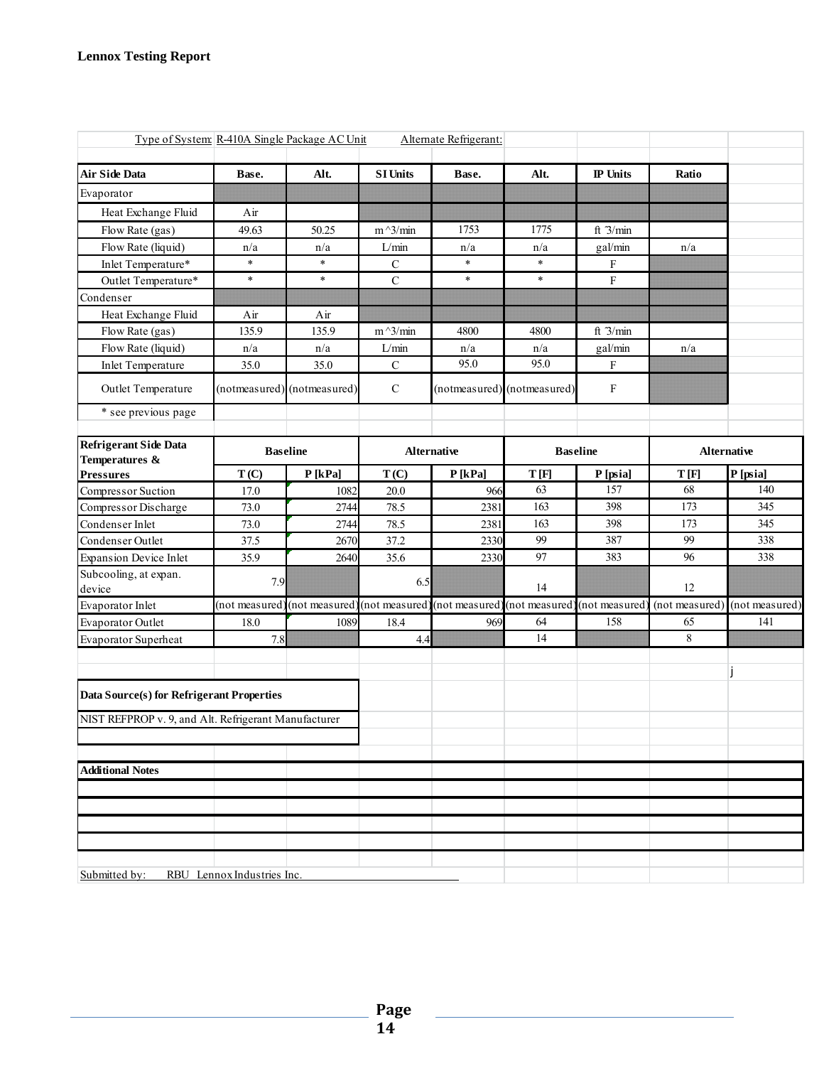**Lennox Testing Report**

Type of System: R-410A Single Package AC Unit    Alternate Refrigerant:

| Air Side Data | Base. | Alt. | SI Units | Base. | Alt. | IP Units | Ratio |
|---|---|---|---|---|---|---|---|
| Evaporator | | | | | | | |
| Heat Exchange Fluid | Air | | | | | | |
| Flow Rate (gas) | 49.63 | 50.25 | m^3/min | 1753 | 1775 | ft ^3/min | |
| Flow Rate (liquid) | n/a | n/a | L/min | n/a | n/a | gal/min | n/a |
| Inlet Temperature* | * | * | C | * | * | F | |
| Outlet Temperature* | * | * | C | * | * | F | |
| Condenser | | | | | | | |
| Heat Exchange Fluid | Air | Air | | | | | |
| Flow Rate (gas) | 135.9 | 135.9 | m^3/min | 4800 | 4800 | ft ^3/min | |
| Flow Rate (liquid) | n/a | n/a | L/min | n/a | n/a | gal/min | n/a |
| Inlet Temperature | 35.0 | 35.0 | C | 95.0 | 95.0 | F | |
| Outlet Temperature | (notmeasured) | (notmeasured) | C | (notmeasured) | (notmeasured) | F | |
| * see previous page | | | | | | | |

| Refrigerant Side Data Temperatures & Pressures | Baseline | | Alternative | | Baseline | | Alternative | |
|---|---|---|---|---|---|---|---|---|
| | T (C) | P [kPa] | T (C) | P [kPa] | T [F] | P [psia] | T [F] | P [psia] |
| Compressor Suction | 17.0 | 1082 | 20.0 | 966 | 63 | 157 | 68 | 140 |
| Compressor Discharge | 73.0 | 2744 | 78.5 | 2381 | 163 | 398 | 173 | 345 |
| Condenser Inlet | 73.0 | 2744 | 78.5 | 2381 | 163 | 398 | 173 | 345 |
| Condenser Outlet | 37.5 | 2670 | 37.2 | 2330 | 99 | 387 | 99 | 338 |
| Expansion Device Inlet | 35.9 | 2640 | 35.6 | 2330 | 97 | 383 | 96 | 338 |
| Subcooling, at expan. device | 7.9 | | 6.5 | | 14 | | 12 | |
| Evaporator Inlet | (not measured) | (not measured) | (not measured) | (not measured) | (not measured) | (not measured) | (not measured) | (not measured) |
| Evaporator Outlet | 18.0 | 1089 | 18.4 | 969 | 64 | 158 | 65 | 141 |
| Evaporator Superheat | 7.8 | | 4.4 | | 14 | | 8 | |

j

**Data Source(s) for Refrigerant Properties**

NIST REFPROP v. 9, and Alt. Refrigerant Manufacturer

**Additional Notes**

Submitted by: RBU Lennox Industries Inc.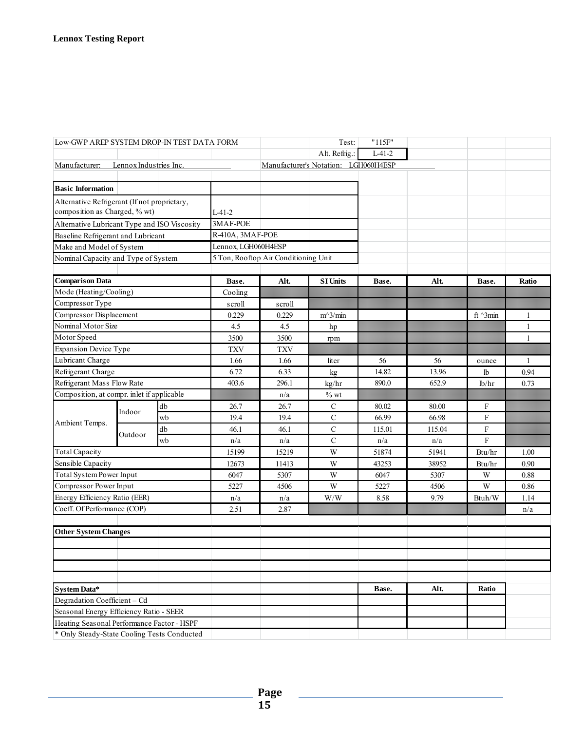| Low-GWP AREP SYSTEM DROP-IN TEST DATA FORM | | | | | Test: | "115F" | | | |
|---|---|---|---|---|---|---|---|---|---|
| | | | | | Alt. Refrig.: | L-41-2 | | | |
| Manufacturer: | Lennox Industries Inc. | | | Manufacturer's Notation: | | LGH060H4ESP | | | |
| | | | | | | | | | |
| **Basic Information** | | | | | | | | | |
| Alternative Refrigerant (If not proprietary, composition as Charged, % wt) | | | L-41-2 | | | | | | |
| Alternative Lubricant Type and ISO Viscosity | | | 3MAF-POE | | | | | | |
| Baseline Refrigerant and Lubricant | | | R-410A, 3MAF-POE | | | | | | |
| Make and Model of System | | | Lennox, LGH060H4ESP | | | | | | |
| Nominal Capacity and Type of System | | | 5 Ton, Rooftop Air Conditioning Unit | | | | | | |
| | | | | | | | | | |
| **Comparison Data** | | | **Base.** | **Alt.** | **SI Units** | **Base.** | **Alt.** | **Base.** | **Ratio** |
| Mode (Heating/Cooling) | | | Cooling | | | | | | |
| Compressor Type | | | scroll | scroll | | | | | |
| Compressor Displacement | | | 0.229 | 0.229 | m^3/min | | | ft ^3min | 1 |
| Nominal Motor Size | | | 4.5 | 4.5 | hp | | | | 1 |
| Motor Speed | | | 3500 | 3500 | rpm | | | | 1 |
| Expansion Device Type | | | TXV | TXV | | | | | |
| Lubricant Charge | | | 1.66 | 1.66 | liter | 56 | 56 | ounce | 1 |
| Refrigerant Charge | | | 6.72 | 6.33 | kg | 14.82 | 13.96 | lb | 0.94 |
| Refrigerant Mass Flow Rate | | | 403.6 | 296.1 | kg/hr | 890.0 | 652.9 | lb/hr | 0.73 |
| Composition, at compr. inlet if applicable | | | | n/a | % wt | | | | |
| Ambient Temps. | Indoor | db | 26.7 | 26.7 | C | 80.02 | 80.00 | F | |
| | | wb | 19.4 | 19.4 | C | 66.99 | 66.98 | F | |
| | Outdoor | db | 46.1 | 46.1 | C | 115.01 | 115.04 | F | |
| | | wb | n/a | n/a | C | n/a | n/a | F | |
| Total Capacity | | | 15199 | 15219 | W | 51874 | 51941 | Btu/hr | 1.00 |
| Sensible Capacity | | | 12673 | 11413 | W | 43253 | 38952 | Btu/hr | 0.90 |
| Total System Power Input | | | 6047 | 5307 | W | 6047 | 5307 | W | 0.88 |
| Compressor Power Input | | | 5227 | 4506 | W | 5227 | 4506 | W | 0.86 |
| Energy Efficiency Ratio (EER) | | | n/a | n/a | W/W | 8.58 | 9.79 | Btuh/W | 1.14 |
| Coeff. Of Performance (COP) | | | 2.51 | 2.87 | | | | | n/a |
| | | | | | | | | | |
| **Other System Changes** | | | | | | | | | |
| | | | | | | | | | |
| | | | | | | | | | |
| | | | | | | | | | |
| | | | | | | | | | |
| **System Data*** | | | | | | **Base.** | **Alt.** | **Ratio** | |
| Degradation Coefficient – Cd | | | | | | | | | |
| Seasonal Energy Efficiency Ratio - SEER | | | | | | | | | |
| Heating Seasonal Performance Factor - HSPF | | | | | | | | | |
| * Only Steady-State Cooling Tests Conducted | | | | | | | | | |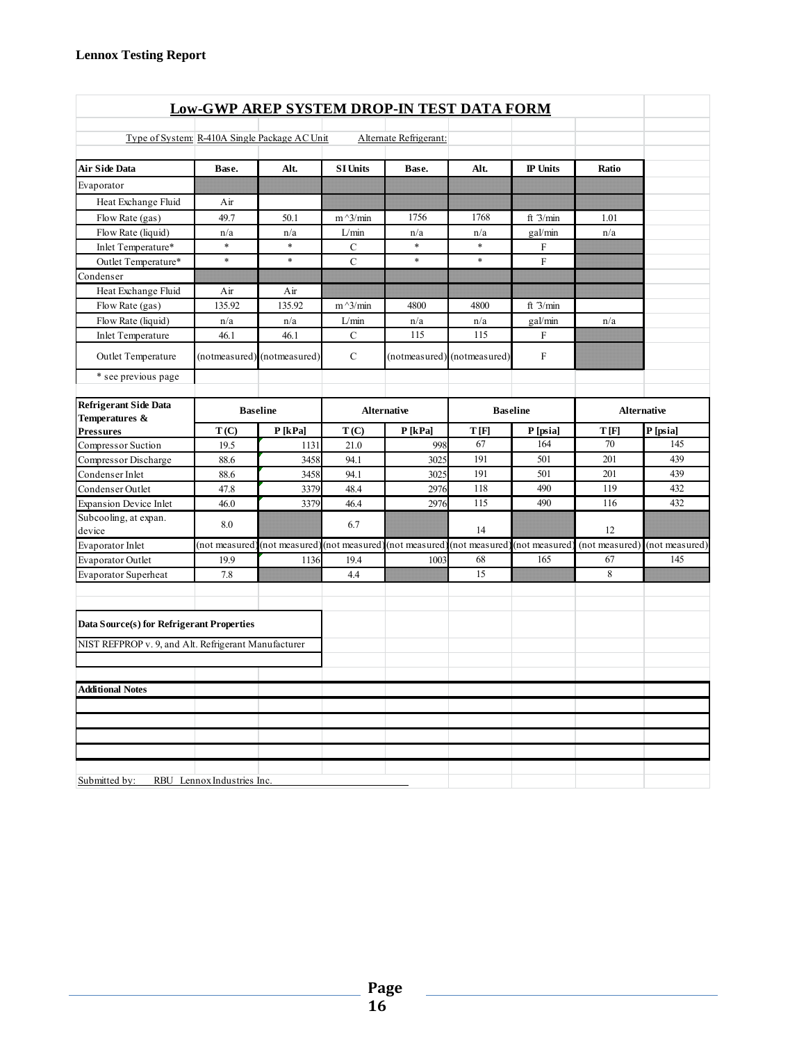## Low-GWP AREP SYSTEM DROP-IN TEST DATA FORM

Type of System: R-410A Single Package AC Unit    Alternate Refrigerant:

| Air Side Data | Base. | Alt. | SI Units | Base. | Alt. | IP Units | Ratio |
|---|---|---|---|---|---|---|---|
| Evaporator | | | | | | | |
| Heat Exchange Fluid | Air | | | | | | |
| Flow Rate (gas) | 49.7 | 50.1 | m^3/min | 1756 | 1768 | ft ^3/min | 1.01 |
| Flow Rate (liquid) | n/a | n/a | L/min | n/a | n/a | gal/min | n/a |
| Inlet Temperature* | * | * | C | * | * | F | |
| Outlet Temperature* | * | * | C | * | * | F | |
| Condenser | | | | | | | |
| Heat Exchange Fluid | Air | Air | | | | | |
| Flow Rate (gas) | 135.92 | 135.92 | m^3/min | 4800 | 4800 | ft ^3/min | |
| Flow Rate (liquid) | n/a | n/a | L/min | n/a | n/a | gal/min | n/a |
| Inlet Temperature | 46.1 | 46.1 | C | 115 | 115 | F | |
| Outlet Temperature | (notmeasured) | (notmeasured) | C | (notmeasured) | (notmeasured) | F | |
| * see previous page | | | | | | | |

| Refrigerant Side Data Temperatures & Pressures | Baseline | | Alternative | | Baseline | | Alternative | |
|---|---|---|---|---|---|---|---|---|
| | T (C) | P [kPa] | T (C) | P [kPa] | T [F] | P [psia] | T [F] | P [psia] |
| Compressor Suction | 19.5 | 1131 | 21.0 | 998 | 67 | 164 | 70 | 145 |
| Compressor Discharge | 88.6 | 3458 | 94.1 | 3025 | 191 | 501 | 201 | 439 |
| Condenser Inlet | 88.6 | 3458 | 94.1 | 3025 | 191 | 501 | 201 | 439 |
| Condenser Outlet | 47.8 | 3379 | 48.4 | 2976 | 118 | 490 | 119 | 432 |
| Expansion Device Inlet | 46.0 | 3379 | 46.4 | 2976 | 115 | 490 | 116 | 432 |
| Subcooling, at expan. device | 8.0 | | 6.7 | | 14 | | 12 | |
| Evaporator Inlet | (not measured) | (not measured) | (not measured) | (not measured) | (not measured) | (not measured) | (not measured) | (not measured) |
| Evaporator Outlet | 19.9 | 1136 | 19.4 | 1003 | 68 | 165 | 67 | 145 |
| Evaporator Superheat | 7.8 | | 4.4 | | 15 | | 8 | |

**Data Source(s) for Refrigerant Properties**

NIST REFPROP v. 9, and Alt. Refrigerant Manufacturer

**Additional Notes**

Submitted by: RBU Lennox Industries Inc.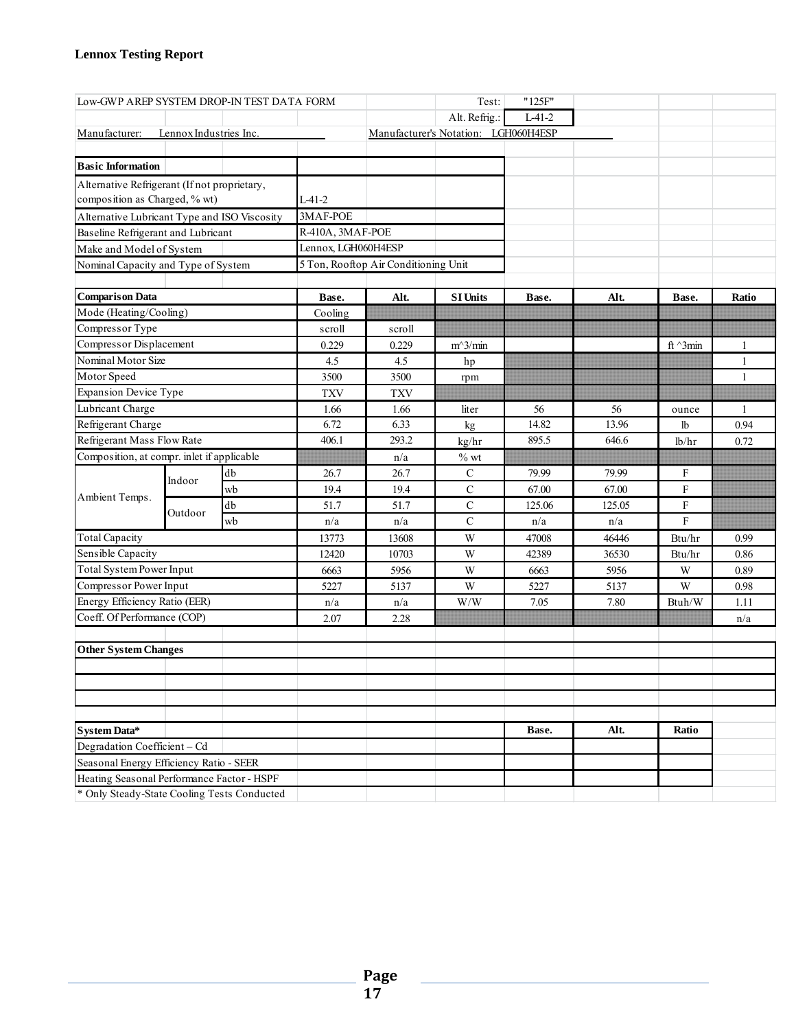**Lennox Testing Report**

| Low-GWP AREP SYSTEM DROP-IN TEST DATA FORM | | | | | Test: | "125F" | | | |
|---|---|---|---|---|---|---|---|---|---|
| | | | | | Alt. Refrig.: | L-41-2 | | | |
| Manufacturer: | Lennox Industries Inc. | | | Manufacturer's Notation: LGH060H4ESP | | | | | |

| Basic Information | |
|---|---|
| Alternative Refrigerant (If not proprietary, composition as Charged, % wt) | L-41-2 |
| Alternative Lubricant Type and ISO Viscosity | 3MAF-POE |
| Baseline Refrigerant and Lubricant | R-410A, 3MAF-POE |
| Make and Model of System | Lennox, LGH060H4ESP |
| Nominal Capacity and Type of System | 5 Ton, Rooftop Air Conditioning Unit |

| Comparison Data | | | Base. | Alt. | SI Units | Base. | Alt. | Base. | Ratio |
|---|---|---|---|---|---|---|---|---|---|
| Mode (Heating/Cooling) | | | Cooling | | | | | | |
| Compressor Type | | | scroll | scroll | | | | | |
| Compressor Displacement | | | 0.229 | 0.229 | m^3/min | | | ft ^3min | 1 |
| Nominal Motor Size | | | 4.5 | 4.5 | hp | | | | 1 |
| Motor Speed | | | 3500 | 3500 | rpm | | | | 1 |
| Expansion Device Type | | | TXV | TXV | | | | | |
| Lubricant Charge | | | 1.66 | 1.66 | liter | 56 | 56 | ounce | 1 |
| Refrigerant Charge | | | 6.72 | 6.33 | kg | 14.82 | 13.96 | lb | 0.94 |
| Refrigerant Mass Flow Rate | | | 406.1 | 293.2 | kg/hr | 895.5 | 646.6 | lb/hr | 0.72 |
| Composition, at compr. inlet if applicable | | | | n/a | % wt | | | | |
| Ambient Temps. | Indoor | db | 26.7 | 26.7 | C | 79.99 | 79.99 | F | |
| | | wb | 19.4 | 19.4 | C | 67.00 | 67.00 | F | |
| | Outdoor | db | 51.7 | 51.7 | C | 125.06 | 125.05 | F | |
| | | wb | n/a | n/a | C | n/a | n/a | F | |
| Total Capacity | | | 13773 | 13608 | W | 47008 | 46446 | Btu/hr | 0.99 |
| Sensible Capacity | | | 12420 | 10703 | W | 42389 | 36530 | Btu/hr | 0.86 |
| Total System Power Input | | | 6663 | 5956 | W | 6663 | 5956 | W | 0.89 |
| Compressor Power Input | | | 5227 | 5137 | W | 5227 | 5137 | W | 0.98 |
| Energy Efficiency Ratio (EER) | | | n/a | n/a | W/W | 7.05 | 7.80 | Btuh/W | 1.11 |
| Coeff. Of Performance (COP) | | | 2.07 | 2.28 | | | | | n/a |

| Other System Changes |
|---|
| |
| |
| |

| System Data* | Base. | Alt. | Ratio |
|---|---|---|---|
| Degradation Coefficient – Cd | | | |
| Seasonal Energy Efficiency Ratio - SEER | | | |
| Heating Seasonal Performance Factor - HSPF | | | |

\* Only Steady-State Cooling Tests Conducted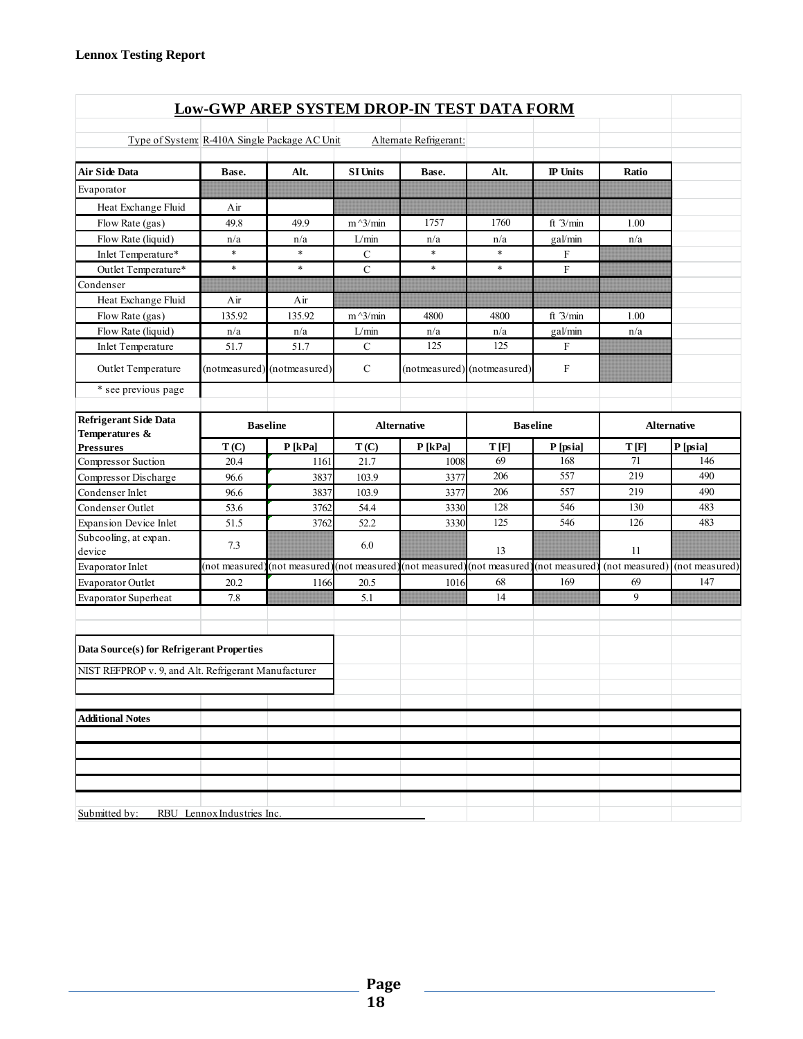**Lennox Testing Report**

## Low-GWP AREP SYSTEM DROP-IN TEST DATA FORM

Type of System: R-410A Single Package AC Unit    Alternate Refrigerant:

| Air Side Data | Base. | Alt. | SI Units | Base. | Alt. | IP Units | Ratio |
|---|---|---|---|---|---|---|---|
| Evaporator | | | | | | | |
| Heat Exchange Fluid | Air | | | | | | |
| Flow Rate (gas) | 49.8 | 49.9 | m^3/min | 1757 | 1760 | ft^3/min | 1.00 |
| Flow Rate (liquid) | n/a | n/a | L/min | n/a | n/a | gal/min | n/a |
| Inlet Temperature* | * | * | C | * | * | F | |
| Outlet Temperature* | * | * | C | * | * | F | |
| Condenser | | | | | | | |
| Heat Exchange Fluid | Air | Air | | | | | |
| Flow Rate (gas) | 135.92 | 135.92 | m^3/min | 4800 | 4800 | ft^3/min | 1.00 |
| Flow Rate (liquid) | n/a | n/a | L/min | n/a | n/a | gal/min | n/a |
| Inlet Temperature | 51.7 | 51.7 | C | 125 | 125 | F | |
| Outlet Temperature | (notmeasured) | (notmeasured) | C | (notmeasured) | (notmeasured) | F | |
| * see previous page | | | | | | | |

| Refrigerant Side Data Temperatures & Pressures | Baseline | | Alternative | | Baseline | | Alternative | |
|---|---|---|---|---|---|---|---|---|
| | T (C) | P [kPa] | T (C) | P [kPa] | T [F] | P [psia] | T [F] | P [psia] |
| Compressor Suction | 20.4 | 1161 | 21.7 | 1008 | 69 | 168 | 71 | 146 |
| Compressor Discharge | 96.6 | 3837 | 103.9 | 3377 | 206 | 557 | 219 | 490 |
| Condenser Inlet | 96.6 | 3837 | 103.9 | 3377 | 206 | 557 | 219 | 490 |
| Condenser Outlet | 53.6 | 3762 | 54.4 | 3330 | 128 | 546 | 130 | 483 |
| Expansion Device Inlet | 51.5 | 3762 | 52.2 | 3330 | 125 | 546 | 126 | 483 |
| Subcooling, at expan. device | 7.3 | | 6.0 | | 13 | | 11 | |
| Evaporator Inlet | (not measured) | (not measured) | (not measured) | (not measured) | (not measured) | (not measured) | (not measured) | (not measured) |
| Evaporator Outlet | 20.2 | 1166 | 20.5 | 1016 | 68 | 169 | 69 | 147 |
| Evaporator Superheat | 7.8 | | 5.1 | | 14 | | 9 | |

**Data Source(s) for Refrigerant Properties**

NIST REFPROP v. 9, and Alt. Refrigerant Manufacturer

**Additional Notes**

Submitted by: RBU Lennox Industries Inc.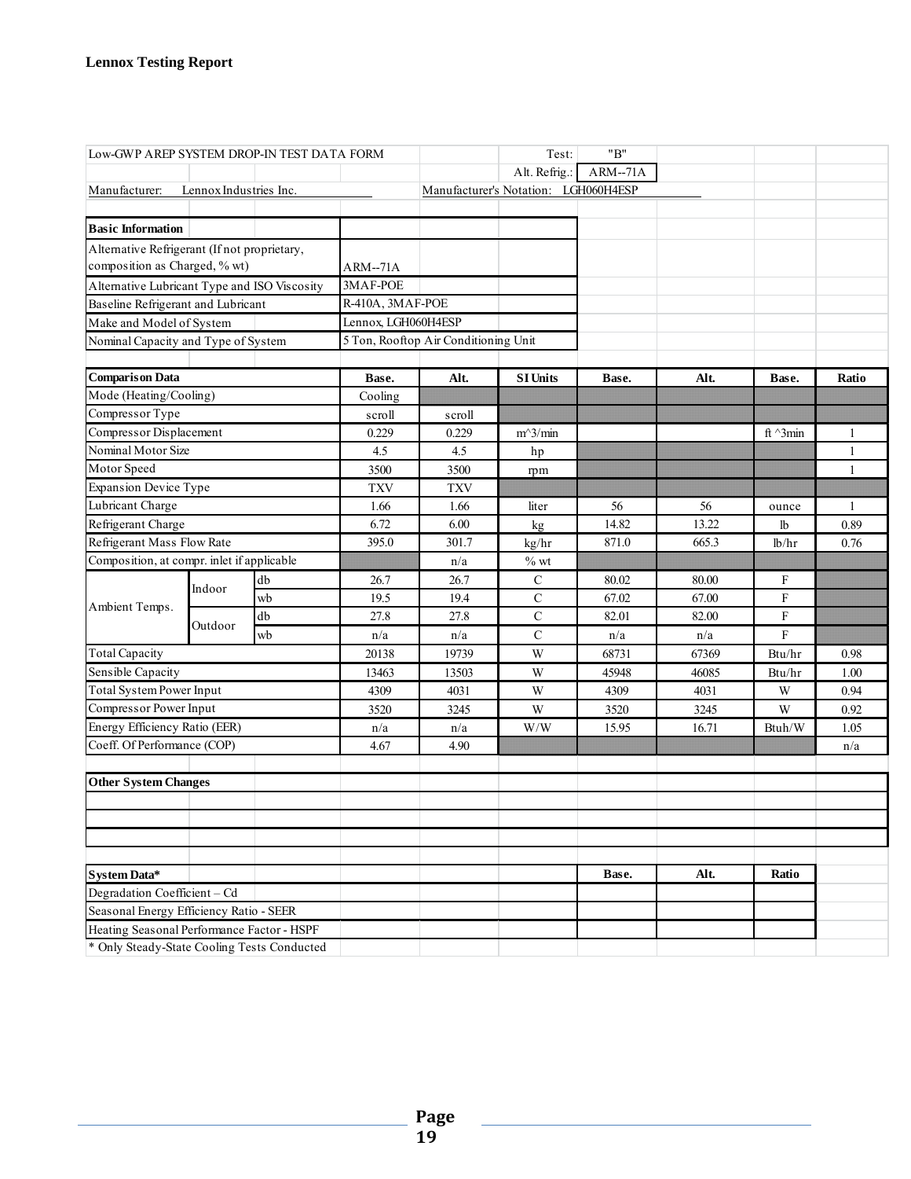| Low-GWP AREP SYSTEM DROP-IN TEST DATA FORM | | | | | Test: | "B" | | | |
|---|---|---|---|---|---|---|---|---|---|
| | | | | | Alt. Refrig.: | ARM--71A | | | |
| Manufacturer: Lennox Industries Inc. | | | | Manufacturer's Notation: LGH060H4ESP | | | | | |
| | | | | | | | | | |
| **Basic Information** | | | | | | | | | |
| Alternative Refrigerant (If not proprietary, composition as Charged, % wt) | | | ARM--71A | | | | | | |
| Alternative Lubricant Type and ISO Viscosity | | | 3MAF-POE | | | | | | |
| Baseline Refrigerant and Lubricant | | | R-410A, 3MAF-POE | | | | | | |
| Make and Model of System | | | Lennox, LGH060H4ESP | | | | | | |
| Nominal Capacity and Type of System | | | 5 Ton, Rooftop Air Conditioning Unit | | | | | | |
| | | | | | | | | | |
| **Comparison Data** | | | **Base.** | **Alt.** | **SI Units** | **Base.** | **Alt.** | **Base.** | **Ratio** |
| Mode (Heating/Cooling) | | | Cooling | | | | | | |
| Compressor Type | | | scroll | scroll | | | | | |
| Compressor Displacement | | | 0.229 | 0.229 | m^3/min | | | ft ^3min | 1 |
| Nominal Motor Size | | | 4.5 | 4.5 | hp | | | | 1 |
| Motor Speed | | | 3500 | 3500 | rpm | | | | 1 |
| Expansion Device Type | | | TXV | TXV | | | | | |
| Lubricant Charge | | | 1.66 | 1.66 | liter | 56 | 56 | ounce | 1 |
| Refrigerant Charge | | | 6.72 | 6.00 | kg | 14.82 | 13.22 | lb | 0.89 |
| Refrigerant Mass Flow Rate | | | 395.0 | 301.7 | kg/hr | 871.0 | 665.3 | lb/hr | 0.76 |
| Composition, at compr. inlet if applicable | | | | n/a | % wt | | | | |
| Ambient Temps. | Indoor | db | 26.7 | 26.7 | C | 80.02 | 80.00 | F | |
| | | wb | 19.5 | 19.4 | C | 67.02 | 67.00 | F | |
| | Outdoor | db | 27.8 | 27.8 | C | 82.01 | 82.00 | F | |
| | | wb | n/a | n/a | C | n/a | n/a | F | |
| Total Capacity | | | 20138 | 19739 | W | 68731 | 67369 | Btu/hr | 0.98 |
| Sensible Capacity | | | 13463 | 13503 | W | 45948 | 46085 | Btu/hr | 1.00 |
| Total System Power Input | | | 4309 | 4031 | W | 4309 | 4031 | W | 0.94 |
| Compressor Power Input | | | 3520 | 3245 | W | 3520 | 3245 | W | 0.92 |
| Energy Efficiency Ratio (EER) | | | n/a | n/a | W/W | 15.95 | 16.71 | Btuh/W | 1.05 |
| Coeff. Of Performance (COP) | | | 4.67 | 4.90 | | | | | n/a |
| | | | | | | | | | |
| **Other System Changes** | | | | | | | | | |
| | | | | | | | | | |
| | | | | | | | | | |
| | | | | | | | | | |
| | | | | | | | | | |
| **System Data*** | | | | | | **Base.** | **Alt.** | **Ratio** | |
| Degradation Coefficient – Cd | | | | | | | | | |
| Seasonal Energy Efficiency Ratio - SEER | | | | | | | | | |
| Heating Seasonal Performance Factor - HSPF | | | | | | | | | |
| * Only Steady-State Cooling Tests Conducted | | | | | | | | | |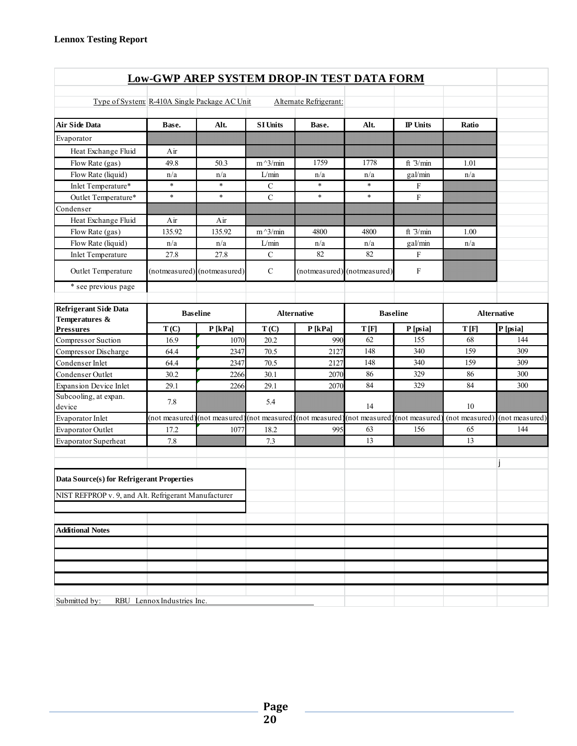## Low-GWP AREP SYSTEM DROP-IN TEST DATA FORM

Type of System: R-410A Single Package AC Unit    Alternate Refrigerant:

| Air Side Data | Base. | Alt. | SI Units | Base. | Alt. | IP Units | Ratio |
|---|---|---|---|---|---|---|---|
| Evaporator | | | | | | | |
| Heat Exchange Fluid | Air | | | | | | |
| Flow Rate (gas) | 49.8 | 50.3 | m^3/min | 1759 | 1778 | ft^3/min | 1.01 |
| Flow Rate (liquid) | n/a | n/a | L/min | n/a | n/a | gal/min | n/a |
| Inlet Temperature* | * | * | C | * | * | F | |
| Outlet Temperature* | * | * | C | * | * | F | |
| Condenser | | | | | | | |
| Heat Exchange Fluid | Air | Air | | | | | |
| Flow Rate (gas) | 135.92 | 135.92 | m^3/min | 4800 | 4800 | ft^3/min | 1.00 |
| Flow Rate (liquid) | n/a | n/a | L/min | n/a | n/a | gal/min | n/a |
| Inlet Temperature | 27.8 | 27.8 | C | 82 | 82 | F | |
| Outlet Temperature | (notmeasured) | (notmeasured) | C | (notmeasured) | (notmeasured) | F | |
| * see previous page | | | | | | | |

| Refrigerant Side Data Temperatures & Pressures | Baseline | | Alternative | | Baseline | | Alternative | |
|---|---|---|---|---|---|---|---|---|
| | T (C) | P [kPa] | T (C) | P [kPa] | T [F] | P [psia] | T [F] | P [psia] |
| Compressor Suction | 16.9 | 1070 | 20.2 | 990 | 62 | 155 | 68 | 144 |
| Compressor Discharge | 64.4 | 2347 | 70.5 | 2127 | 148 | 340 | 159 | 309 |
| Condenser Inlet | 64.4 | 2347 | 70.5 | 2127 | 148 | 340 | 159 | 309 |
| Condenser Outlet | 30.2 | 2266 | 30.1 | 2070 | 86 | 329 | 86 | 300 |
| Expansion Device Inlet | 29.1 | 2266 | 29.1 | 2070 | 84 | 329 | 84 | 300 |
| Subcooling, at expan. device | 7.8 | | 5.4 | | 14 | | 10 | |
| Evaporator Inlet | (not measured) | (not measured) | (not measured) | (not measured) | (not measured) | (not measured) | (not measured) | (not measured) |
| Evaporator Outlet | 17.2 | 1077 | 18.2 | 995 | 63 | 156 | 65 | 144 |
| Evaporator Superheat | 7.8 | | 7.3 | | 13 | | 13 | |

j

| Data Source(s) for Refrigerant Properties |
|---|
| NIST REFPROP v. 9, and Alt. Refrigerant Manufacturer |

**Additional Notes**

Submitted by: RBU Lennox Industries Inc.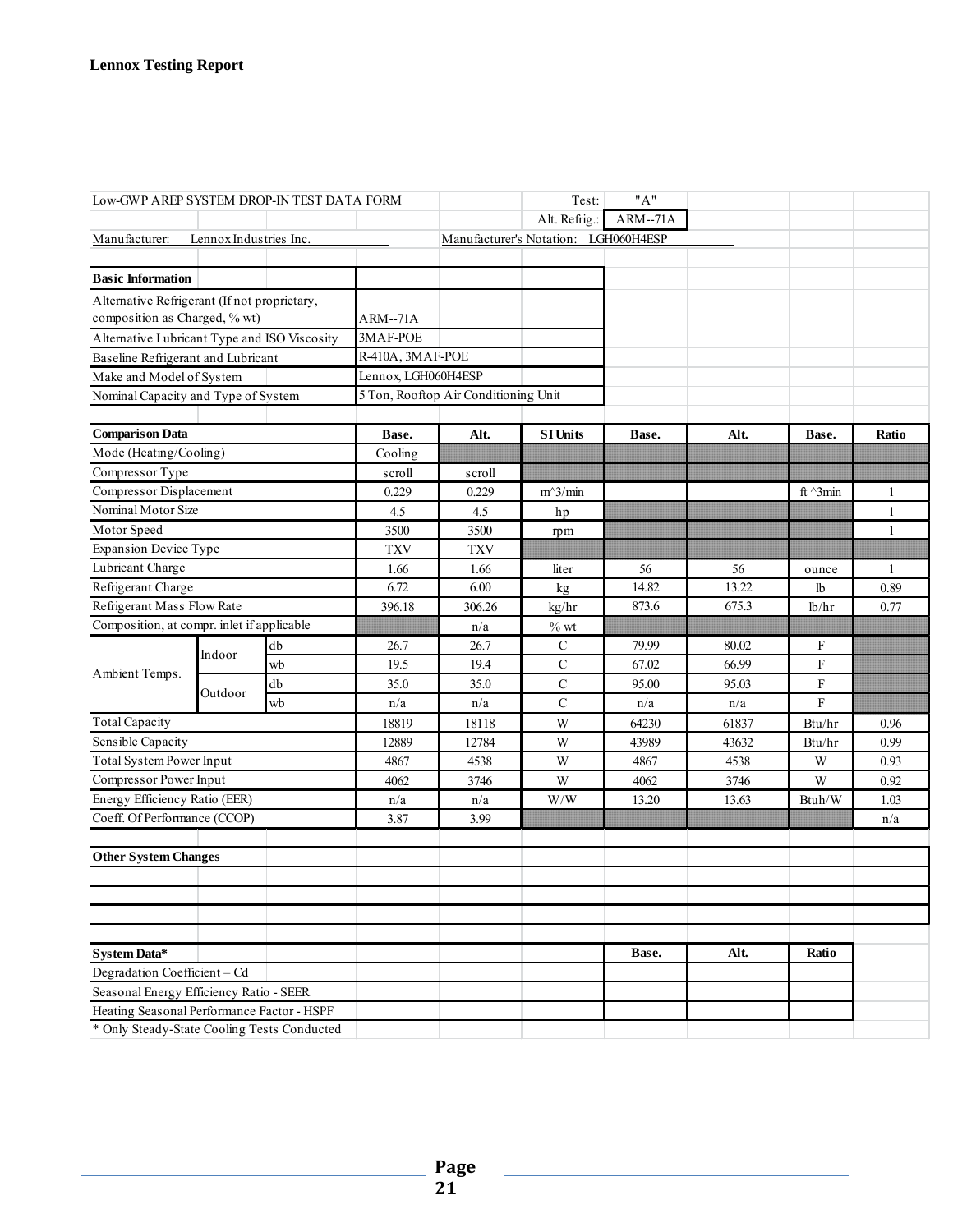**Lennox Testing Report**

| Low-GWP AREP SYSTEM DROP-IN TEST DATA FORM | | | | | Test: | "A" | | | |
|---|---|---|---|---|---|---|---|---|---|
| | | | | | Alt. Refrig.: | ARM--71A | | | |
| Manufacturer: | Lennox Industries Inc. | | | Manufacturer's Notation: LGH060H4ESP | | | | | |

| Basic Information | |
|---|---|
| Alternative Refrigerant (If not proprietary, composition as Charged, % wt) | ARM--71A |
| Alternative Lubricant Type and ISO Viscosity | 3MAF-POE |
| Baseline Refrigerant and Lubricant | R-410A, 3MAF-POE |
| Make and Model of System | Lennox, LGH060H4ESP |
| Nominal Capacity and Type of System | 5 Ton, Rooftop Air Conditioning Unit |

| Comparison Data | | | Base. | Alt. | SI Units | Base. | Alt. | Base. | Ratio |
|---|---|---|---|---|---|---|---|---|---|
| Mode (Heating/Cooling) | | | Cooling | | | | | | |
| Compressor Type | | | scroll | scroll | | | | | |
| Compressor Displacement | | | 0.229 | 0.229 | m^3/min | | | ft ^3min | 1 |
| Nominal Motor Size | | | 4.5 | 4.5 | hp | | | | 1 |
| Motor Speed | | | 3500 | 3500 | rpm | | | | 1 |
| Expansion Device Type | | | TXV | TXV | | | | | |
| Lubricant Charge | | | 1.66 | 1.66 | liter | 56 | 56 | ounce | 1 |
| Refrigerant Charge | | | 6.72 | 6.00 | kg | 14.82 | 13.22 | lb | 0.89 |
| Refrigerant Mass Flow Rate | | | 396.18 | 306.26 | kg/hr | 873.6 | 675.3 | lb/hr | 0.77 |
| Composition, at compr. inlet if applicable | | | | n/a | % wt | | | | |
| Ambient Temps. | Indoor | db | 26.7 | 26.7 | C | 79.99 | 80.02 | F | |
| | | wb | 19.5 | 19.4 | C | 67.02 | 66.99 | F | |
| | Outdoor | db | 35.0 | 35.0 | C | 95.00 | 95.03 | F | |
| | | wb | n/a | n/a | C | n/a | n/a | F | |
| Total Capacity | | | 18819 | 18118 | W | 64230 | 61837 | Btu/hr | 0.96 |
| Sensible Capacity | | | 12889 | 12784 | W | 43989 | 43632 | Btu/hr | 0.99 |
| Total System Power Input | | | 4867 | 4538 | W | 4867 | 4538 | W | 0.93 |
| Compressor Power Input | | | 4062 | 3746 | W | 4062 | 3746 | W | 0.92 |
| Energy Efficiency Ratio (EER) | | | n/a | n/a | W/W | 13.20 | 13.63 | Btuh/W | 1.03 |
| Coeff. Of Performance (CCOP) | | | 3.87 | 3.99 | | | | | n/a |

| Other System Changes |
|---|
| |
| |
| |

| System Data* | Base. | Alt. | Ratio |
|---|---|---|---|
| Degradation Coefficient – Cd | | | |
| Seasonal Energy Efficiency Ratio - SEER | | | |
| Heating Seasonal Performance Factor - HSPF | | | |

\* Only Steady-State Cooling Tests Conducted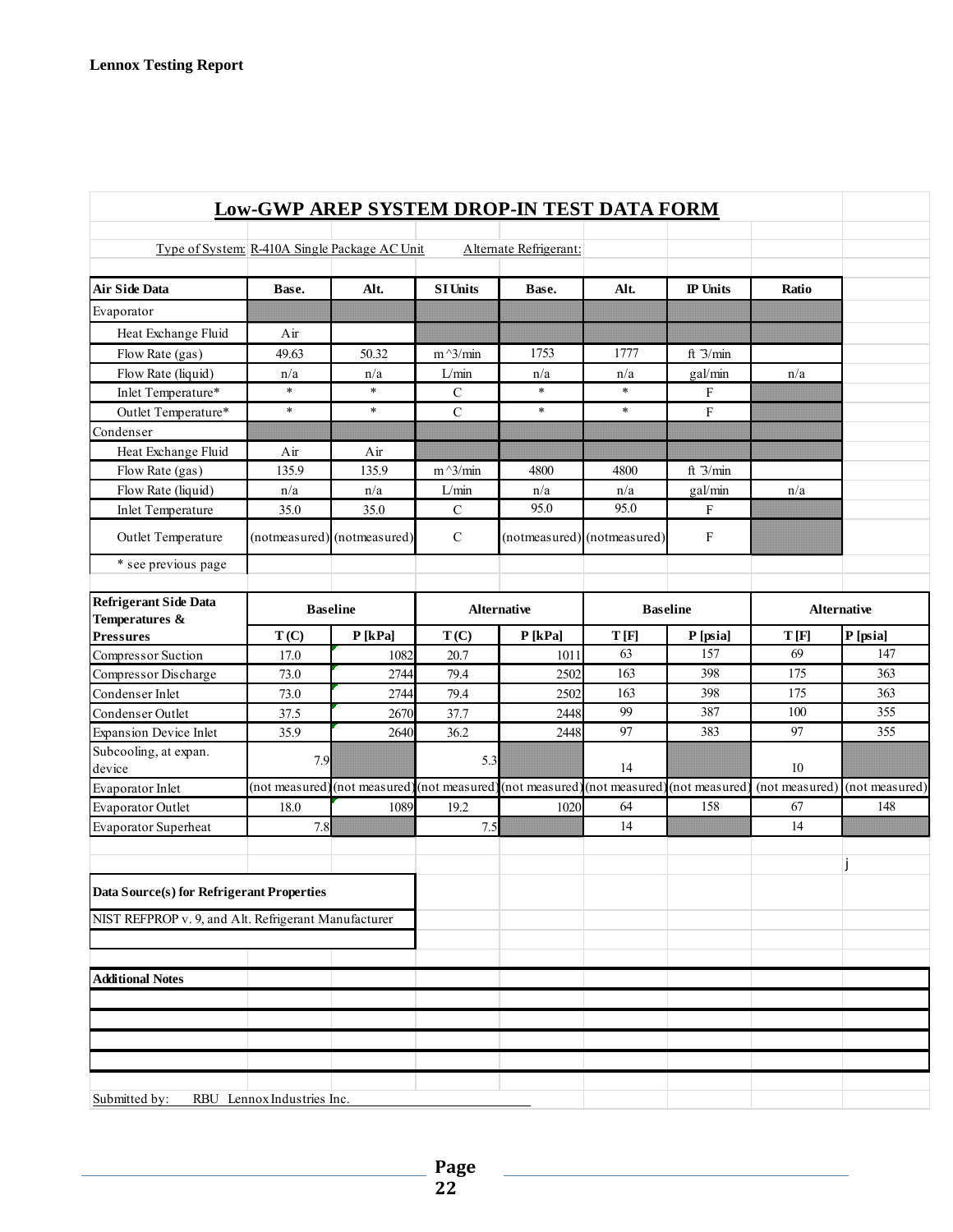## Low-GWP AREP SYSTEM DROP-IN TEST DATA FORM

Type of System: R-410A Single Package AC Unit      Alternate Refrigerant:

| Air Side Data | Base. | Alt. | SI Units | Base. | Alt. | IP Units | Ratio |
|---|---|---|---|---|---|---|---|
| Evaporator | | | | | | | |
| Heat Exchange Fluid | Air | | | | | | |
| Flow Rate (gas) | 49.63 | 50.32 | m^3/min | 1753 | 1777 | ft ^3/min | |
| Flow Rate (liquid) | n/a | n/a | L/min | n/a | n/a | gal/min | n/a |
| Inlet Temperature* | * | * | C | * | * | F | |
| Outlet Temperature* | * | * | C | * | * | F | |
| Condenser | | | | | | | |
| Heat Exchange Fluid | Air | Air | | | | | |
| Flow Rate (gas) | 135.9 | 135.9 | m^3/min | 4800 | 4800 | ft ^3/min | |
| Flow Rate (liquid) | n/a | n/a | L/min | n/a | n/a | gal/min | n/a |
| Inlet Temperature | 35.0 | 35.0 | C | 95.0 | 95.0 | F | |
| Outlet Temperature | (notmeasured) | (notmeasured) | C | (notmeasured) | (notmeasured) | F | |
| * see previous page | | | | | | | |

| Refrigerant Side Data Temperatures & Pressures | Baseline | | Alternative | | Baseline | | Alternative | |
|---|---|---|---|---|---|---|---|---|
| | T (C) | P [kPa] | T (C) | P [kPa] | T [F] | P [psia] | T [F] | P [psia] |
| Compressor Suction | 17.0 | 1082 | 20.7 | 1011 | 63 | 157 | 69 | 147 |
| Compressor Discharge | 73.0 | 2744 | 79.4 | 2502 | 163 | 398 | 175 | 363 |
| Condenser Inlet | 73.0 | 2744 | 79.4 | 2502 | 163 | 398 | 175 | 363 |
| Condenser Outlet | 37.5 | 2670 | 37.7 | 2448 | 99 | 387 | 100 | 355 |
| Expansion Device Inlet | 35.9 | 2640 | 36.2 | 2448 | 97 | 383 | 97 | 355 |
| Subcooling, at expan. device | 7.9 | | 5.3 | | 14 | | 10 | |
| Evaporator Inlet | (not measured) | (not measured) | (not measured) | (not measured) | (not measured) | (not measured) | (not measured) | (not measured) |
| Evaporator Outlet | 18.0 | 1089 | 19.2 | 1020 | 64 | 158 | 67 | 148 |
| Evaporator Superheat | 7.8 | | 7.5 | | 14 | | 14 | |

j

**Data Source(s) for Refrigerant Properties**

NIST REFPROP v. 9, and Alt. Refrigerant Manufacturer

**Additional Notes**

Submitted by: RBU Lennox Industries Inc.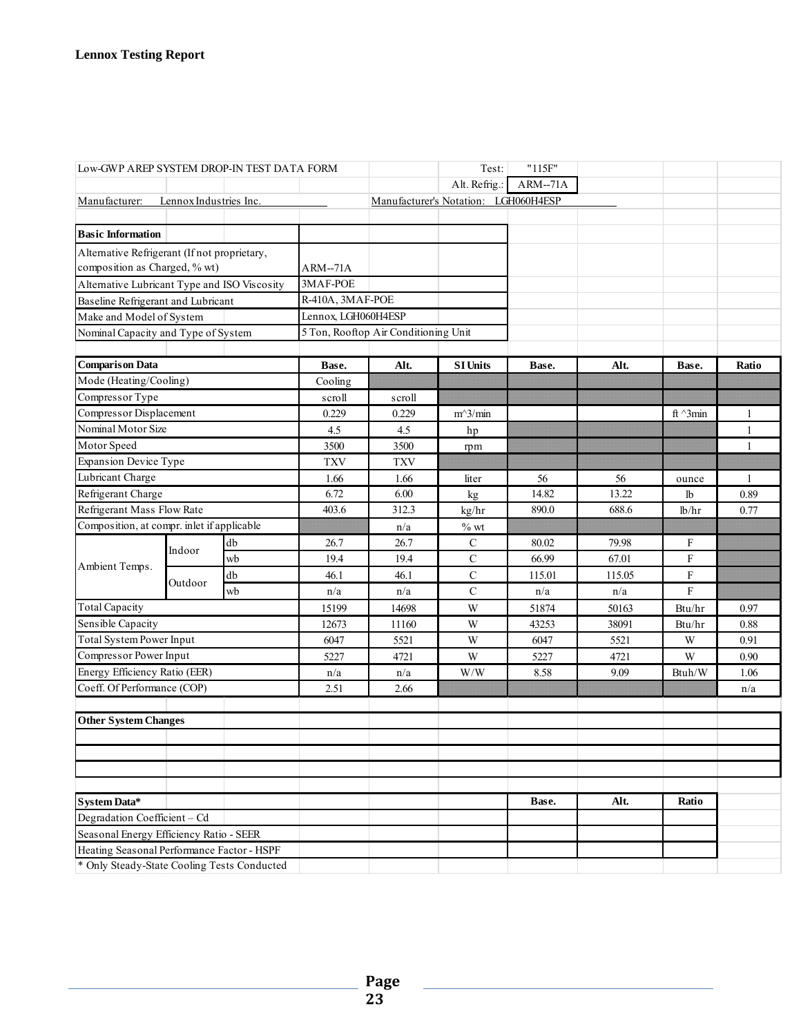**Lennox Testing Report**

| Low-GWP AREP SYSTEM DROP-IN TEST DATA FORM | | | | | Test: | "115F" | | | |
|---|---|---|---|---|---|---|---|---|---|
| | | | | | Alt. Refrig.: | ARM--71A | | | |
| Manufacturer: | Lennox Industries Inc. | | | Manufacturer's Notation: LGH060H4ESP | | | | | |

| **Basic Information** | |
|---|---|
| Alternative Refrigerant (If not proprietary, composition as Charged, % wt) | ARM--71A |
| Alternative Lubricant Type and ISO Viscosity | 3MAF-POE |
| Baseline Refrigerant and Lubricant | R-410A, 3MAF-POE |
| Make and Model of System | Lennox, LGH060H4ESP |
| Nominal Capacity and Type of System | 5 Ton, Rooftop Air Conditioning Unit |

| **Comparison Data** | | | **Base.** | **Alt.** | **SI Units** | **Base.** | **Alt.** | **Base.** | **Ratio** |
|---|---|---|---|---|---|---|---|---|---|
| Mode (Heating/Cooling) | | | Cooling | | | | | | |
| Compressor Type | | | scroll | scroll | | | | | |
| Compressor Displacement | | | 0.229 | 0.229 | m^3/min | | | ft ^3min | 1 |
| Nominal Motor Size | | | 4.5 | 4.5 | hp | | | | 1 |
| Motor Speed | | | 3500 | 3500 | rpm | | | | 1 |
| Expansion Device Type | | | TXV | TXV | | | | | |
| Lubricant Charge | | | 1.66 | 1.66 | liter | 56 | 56 | ounce | 1 |
| Refrigerant Charge | | | 6.72 | 6.00 | kg | 14.82 | 13.22 | lb | 0.89 |
| Refrigerant Mass Flow Rate | | | 403.6 | 312.3 | kg/hr | 890.0 | 688.6 | lb/hr | 0.77 |
| Composition, at compr. inlet if applicable | | | | n/a | % wt | | | | |
| Ambient Temps. | Indoor | db | 26.7 | 26.7 | C | 80.02 | 79.98 | F | |
| | | wb | 19.4 | 19.4 | C | 66.99 | 67.01 | F | |
| | Outdoor | db | 46.1 | 46.1 | C | 115.01 | 115.05 | F | |
| | | wb | n/a | n/a | C | n/a | n/a | F | |
| Total Capacity | | | 15199 | 14698 | W | 51874 | 50163 | Btu/hr | 0.97 |
| Sensible Capacity | | | 12673 | 11160 | W | 43253 | 38091 | Btu/hr | 0.88 |
| Total System Power Input | | | 6047 | 5521 | W | 6047 | 5521 | W | 0.91 |
| Compressor Power Input | | | 5227 | 4721 | W | 5227 | 4721 | W | 0.90 |
| Energy Efficiency Ratio (EER) | | | n/a | n/a | W/W | 8.58 | 9.09 | Btuh/W | 1.06 |
| Coeff. Of Performance (COP) | | | 2.51 | 2.66 | | | | | n/a |

| **Other System Changes** |
|---|
| |
| |
| |

| **System Data*** | **Base.** | **Alt.** | **Ratio** |
|---|---|---|---|
| Degradation Coefficient – Cd | | | |
| Seasonal Energy Efficiency Ratio - SEER | | | |
| Heating Seasonal Performance Factor - HSPF | | | |

\* Only Steady-State Cooling Tests Conducted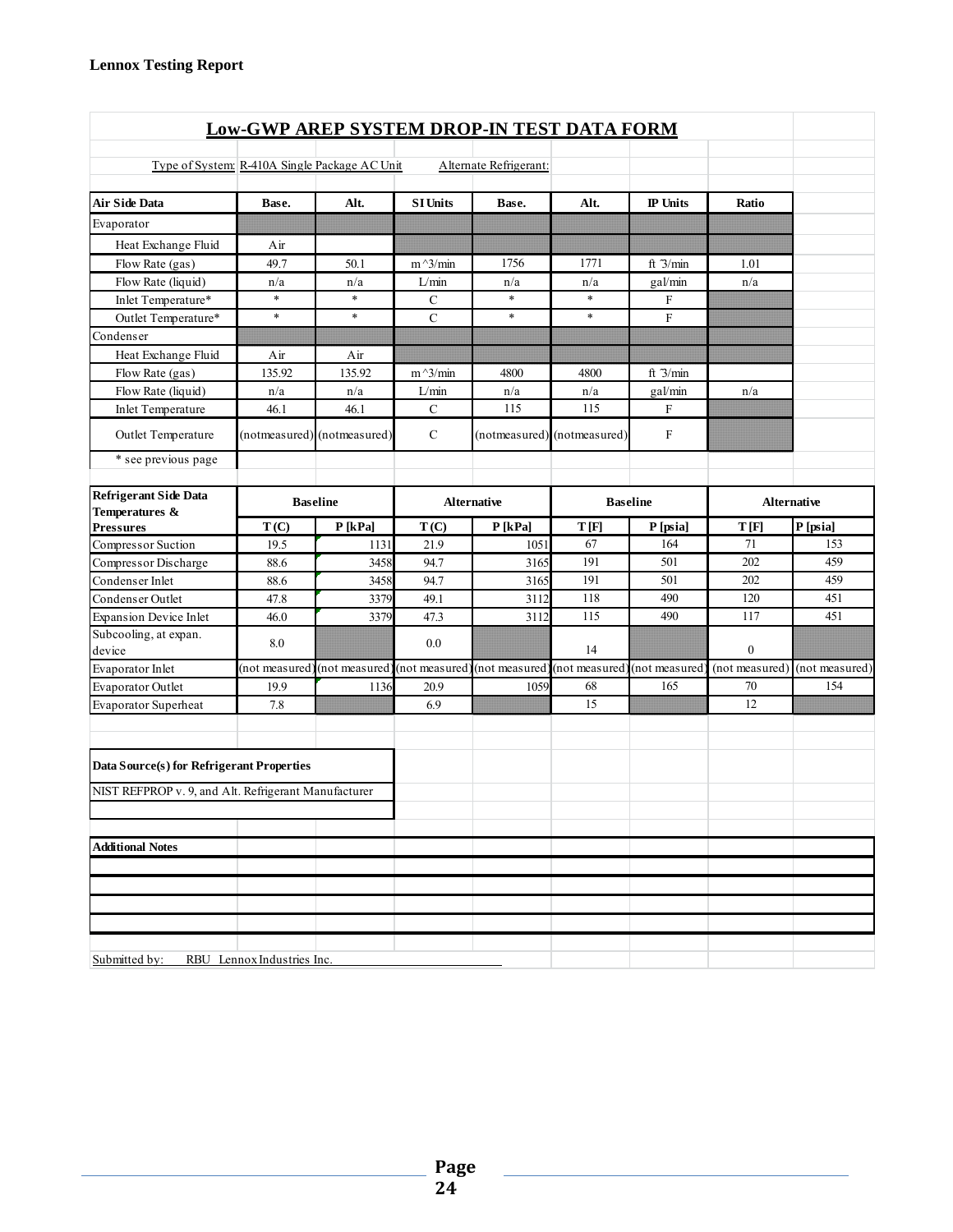## Low-GWP AREP SYSTEM DROP-IN TEST DATA FORM

Type of System: R-410A Single Package AC Unit    Alternate Refrigerant:

| Air Side Data | Base. | Alt. | SI Units | Base. | Alt. | IP Units | Ratio |
|---|---|---|---|---|---|---|---|
| Evaporator | | | | | | | |
| Heat Exchange Fluid | Air | | | | | | |
| Flow Rate (gas) | 49.7 | 50.1 | m^3/min | 1756 | 1771 | ft^3/min | 1.01 |
| Flow Rate (liquid) | n/a | n/a | L/min | n/a | n/a | gal/min | n/a |
| Inlet Temperature* | * | * | C | * | * | F | |
| Outlet Temperature* | * | * | C | * | * | F | |
| Condenser | | | | | | | |
| Heat Exchange Fluid | Air | Air | | | | | |
| Flow Rate (gas) | 135.92 | 135.92 | m^3/min | 4800 | 4800 | ft^3/min | |
| Flow Rate (liquid) | n/a | n/a | L/min | n/a | n/a | gal/min | n/a |
| Inlet Temperature | 46.1 | 46.1 | C | 115 | 115 | F | |
| Outlet Temperature | (notmeasured) | (notmeasured) | C | (notmeasured) | (notmeasured) | F | |
| * see previous page | | | | | | | |

| Refrigerant Side Data Temperatures & Pressures | Baseline | | Alternative | | Baseline | | Alternative | |
|---|---|---|---|---|---|---|---|---|
| | T (C) | P [kPa] | T (C) | P [kPa] | T [F] | P [psia] | T [F] | P [psia] |
| Compressor Suction | 19.5 | 1131 | 21.9 | 1051 | 67 | 164 | 71 | 153 |
| Compressor Discharge | 88.6 | 3458 | 94.7 | 3165 | 191 | 501 | 202 | 459 |
| Condenser Inlet | 88.6 | 3458 | 94.7 | 3165 | 191 | 501 | 202 | 459 |
| Condenser Outlet | 47.8 | 3379 | 49.1 | 3112 | 118 | 490 | 120 | 451 |
| Expansion Device Inlet | 46.0 | 3379 | 47.3 | 3112 | 115 | 490 | 117 | 451 |
| Subcooling, at expan. device | 8.0 | | 0.0 | | 14 | | 0 | |
| Evaporator Inlet | (not measured) | (not measured) | (not measured) | (not measured) | (not measured) | (not measured) | (not measured) | (not measured) |
| Evaporator Outlet | 19.9 | 1136 | 20.9 | 1059 | 68 | 165 | 70 | 154 |
| Evaporator Superheat | 7.8 | | 6.9 | | 15 | | 12 | |

**Data Source(s) for Refrigerant Properties**

NIST REFPROP v. 9, and Alt. Refrigerant Manufacturer

**Additional Notes**

Submitted by: RBU Lennox Industries Inc.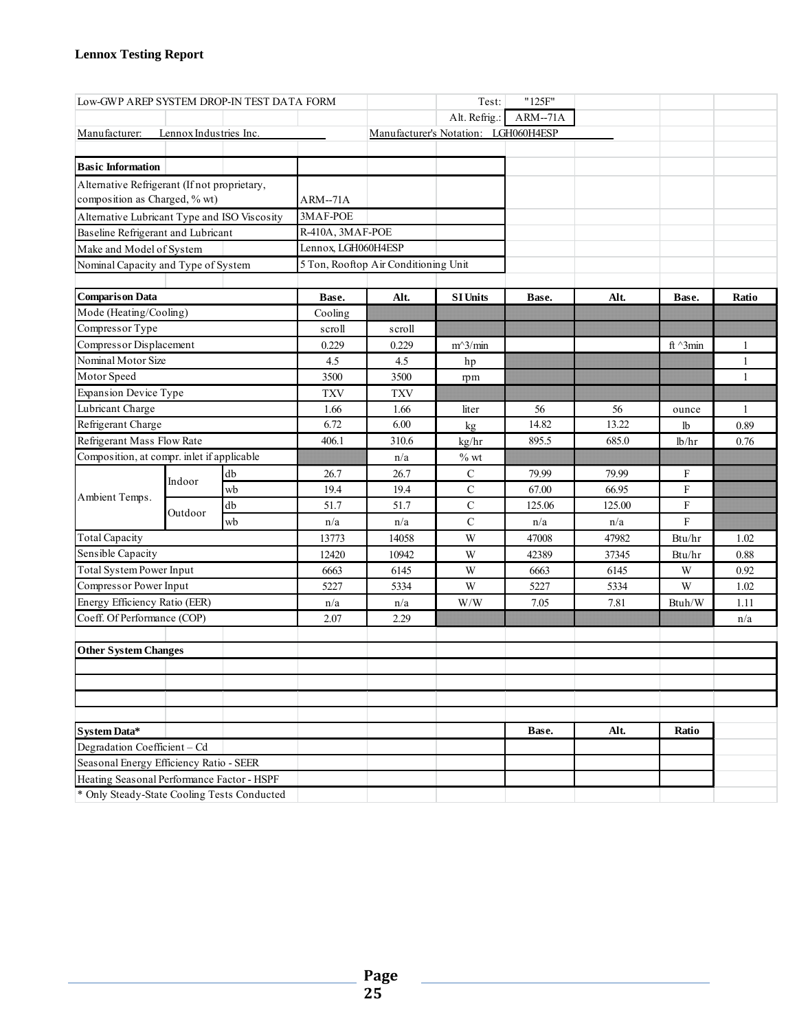**Lennox Testing Report**

| Low-GWP AREP SYSTEM DROP-IN TEST DATA FORM | | | | | Test: | "125F" | | | |
|---|---|---|---|---|---|---|---|---|---|
| | | | | | Alt. Refrig.: | ARM--71A | | | |
| Manufacturer: Lennox Industries Inc. | | | | Manufacturer's Notation: LGH060H4ESP | | | | | |
| | | | | | | | | | |
| **Basic Information** | | | | | | | | | |
| Alternative Refrigerant (If not proprietary, composition as Charged, % wt) | | | ARM--71A | | | | | | |
| Alternative Lubricant Type and ISO Viscosity | | | 3MAF-POE | | | | | | |
| Baseline Refrigerant and Lubricant | | | R-410A, 3MAF-POE | | | | | | |
| Make and Model of System | | | Lennox, LGH060H4ESP | | | | | | |
| Nominal Capacity and Type of System | | | 5 Ton, Rooftop Air Conditioning Unit | | | | | | |
| | | | | | | | | | |
| **Comparison Data** | | | **Base.** | **Alt.** | **SI Units** | **Base.** | **Alt.** | **Base.** | **Ratio** |
| Mode (Heating/Cooling) | | | Cooling | | | | | | |
| Compressor Type | | | scroll | scroll | | | | | |
| Compressor Displacement | | | 0.229 | 0.229 | m^3/min | | | ft ^3min | 1 |
| Nominal Motor Size | | | 4.5 | 4.5 | hp | | | | 1 |
| Motor Speed | | | 3500 | 3500 | rpm | | | | 1 |
| Expansion Device Type | | | TXV | TXV | | | | | |
| Lubricant Charge | | | 1.66 | 1.66 | liter | 56 | 56 | ounce | 1 |
| Refrigerant Charge | | | 6.72 | 6.00 | kg | 14.82 | 13.22 | lb | 0.89 |
| Refrigerant Mass Flow Rate | | | 406.1 | 310.6 | kg/hr | 895.5 | 685.0 | lb/hr | 0.76 |
| Composition, at compr. inlet if applicable | | | | n/a | % wt | | | | |
| Ambient Temps. | Indoor | db | 26.7 | 26.7 | C | 79.99 | 79.99 | F | |
| | | wb | 19.4 | 19.4 | C | 67.00 | 66.95 | F | |
| | Outdoor | db | 51.7 | 51.7 | C | 125.06 | 125.00 | F | |
| | | wb | n/a | n/a | C | n/a | n/a | F | |
| Total Capacity | | | 13773 | 14058 | W | 47008 | 47982 | Btu/hr | 1.02 |
| Sensible Capacity | | | 12420 | 10942 | W | 42389 | 37345 | Btu/hr | 0.88 |
| Total System Power Input | | | 6663 | 6145 | W | 6663 | 6145 | W | 0.92 |
| Compressor Power Input | | | 5227 | 5334 | W | 5227 | 5334 | W | 1.02 |
| Energy Efficiency Ratio (EER) | | | n/a | n/a | W/W | 7.05 | 7.81 | Btuh/W | 1.11 |
| Coeff. Of Performance (COP) | | | 2.07 | 2.29 | | | | | n/a |
| | | | | | | | | | |
| **Other System Changes** | | | | | | | | | |
| | | | | | | | | | |
| | | | | | | | | | |
| | | | | | | | | | |
| | | | | | | | | | |
| **System Data*** | | | | | | **Base.** | **Alt.** | **Ratio** | |
| Degradation Coefficient – Cd | | | | | | | | | |
| Seasonal Energy Efficiency Ratio - SEER | | | | | | | | | |
| Heating Seasonal Performance Factor - HSPF | | | | | | | | | |
| * Only Steady-State Cooling Tests Conducted | | | | | | | | | |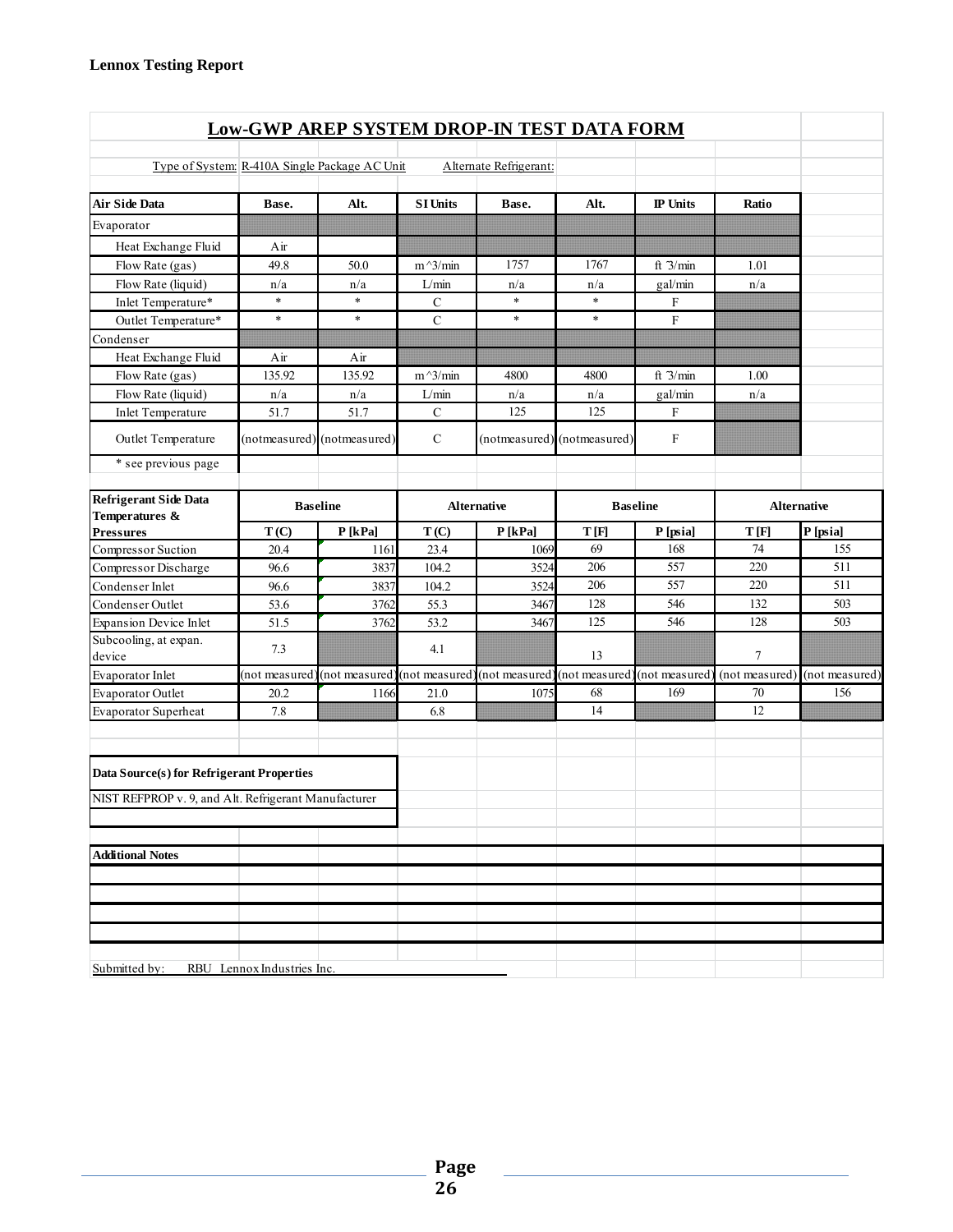**Lennox Testing Report**

## Low-GWP AREP SYSTEM DROP-IN TEST DATA FORM

Type of System: R-410A Single Package AC Unit    Alternate Refrigerant:

| Air Side Data | Base. | Alt. | SI Units | Base. | Alt. | IP Units | Ratio |
|---|---|---|---|---|---|---|---|
| Evaporator | | | | | | | |
| Heat Exchange Fluid | Air | | | | | | |
| Flow Rate (gas) | 49.8 | 50.0 | m^3/min | 1757 | 1767 | ft ^3/min | 1.01 |
| Flow Rate (liquid) | n/a | n/a | L/min | n/a | n/a | gal/min | n/a |
| Inlet Temperature* | * | * | C | * | * | F | |
| Outlet Temperature* | * | * | C | * | * | F | |
| Condenser | | | | | | | |
| Heat Exchange Fluid | Air | Air | | | | | |
| Flow Rate (gas) | 135.92 | 135.92 | m^3/min | 4800 | 4800 | ft ^3/min | 1.00 |
| Flow Rate (liquid) | n/a | n/a | L/min | n/a | n/a | gal/min | n/a |
| Inlet Temperature | 51.7 | 51.7 | C | 125 | 125 | F | |
| Outlet Temperature | (notmeasured) | (notmeasured) | C | (notmeasured) | (notmeasured) | F | |
| * see previous page | | | | | | | |

| Refrigerant Side Data Temperatures & Pressures | Baseline | | Alternative | | Baseline | | Alternative | |
|---|---|---|---|---|---|---|---|---|
| | T (C) | P [kPa] | T (C) | P [kPa] | T [F] | P [psia] | T [F] | P [psia] |
| Compressor Suction | 20.4 | 1161 | 23.4 | 1069 | 69 | 168 | 74 | 155 |
| Compressor Discharge | 96.6 | 3837 | 104.2 | 3524 | 206 | 557 | 220 | 511 |
| Condenser Inlet | 96.6 | 3837 | 104.2 | 3524 | 206 | 557 | 220 | 511 |
| Condenser Outlet | 53.6 | 3762 | 55.3 | 3467 | 128 | 546 | 132 | 503 |
| Expansion Device Inlet | 51.5 | 3762 | 53.2 | 3467 | 125 | 546 | 128 | 503 |
| Subcooling, at expan. device | 7.3 | | 4.1 | | 13 | | 7 | |
| Evaporator Inlet | (not measured) | (not measured) | (not measured) | (not measured) | (not measured) | (not measured) | (not measured) | (not measured) |
| Evaporator Outlet | 20.2 | 1166 | 21.0 | 1075 | 68 | 169 | 70 | 156 |
| Evaporator Superheat | 7.8 | | 6.8 | | 14 | | 12 | |

**Data Source(s) for Refrigerant Properties**

NIST REFPROP v. 9, and Alt. Refrigerant Manufacturer

**Additional Notes**

Submitted by: RBU Lennox Industries Inc.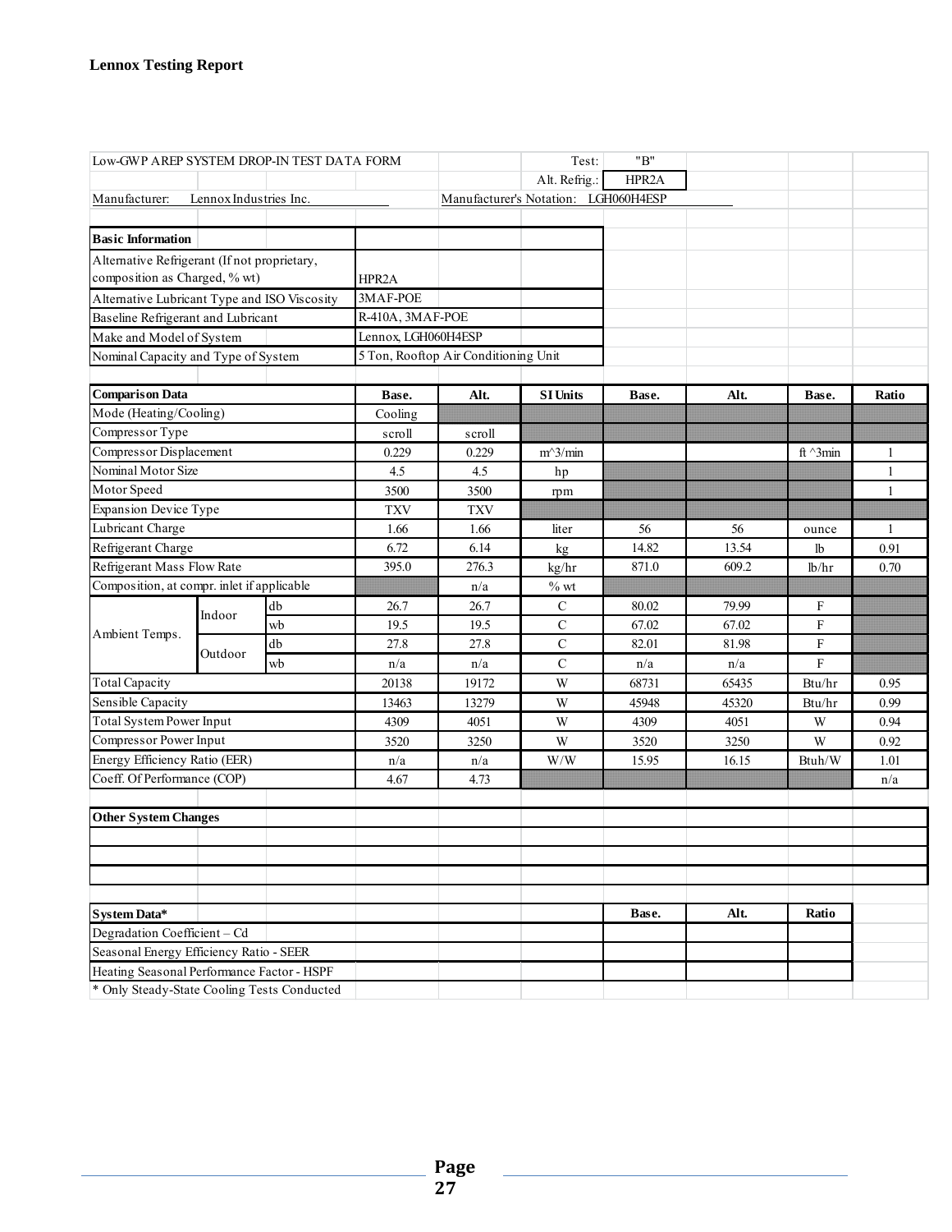| Low-GWP AREP SYSTEM DROP-IN TEST DATA FORM | | | | | Test: | "B" | | | |
|---|---|---|---|---|---|---|---|---|---|
| | | | | | Alt. Refrig.: | HPR2A | | | |
| Manufacturer: Lennox Industries Inc. | | | | Manufacturer's Notation: LGH060H4ESP | | | | | |

| **Basic Information** | |
|---|---|
| Alternative Refrigerant (If not proprietary, composition as Charged, % wt) | HPR2A |
| Alternative Lubricant Type and ISO Viscosity | 3MAF-POE |
| Baseline Refrigerant and Lubricant | R-410A, 3MAF-POE |
| Make and Model of System | Lennox, LGH060H4ESP |
| Nominal Capacity and Type of System | 5 Ton, Rooftop Air Conditioning Unit |

| **Comparison Data** | | | **Base.** | **Alt.** | **SI Units** | **Base.** | **Alt.** | **Base.** | **Ratio** |
|---|---|---|---|---|---|---|---|---|---|
| Mode (Heating/Cooling) | | | Cooling | | | | | | |
| Compressor Type | | | scroll | scroll | | | | | |
| Compressor Displacement | | | 0.229 | 0.229 | m^3/min | | | ft ^3min | 1 |
| Nominal Motor Size | | | 4.5 | 4.5 | hp | | | | 1 |
| Motor Speed | | | 3500 | 3500 | rpm | | | | 1 |
| Expansion Device Type | | | TXV | TXV | | | | | |
| Lubricant Charge | | | 1.66 | 1.66 | liter | 56 | 56 | ounce | 1 |
| Refrigerant Charge | | | 6.72 | 6.14 | kg | 14.82 | 13.54 | lb | 0.91 |
| Refrigerant Mass Flow Rate | | | 395.0 | 276.3 | kg/hr | 871.0 | 609.2 | lb/hr | 0.70 |
| Composition, at compr. inlet if applicable | | | | n/a | % wt | | | | |
| Ambient Temps. | Indoor | db | 26.7 | 26.7 | C | 80.02 | 79.99 | F | |
| | | wb | 19.5 | 19.5 | C | 67.02 | 67.02 | F | |
| | Outdoor | db | 27.8 | 27.8 | C | 82.01 | 81.98 | F | |
| | | wb | n/a | n/a | C | n/a | n/a | F | |
| Total Capacity | | | 20138 | 19172 | W | 68731 | 65435 | Btu/hr | 0.95 |
| Sensible Capacity | | | 13463 | 13279 | W | 45948 | 45320 | Btu/hr | 0.99 |
| Total System Power Input | | | 4309 | 4051 | W | 4309 | 4051 | W | 0.94 |
| Compressor Power Input | | | 3520 | 3250 | W | 3520 | 3250 | W | 0.92 |
| Energy Efficiency Ratio (EER) | | | n/a | n/a | W/W | 15.95 | 16.15 | Btuh/W | 1.01 |
| Coeff. Of Performance (COP) | | | 4.67 | 4.73 | | | | | n/a |

| **Other System Changes** |
|---|
| |
| |
| |

| **System Data*** | **Base.** | **Alt.** | **Ratio** |
|---|---|---|---|
| Degradation Coefficient – Cd | | | |
| Seasonal Energy Efficiency Ratio - SEER | | | |
| Heating Seasonal Performance Factor - HSPF | | | |

\* Only Steady-State Cooling Tests Conducted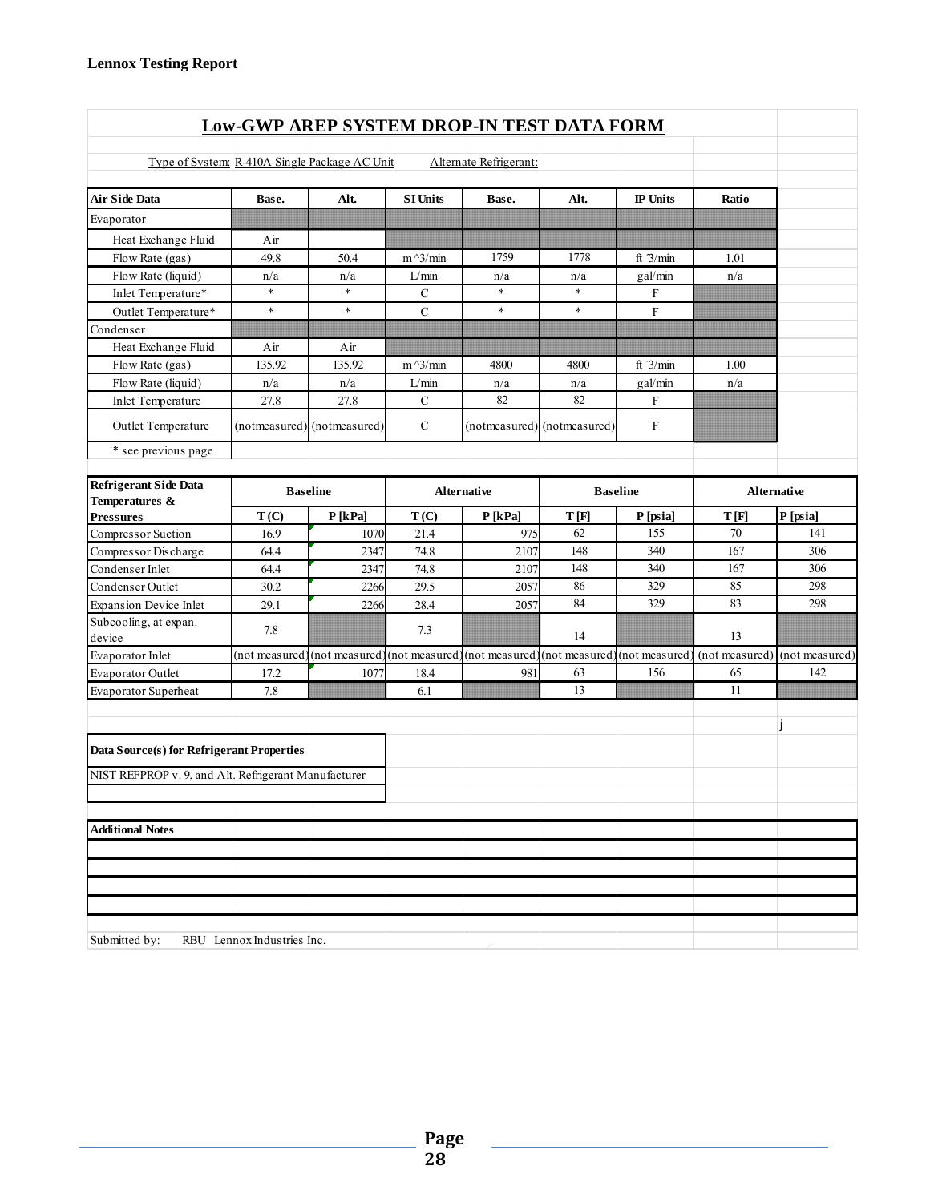## Low-GWP AREP SYSTEM DROP-IN TEST DATA FORM

Type of System: R-410A Single Package AC Unit    Alternate Refrigerant:

| Air Side Data | Base. | Alt. | SI Units | Base. | Alt. | IP Units | Ratio |
|---|---|---|---|---|---|---|---|
| Evaporator | | | | | | | |
| Heat Exchange Fluid | Air | | | | | | |
| Flow Rate (gas) | 49.8 | 50.4 | m^3/min | 1759 | 1778 | ft^3/min | 1.01 |
| Flow Rate (liquid) | n/a | n/a | L/min | n/a | n/a | gal/min | n/a |
| Inlet Temperature* | * | * | C | * | * | F | |
| Outlet Temperature* | * | * | C | * | * | F | |
| Condenser | | | | | | | |
| Heat Exchange Fluid | Air | Air | | | | | |
| Flow Rate (gas) | 135.92 | 135.92 | m^3/min | 4800 | 4800 | ft^3/min | 1.00 |
| Flow Rate (liquid) | n/a | n/a | L/min | n/a | n/a | gal/min | n/a |
| Inlet Temperature | 27.8 | 27.8 | C | 82 | 82 | F | |
| Outlet Temperature | (notmeasured) | (notmeasured) | C | (notmeasured) | (notmeasured) | F | |
| * see previous page | | | | | | | |

| Refrigerant Side Data Temperatures & Pressures | Baseline | | Alternative | | Baseline | | Alternative | |
|---|---|---|---|---|---|---|---|---|
| | T (C) | P [kPa] | T (C) | P [kPa] | T [F] | P [psia] | T [F] | P [psia] |
| Compressor Suction | 16.9 | 1070 | 21.4 | 975 | 62 | 155 | 70 | 141 |
| Compressor Discharge | 64.4 | 2347 | 74.8 | 2107 | 148 | 340 | 167 | 306 |
| Condenser Inlet | 64.4 | 2347 | 74.8 | 2107 | 148 | 340 | 167 | 306 |
| Condenser Outlet | 30.2 | 2266 | 29.5 | 2057 | 86 | 329 | 85 | 298 |
| Expansion Device Inlet | 29.1 | 2266 | 28.4 | 2057 | 84 | 329 | 83 | 298 |
| Subcooling, at expan. device | 7.8 | | 7.3 | | 14 | | 13 | |
| Evaporator Inlet | (not measured) | (not measured) | (not measured) | (not measured) | (not measured) | (not measured) | (not measured) | (not measured) |
| Evaporator Outlet | 17.2 | 1077 | 18.4 | 981 | 63 | 156 | 65 | 142 |
| Evaporator Superheat | 7.8 | | 6.1 | | 13 | | 11 | |

j

**Data Source(s) for Refrigerant Properties**

NIST REFPROP v. 9, and Alt. Refrigerant Manufacturer

**Additional Notes**

Submitted by: RBU Lennox Industries Inc.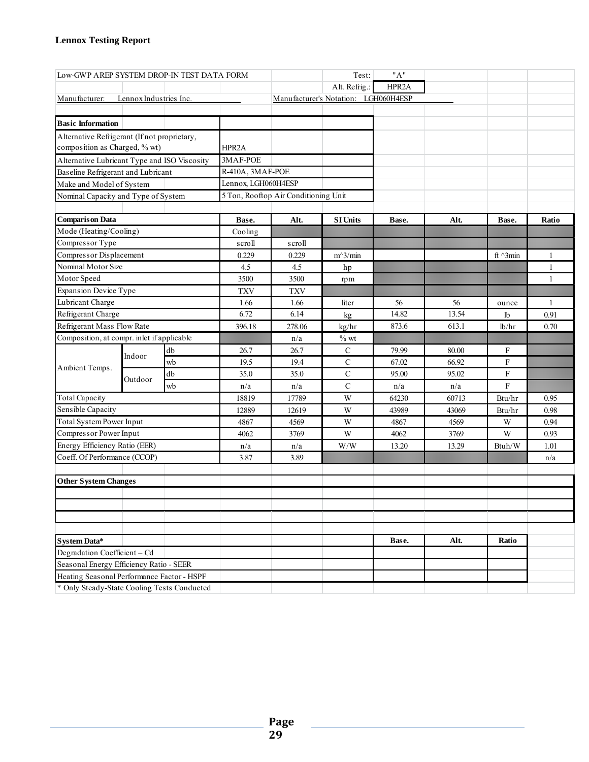**Lennox Testing Report**

| Low-GWP AREP SYSTEM DROP-IN TEST DATA FORM | | | | | Test: | "A" | | | |
|---|---|---|---|---|---|---|---|---|---|
| | | | | | Alt. Refrig.: | HPR2A | | | |
| Manufacturer: | Lennox Industries Inc. | | | Manufacturer's Notation: | LGH060H4ESP | | | | |
| | | | | | | | | | |
| **Basic Information** | | | | | | | | | |
| Alternative Refrigerant (If not proprietary, composition as Charged, % wt) | | | HPR2A | | | | | | |
| Alternative Lubricant Type and ISO Viscosity | | | 3MAF-POE | | | | | | |
| Baseline Refrigerant and Lubricant | | | R-410A, 3MAF-POE | | | | | | |
| Make and Model of System | | | Lennox, LGH060H4ESP | | | | | | |
| Nominal Capacity and Type of System | | | 5 Ton, Rooftop Air Conditioning Unit | | | | | | |
| | | | | | | | | | |
| **Comparison Data** | | | **Base.** | **Alt.** | **SI Units** | **Base.** | **Alt.** | **Base.** | **Ratio** |
| Mode (Heating/Cooling) | | | Cooling | | | | | | |
| Compressor Type | | | scroll | scroll | | | | | |
| Compressor Displacement | | | 0.229 | 0.229 | m^3/min | | | ft ^3min | 1 |
| Nominal Motor Size | | | 4.5 | 4.5 | hp | | | | 1 |
| Motor Speed | | | 3500 | 3500 | rpm | | | | 1 |
| Expansion Device Type | | | TXV | TXV | | | | | |
| Lubricant Charge | | | 1.66 | 1.66 | liter | 56 | 56 | ounce | 1 |
| Refrigerant Charge | | | 6.72 | 6.14 | kg | 14.82 | 13.54 | lb | 0.91 |
| Refrigerant Mass Flow Rate | | | 396.18 | 278.06 | kg/hr | 873.6 | 613.1 | lb/hr | 0.70 |
| Composition, at compr. inlet if applicable | | | | n/a | % wt | | | | |
| Ambient Temps. | Indoor | db | 26.7 | 26.7 | C | 79.99 | 80.00 | F | |
| | | wb | 19.5 | 19.4 | C | 67.02 | 66.92 | F | |
| | Outdoor | db | 35.0 | 35.0 | C | 95.00 | 95.02 | F | |
| | | wb | n/a | n/a | C | n/a | n/a | F | |
| Total Capacity | | | 18819 | 17789 | W | 64230 | 60713 | Btu/hr | 0.95 |
| Sensible Capacity | | | 12889 | 12619 | W | 43989 | 43069 | Btu/hr | 0.98 |
| Total System Power Input | | | 4867 | 4569 | W | 4867 | 4569 | W | 0.94 |
| Compressor Power Input | | | 4062 | 3769 | W | 4062 | 3769 | W | 0.93 |
| Energy Efficiency Ratio (EER) | | | n/a | n/a | W/W | 13.20 | 13.29 | Btuh/W | 1.01 |
| Coeff. Of Performance (CCOP) | | | 3.87 | 3.89 | | | | | n/a |
| | | | | | | | | | |
| **Other System Changes** | | | | | | | | | |
| | | | | | | | | | |
| | | | | | | | | | |
| | | | | | | | | | |
| | | | | | | | | | |
| **System Data*** | | | | | | **Base.** | **Alt.** | **Ratio** | |
| Degradation Coefficient – Cd | | | | | | | | | |
| Seasonal Energy Efficiency Ratio - SEER | | | | | | | | | |
| Heating Seasonal Performance Factor - HSPF | | | | | | | | | |
| * Only Steady-State Cooling Tests Conducted | | | | | | | | | |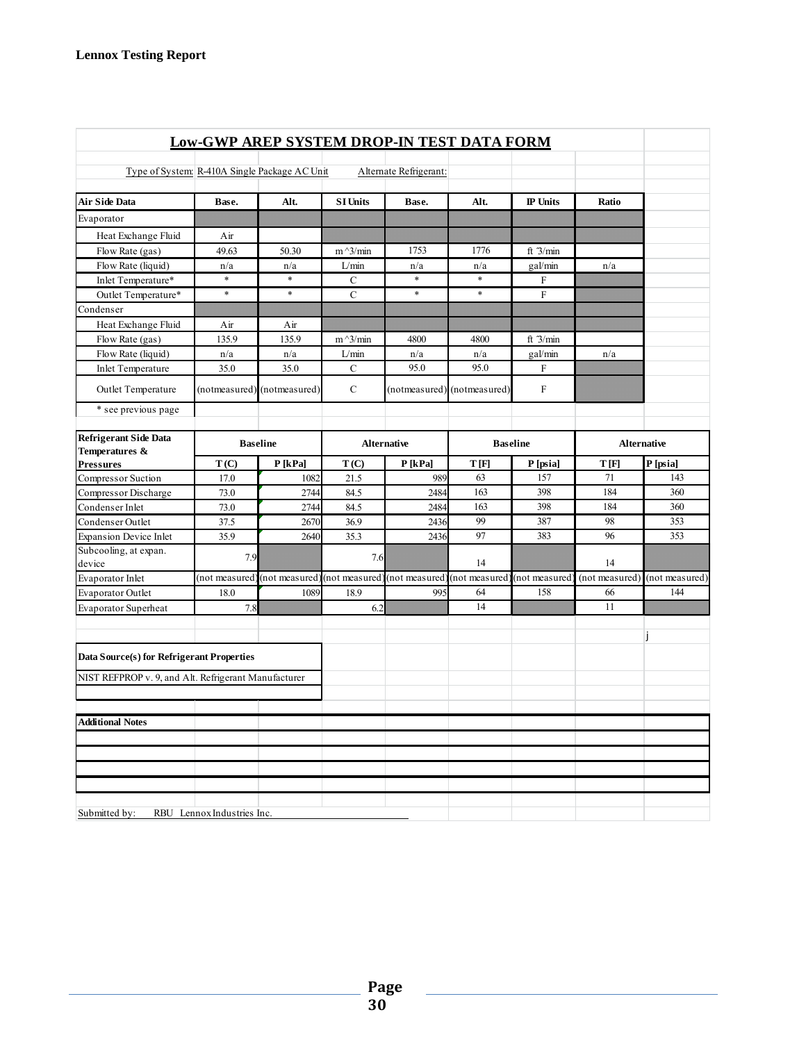## Low-GWP AREP SYSTEM DROP-IN TEST DATA FORM

Type of System: R-410A Single Package AC Unit     Alternate Refrigerant:

| Air Side Data | Base. | Alt. | SI Units | Base. | Alt. | IP Units | Ratio |
|---|---|---|---|---|---|---|---|
| Evaporator | | | | | | | |
| Heat Exchange Fluid | Air | | | | | | |
| Flow Rate (gas) | 49.63 | 50.30 | m^3/min | 1753 | 1776 | ft ^3/min | |
| Flow Rate (liquid) | n/a | n/a | L/min | n/a | n/a | gal/min | n/a |
| Inlet Temperature* | * | * | C | * | * | F | |
| Outlet Temperature* | * | * | C | * | * | F | |
| Condenser | | | | | | | |
| Heat Exchange Fluid | Air | Air | | | | | |
| Flow Rate (gas) | 135.9 | 135.9 | m^3/min | 4800 | 4800 | ft ^3/min | |
| Flow Rate (liquid) | n/a | n/a | L/min | n/a | n/a | gal/min | n/a |
| Inlet Temperature | 35.0 | 35.0 | C | 95.0 | 95.0 | F | |
| Outlet Temperature | (notmeasured) | (notmeasured) | C | (notmeasured) | (notmeasured) | F | |
| * see previous page | | | | | | | |

| Refrigerant Side Data Temperatures & Pressures | Baseline | | Alternative | | Baseline | | Alternative | |
|---|---|---|---|---|---|---|---|---|
| | T (C) | P [kPa] | T (C) | P [kPa] | T [F] | P [psia] | T [F] | P [psia] |
| Compressor Suction | 17.0 | 1082 | 21.5 | 989 | 63 | 157 | 71 | 143 |
| Compressor Discharge | 73.0 | 2744 | 84.5 | 2484 | 163 | 398 | 184 | 360 |
| Condenser Inlet | 73.0 | 2744 | 84.5 | 2484 | 163 | 398 | 184 | 360 |
| Condenser Outlet | 37.5 | 2670 | 36.9 | 2436 | 99 | 387 | 98 | 353 |
| Expansion Device Inlet | 35.9 | 2640 | 35.3 | 2436 | 97 | 383 | 96 | 353 |
| Subcooling, at expan. device | 7.9 | | 7.6 | | 14 | | 14 | |
| Evaporator Inlet | (not measured) | (not measured) | (not measured) | (not measured) | (not measured) | (not measured) | (not measured) | (not measured) |
| Evaporator Outlet | 18.0 | 1089 | 18.9 | 995 | 64 | 158 | 66 | 144 |
| Evaporator Superheat | 7.8 | | 6.2 | | 14 | | 11 | |

j

**Data Source(s) for Refrigerant Properties**

NIST REFPROP v. 9, and Alt. Refrigerant Manufacturer

**Additional Notes**

Submitted by: RBU Lennox Industries Inc.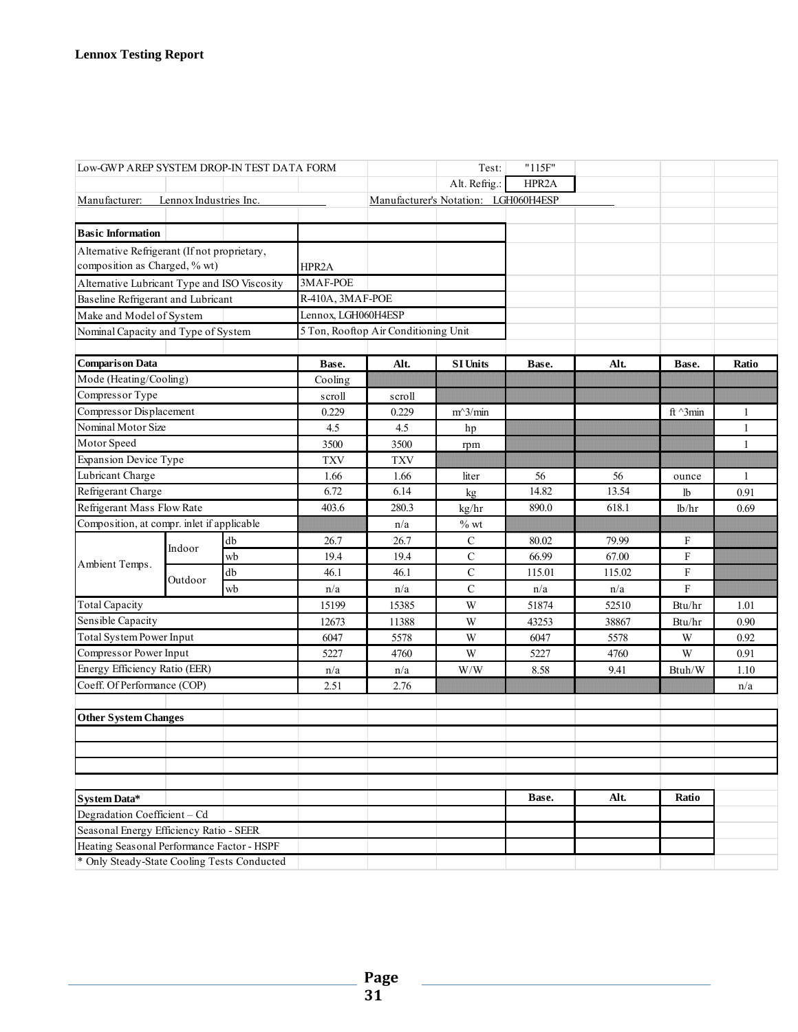**Lennox Testing Report**

| Low-GWP AREP SYSTEM DROP-IN TEST DATA FORM | | | | | Test: | "115F" | | | |
|---|---|---|---|---|---|---|---|---|---|
| | | | | | Alt. Refrig.: | HPR2A | | | |
| Manufacturer: | Lennox Industries Inc. | | | Manufacturer's Notation: | LGH060H4ESP | | | | |

| Basic Information | |
|---|---|
| Alternative Refrigerant (If not proprietary, composition as Charged, % wt) | HPR2A |
| Alternative Lubricant Type and ISO Viscosity | 3MAF-POE |
| Baseline Refrigerant and Lubricant | R-410A, 3MAF-POE |
| Make and Model of System | Lennox, LGH060H4ESP |
| Nominal Capacity and Type of System | 5 Ton, Rooftop Air Conditioning Unit |

| Comparison Data | | | Base. | Alt. | SI Units | Base. | Alt. | Base. | Ratio |
|---|---|---|---|---|---|---|---|---|---|
| Mode (Heating/Cooling) | | | Cooling | | | | | | |
| Compressor Type | | | scroll | scroll | | | | | |
| Compressor Displacement | | | 0.229 | 0.229 | m^3/min | | | ft ^3min | 1 |
| Nominal Motor Size | | | 4.5 | 4.5 | hp | | | | 1 |
| Motor Speed | | | 3500 | 3500 | rpm | | | | 1 |
| Expansion Device Type | | | TXV | TXV | | | | | |
| Lubricant Charge | | | 1.66 | 1.66 | liter | 56 | 56 | ounce | 1 |
| Refrigerant Charge | | | 6.72 | 6.14 | kg | 14.82 | 13.54 | lb | 0.91 |
| Refrigerant Mass Flow Rate | | | 403.6 | 280.3 | kg/hr | 890.0 | 618.1 | lb/hr | 0.69 |
| Composition, at compr. inlet if applicable | | | | n/a | % wt | | | | |
| Ambient Temps. | Indoor | db | 26.7 | 26.7 | C | 80.02 | 79.99 | F | |
| | | wb | 19.4 | 19.4 | C | 66.99 | 67.00 | F | |
| | Outdoor | db | 46.1 | 46.1 | C | 115.01 | 115.02 | F | |
| | | wb | n/a | n/a | C | n/a | n/a | F | |
| Total Capacity | | | 15199 | 15385 | W | 51874 | 52510 | Btu/hr | 1.01 |
| Sensible Capacity | | | 12673 | 11388 | W | 43253 | 38867 | Btu/hr | 0.90 |
| Total System Power Input | | | 6047 | 5578 | W | 6047 | 5578 | W | 0.92 |
| Compressor Power Input | | | 5227 | 4760 | W | 5227 | 4760 | W | 0.91 |
| Energy Efficiency Ratio (EER) | | | n/a | n/a | W/W | 8.58 | 9.41 | Btuh/W | 1.10 |
| Coeff. Of Performance (COP) | | | 2.51 | 2.76 | | | | | n/a |

| Other System Changes |
|---|
| |
| |
| |

| System Data* | Base. | Alt. | Ratio |
|---|---|---|---|
| Degradation Coefficient – Cd | | | |
| Seasonal Energy Efficiency Ratio - SEER | | | |
| Heating Seasonal Performance Factor - HSPF | | | |

\* Only Steady-State Cooling Tests Conducted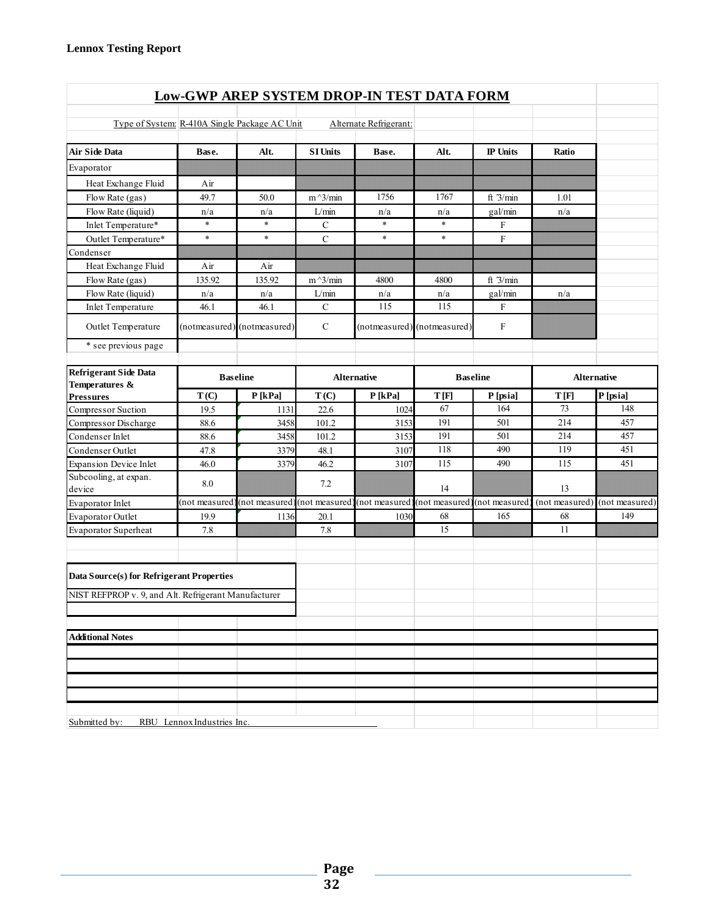**Lennox Testing Report**

## Low-GWP AREP SYSTEM DROP-IN TEST DATA FORM

Type of System: R-410A Single Package AC Unit    Alternate Refrigerant:

| Air Side Data | Base. | Alt. | SI Units | Base. | Alt. | IP Units | Ratio |
|---|---|---|---|---|---|---|---|
| Evaporator | | | | | | | |
| Heat Exchange Fluid | Air | | | | | | |
| Flow Rate (gas) | 49.7 | 50.0 | m^3/min | 1756 | 1767 | ft ^3/min | 1.01 |
| Flow Rate (liquid) | n/a | n/a | L/min | n/a | n/a | gal/min | n/a |
| Inlet Temperature* | * | * | C | * | * | F | |
| Outlet Temperature* | * | * | C | * | * | F | |
| Condenser | | | | | | | |
| Heat Exchange Fluid | Air | Air | | | | | |
| Flow Rate (gas) | 135.92 | 135.92 | m^3/min | 4800 | 4800 | ft ^3/min | |
| Flow Rate (liquid) | n/a | n/a | L/min | n/a | n/a | gal/min | n/a |
| Inlet Temperature | 46.1 | 46.1 | C | 115 | 115 | F | |
| Outlet Temperature | (notmeasured) | (notmeasured) | C | (notmeasured) | (notmeasured) | F | |
| * see previous page | | | | | | | |

| Refrigerant Side Data Temperatures & Pressures | Baseline | | Alternative | | Baseline | | Alternative | |
|---|---|---|---|---|---|---|---|---|
| | T (C) | P [kPa] | T (C) | P [kPa] | T [F] | P [psia] | T [F] | P [psia] |
| Compressor Suction | 19.5 | 1131 | 22.6 | 1024 | 67 | 164 | 73 | 148 |
| Compressor Discharge | 88.6 | 3458 | 101.2 | 3153 | 191 | 501 | 214 | 457 |
| Condenser Inlet | 88.6 | 3458 | 101.2 | 3153 | 191 | 501 | 214 | 457 |
| Condenser Outlet | 47.8 | 3379 | 48.1 | 3107 | 118 | 490 | 119 | 451 |
| Expansion Device Inlet | 46.0 | 3379 | 46.2 | 3107 | 115 | 490 | 115 | 451 |
| Subcooling, at expan. device | 8.0 | | 7.2 | | 14 | | 13 | |
| Evaporator Inlet | (not measured) | (not measured) | (not measured) | (not measured) | (not measured) | (not measured) | (not measured) | (not measured) |
| Evaporator Outlet | 19.9 | 1136 | 20.1 | 1030 | 68 | 165 | 68 | 149 |
| Evaporator Superheat | 7.8 | | 7.8 | | 15 | | 11 | |

**Data Source(s) for Refrigerant Properties**

NIST REFPROP v. 9, and Alt. Refrigerant Manufacturer

**Additional Notes**

Submitted by: RBU Lennox Industries Inc.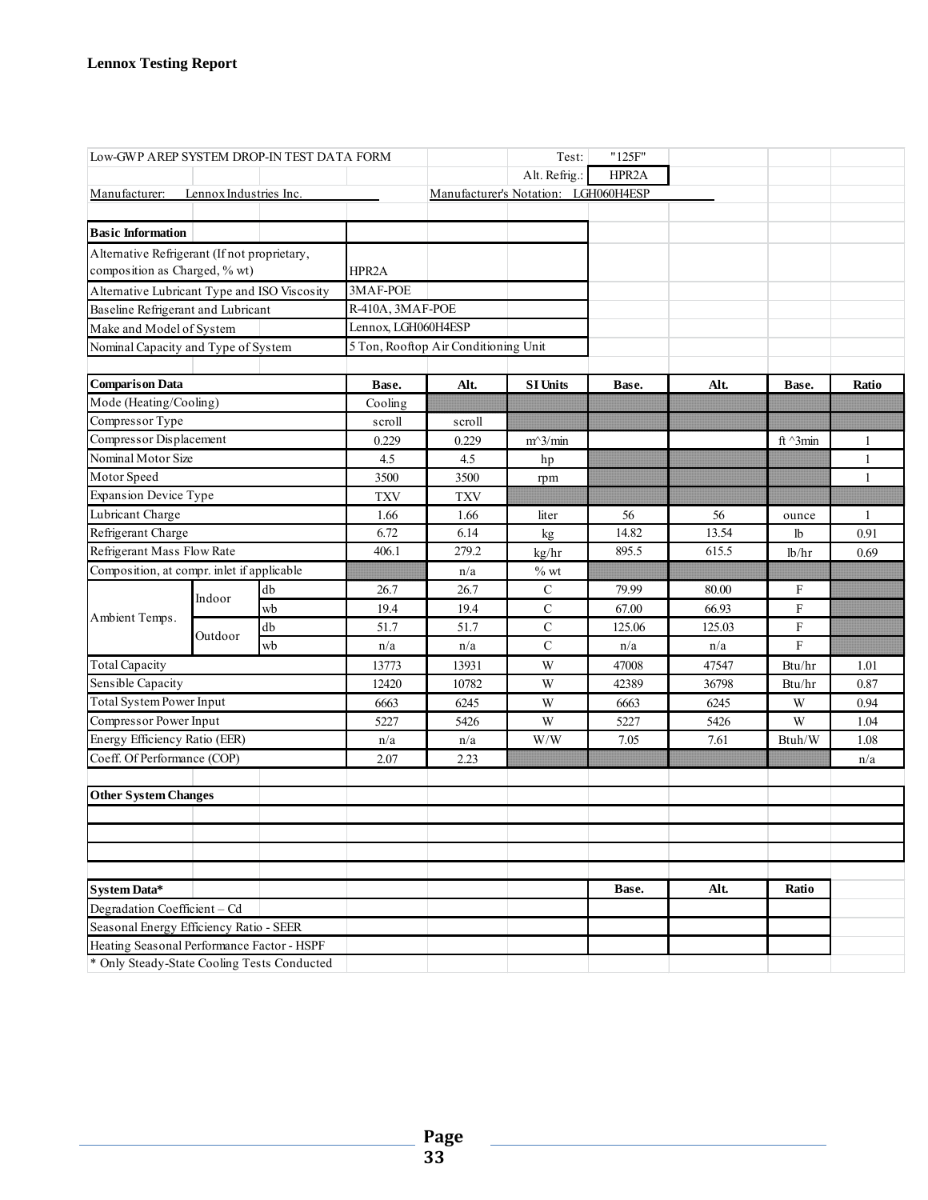**Lennox Testing Report**

| Low-GWP AREP SYSTEM DROP-IN TEST DATA FORM | | | | | Test: | "125F" | | |
|---|---|---|---|---|---|---|---|---|
| | | | | | Alt. Refrig.: | HPR2A | | |
| Manufacturer: Lennox Industries Inc. | | | | Manufacturer's Notation: LGH060H4ESP | | | | |

| Basic Information | |
|---|---|
| Alternative Refrigerant (If not proprietary, composition as Charged, % wt) | HPR2A |
| Alternative Lubricant Type and ISO Viscosity | 3MAF-POE |
| Baseline Refrigerant and Lubricant | R-410A, 3MAF-POE |
| Make and Model of System | Lennox, LGH060H4ESP |
| Nominal Capacity and Type of System | 5 Ton, Rooftop Air Conditioning Unit |

| Comparison Data | | | Base. | Alt. | SI Units | Base. | Alt. | Base. | Ratio |
|---|---|---|---|---|---|---|---|---|---|
| Mode (Heating/Cooling) | | | Cooling | | | | | | |
| Compressor Type | | | scroll | scroll | | | | | |
| Compressor Displacement | | | 0.229 | 0.229 | m^3/min | | | ft ^3min | 1 |
| Nominal Motor Size | | | 4.5 | 4.5 | hp | | | | 1 |
| Motor Speed | | | 3500 | 3500 | rpm | | | | 1 |
| Expansion Device Type | | | TXV | TXV | | | | | |
| Lubricant Charge | | | 1.66 | 1.66 | liter | 56 | 56 | ounce | 1 |
| Refrigerant Charge | | | 6.72 | 6.14 | kg | 14.82 | 13.54 | lb | 0.91 |
| Refrigerant Mass Flow Rate | | | 406.1 | 279.2 | kg/hr | 895.5 | 615.5 | lb/hr | 0.69 |
| Composition, at compr. inlet if applicable | | | | n/a | % wt | | | | |
| Ambient Temps. | Indoor | db | 26.7 | 26.7 | C | 79.99 | 80.00 | F | |
| | | wb | 19.4 | 19.4 | C | 67.00 | 66.93 | F | |
| | Outdoor | db | 51.7 | 51.7 | C | 125.06 | 125.03 | F | |
| | | wb | n/a | n/a | C | n/a | n/a | F | |
| Total Capacity | | | 13773 | 13931 | W | 47008 | 47547 | Btu/hr | 1.01 |
| Sensible Capacity | | | 12420 | 10782 | W | 42389 | 36798 | Btu/hr | 0.87 |
| Total System Power Input | | | 6663 | 6245 | W | 6663 | 6245 | W | 0.94 |
| Compressor Power Input | | | 5227 | 5426 | W | 5227 | 5426 | W | 1.04 |
| Energy Efficiency Ratio (EER) | | | n/a | n/a | W/W | 7.05 | 7.61 | Btuh/W | 1.08 |
| Coeff. Of Performance (COP) | | | 2.07 | 2.23 | | | | | n/a |

**Other System Changes**

| System Data* | Base. | Alt. | Ratio |
|---|---|---|---|
| Degradation Coefficient – Cd | | | |
| Seasonal Energy Efficiency Ratio - SEER | | | |
| Heating Seasonal Performance Factor - HSPF | | | |

\* Only Steady-State Cooling Tests Conducted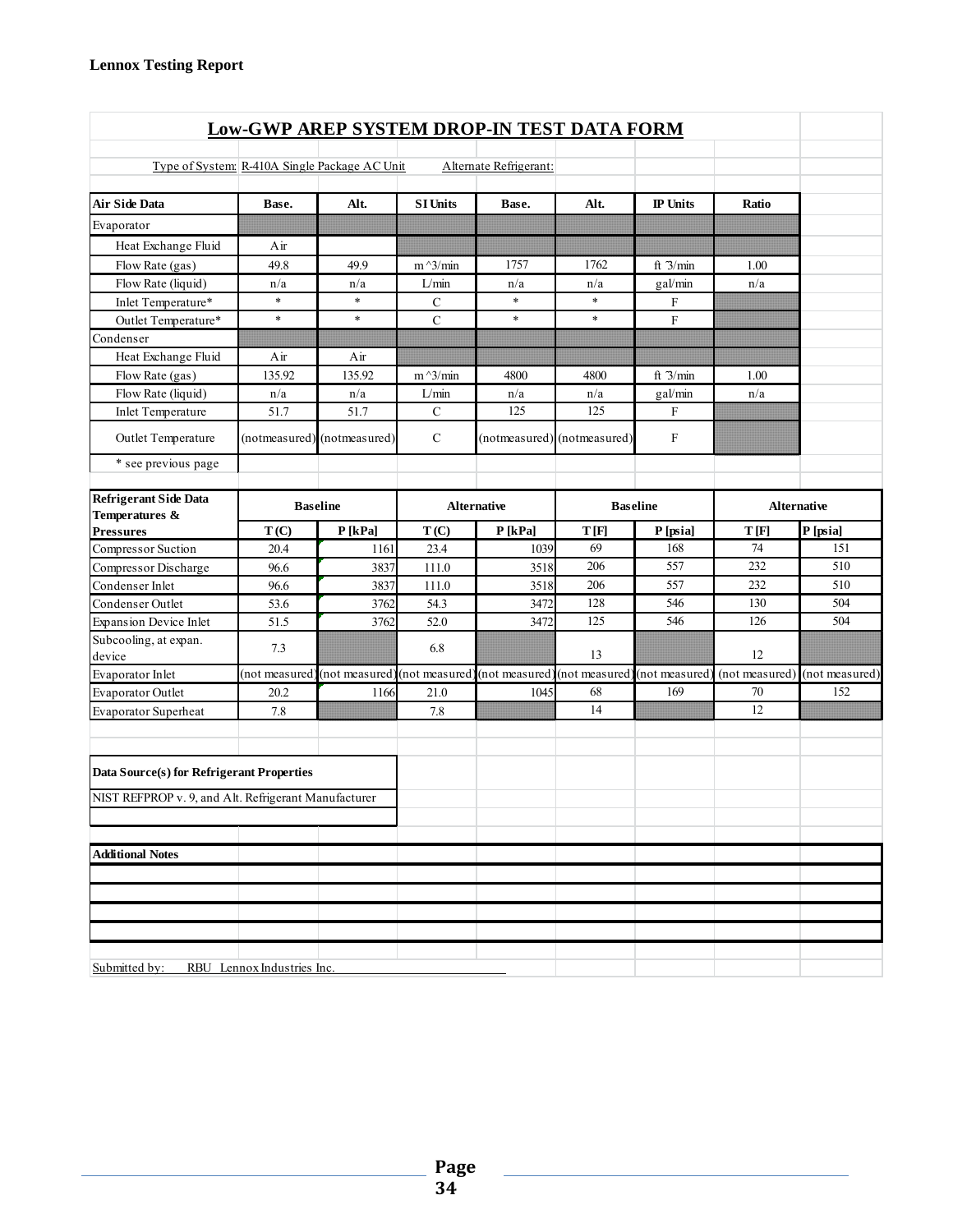**Lennox Testing Report**

## Low-GWP AREP SYSTEM DROP-IN TEST DATA FORM

Type of System: R-410A Single Package AC Unit    Alternate Refrigerant:

| Air Side Data | Base. | Alt. | SI Units | Base. | Alt. | IP Units | Ratio |
|---|---|---|---|---|---|---|---|
| Evaporator | | | | | | | |
| Heat Exchange Fluid | Air | | | | | | |
| Flow Rate (gas) | 49.8 | 49.9 | m^3/min | 1757 | 1762 | ft^3/min | 1.00 |
| Flow Rate (liquid) | n/a | n/a | L/min | n/a | n/a | gal/min | n/a |
| Inlet Temperature* | * | * | C | * | * | F | |
| Outlet Temperature* | * | * | C | * | * | F | |
| Condenser | | | | | | | |
| Heat Exchange Fluid | Air | Air | | | | | |
| Flow Rate (gas) | 135.92 | 135.92 | m^3/min | 4800 | 4800 | ft^3/min | 1.00 |
| Flow Rate (liquid) | n/a | n/a | L/min | n/a | n/a | gal/min | n/a |
| Inlet Temperature | 51.7 | 51.7 | C | 125 | 125 | F | |
| Outlet Temperature | (notmeasured) | (notmeasured) | C | (notmeasured) | (notmeasured) | F | |
| * see previous page | | | | | | | |

| Refrigerant Side Data Temperatures & Pressures | Baseline | | Alternative | | Baseline | | Alternative | |
|---|---|---|---|---|---|---|---|---|
| | T (C) | P [kPa] | T (C) | P [kPa] | T [F] | P [psia] | T [F] | P [psia] |
| Compressor Suction | 20.4 | 1161 | 23.4 | 1039 | 69 | 168 | 74 | 151 |
| Compressor Discharge | 96.6 | 3837 | 111.0 | 3518 | 206 | 557 | 232 | 510 |
| Condenser Inlet | 96.6 | 3837 | 111.0 | 3518 | 206 | 557 | 232 | 510 |
| Condenser Outlet | 53.6 | 3762 | 54.3 | 3472 | 128 | 546 | 130 | 504 |
| Expansion Device Inlet | 51.5 | 3762 | 52.0 | 3472 | 125 | 546 | 126 | 504 |
| Subcooling, at expan. device | 7.3 | | 6.8 | | 13 | | 12 | |
| Evaporator Inlet | (not measured) | (not measured) | (not measured) | (not measured) | (not measured) | (not measured) | (not measured) | (not measured) |
| Evaporator Outlet | 20.2 | 1166 | 21.0 | 1045 | 68 | 169 | 70 | 152 |
| Evaporator Superheat | 7.8 | | 7.8 | | 14 | | 12 | |

| Data Source(s) for Refrigerant Properties |
|---|
| NIST REFPROP v. 9, and Alt. Refrigerant Manufacturer |

**Additional Notes**

Submitted by: RBU Lennox Industries Inc.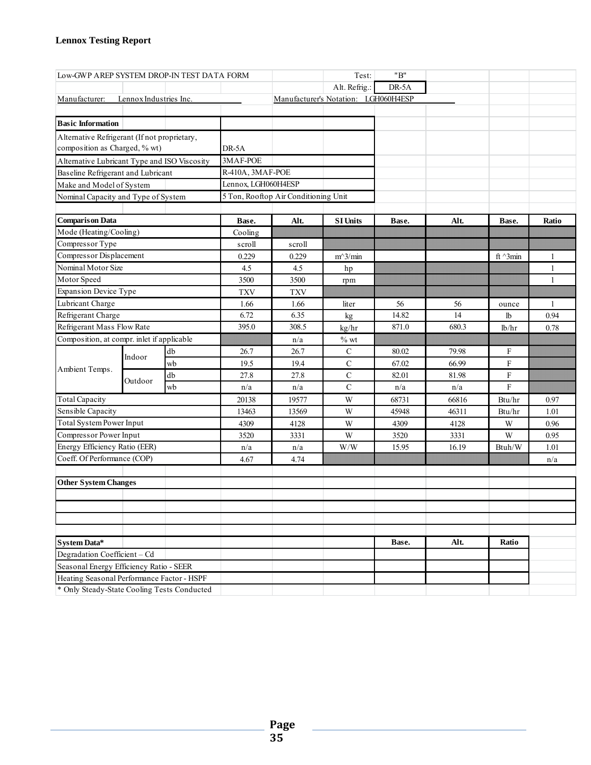**Lennox Testing Report**

| Low-GWP AREP SYSTEM DROP-IN TEST DATA FORM | | | | | Test: | "B" | | | |
|---|---|---|---|---|---|---|---|---|---|
| | | | | | Alt. Refrig.: | DR-5A | | | |
| Manufacturer: | Lennox Industries Inc. | | | Manufacturer's Notation: | LGH060H4ESP | | | | |

| **Basic Information** | |
|---|---|
| Alternative Refrigerant (If not proprietary, composition as Charged, % wt) | DR-5A |
| Alternative Lubricant Type and ISO Viscosity | 3MAF-POE |
| Baseline Refrigerant and Lubricant | R-410A, 3MAF-POE |
| Make and Model of System | Lennox, LGH060H4ESP |
| Nominal Capacity and Type of System | 5 Ton, Rooftop Air Conditioning Unit |

| **Comparison Data** | | | **Base.** | **Alt.** | **SI Units** | **Base.** | **Alt.** | **Base.** | **Ratio** |
|---|---|---|---|---|---|---|---|---|---|
| Mode (Heating/Cooling) | | | Cooling | | | | | | |
| Compressor Type | | | scroll | scroll | | | | | |
| Compressor Displacement | | | 0.229 | 0.229 | m^3/min | | | ft ^3min | 1 |
| Nominal Motor Size | | | 4.5 | 4.5 | hp | | | | 1 |
| Motor Speed | | | 3500 | 3500 | rpm | | | | 1 |
| Expansion Device Type | | | TXV | TXV | | | | | |
| Lubricant Charge | | | 1.66 | 1.66 | liter | 56 | 56 | ounce | 1 |
| Refrigerant Charge | | | 6.72 | 6.35 | kg | 14.82 | 14 | lb | 0.94 |
| Refrigerant Mass Flow Rate | | | 395.0 | 308.5 | kg/hr | 871.0 | 680.3 | lb/hr | 0.78 |
| Composition, at compr. inlet if applicable | | | | n/a | % wt | | | | |
| Ambient Temps. | Indoor | db | 26.7 | 26.7 | C | 80.02 | 79.98 | F | |
| | | wb | 19.5 | 19.4 | C | 67.02 | 66.99 | F | |
| | Outdoor | db | 27.8 | 27.8 | C | 82.01 | 81.98 | F | |
| | | wb | n/a | n/a | C | n/a | n/a | F | |
| Total Capacity | | | 20138 | 19577 | W | 68731 | 66816 | Btu/hr | 0.97 |
| Sensible Capacity | | | 13463 | 13569 | W | 45948 | 46311 | Btu/hr | 1.01 |
| Total System Power Input | | | 4309 | 4128 | W | 4309 | 4128 | W | 0.96 |
| Compressor Power Input | | | 3520 | 3331 | W | 3520 | 3331 | W | 0.95 |
| Energy Efficiency Ratio (EER) | | | n/a | n/a | W/W | 15.95 | 16.19 | Btuh/W | 1.01 |
| Coeff. Of Performance (COP) | | | 4.67 | 4.74 | | | | | n/a |

**Other System Changes**

| **System Data*** | **Base.** | **Alt.** | **Ratio** |
|---|---|---|---|
| Degradation Coefficient – Cd | | | |
| Seasonal Energy Efficiency Ratio - SEER | | | |
| Heating Seasonal Performance Factor - HSPF | | | |

\* Only Steady-State Cooling Tests Conducted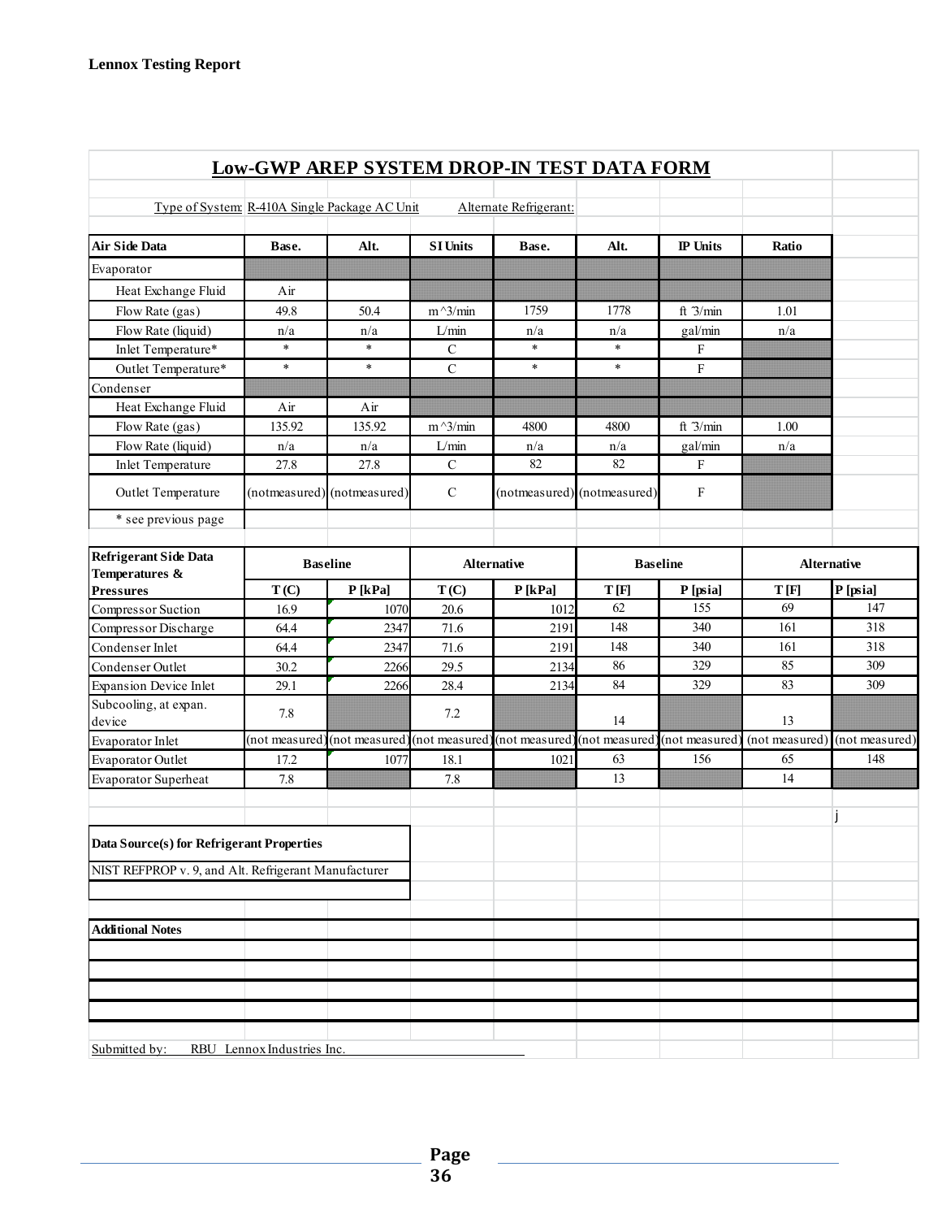## Low-GWP AREP SYSTEM DROP-IN TEST DATA FORM

Type of System: R-410A Single Package AC Unit    Alternate Refrigerant:

| Air Side Data | Base. | Alt. | SI Units | Base. | Alt. | IP Units | Ratio |
|---|---|---|---|---|---|---|---|
| Evaporator | | | | | | | |
| Heat Exchange Fluid | Air | | | | | | |
| Flow Rate (gas) | 49.8 | 50.4 | m^3/min | 1759 | 1778 | ft ^3/min | 1.01 |
| Flow Rate (liquid) | n/a | n/a | L/min | n/a | n/a | gal/min | n/a |
| Inlet Temperature* | * | * | C | * | * | F | |
| Outlet Temperature* | * | * | C | * | * | F | |
| Condenser | | | | | | | |
| Heat Exchange Fluid | Air | Air | | | | | |
| Flow Rate (gas) | 135.92 | 135.92 | m^3/min | 4800 | 4800 | ft ^3/min | 1.00 |
| Flow Rate (liquid) | n/a | n/a | L/min | n/a | n/a | gal/min | n/a |
| Inlet Temperature | 27.8 | 27.8 | C | 82 | 82 | F | |
| Outlet Temperature | (notmeasured) | (notmeasured) | C | (notmeasured) | (notmeasured) | F | |
| * see previous page | | | | | | | |

| Refrigerant Side Data Temperatures & Pressures | Baseline | | Alternative | | Baseline | | Alternative | |
|---|---|---|---|---|---|---|---|---|
| | T (C) | P [kPa] | T (C) | P [kPa] | T [F] | P [psia] | T [F] | P [psia] |
| Compressor Suction | 16.9 | 1070 | 20.6 | 1012 | 62 | 155 | 69 | 147 |
| Compressor Discharge | 64.4 | 2347 | 71.6 | 2191 | 148 | 340 | 161 | 318 |
| Condenser Inlet | 64.4 | 2347 | 71.6 | 2191 | 148 | 340 | 161 | 318 |
| Condenser Outlet | 30.2 | 2266 | 29.5 | 2134 | 86 | 329 | 85 | 309 |
| Expansion Device Inlet | 29.1 | 2266 | 28.4 | 2134 | 84 | 329 | 83 | 309 |
| Subcooling, at expan. device | 7.8 | | 7.2 | | 14 | | 13 | |
| Evaporator Inlet | (not measured) | (not measured) | (not measured) | (not measured) | (not measured) | (not measured) | (not measured) | (not measured) |
| Evaporator Outlet | 17.2 | 1077 | 18.1 | 1021 | 63 | 156 | 65 | 148 |
| Evaporator Superheat | 7.8 | | 7.8 | | 13 | | 14 | |

j

**Data Source(s) for Refrigerant Properties**

NIST REFPROP v. 9, and Alt. Refrigerant Manufacturer

**Additional Notes**

Submitted by: RBU Lennox Industries Inc.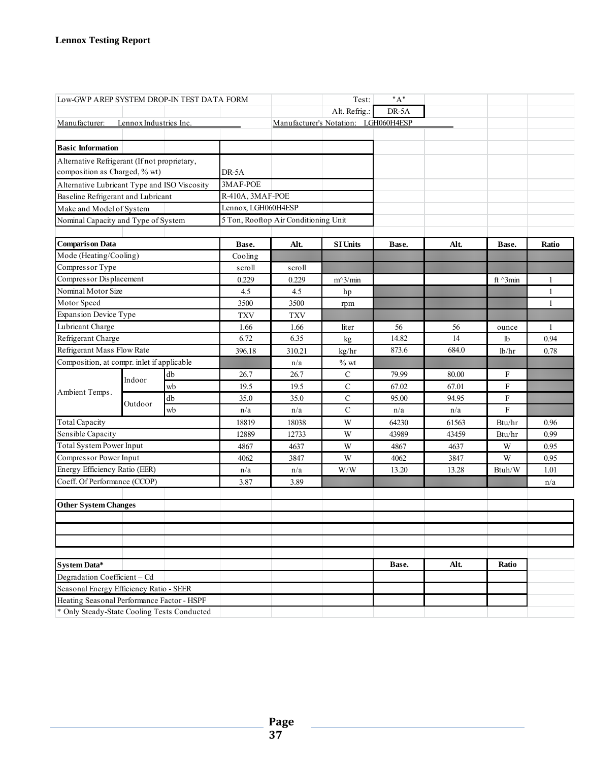**Lennox Testing Report**

| Low-GWP AREP SYSTEM DROP-IN TEST DATA FORM | | | | | Test: | "A" | | | |
|---|---|---|---|---|---|---|---|---|---|
| | | | | | Alt. Refrig.: | DR-5A | | | |
| Manufacturer: | Lennox Industries Inc. | | | Manufacturer's Notation: | LGH060H4ESP | | | | |

| Basic Information | |
|---|---|
| Alternative Refrigerant (If not proprietary, composition as Charged, % wt) | DR-5A |
| Alternative Lubricant Type and ISO Viscosity | 3MAF-POE |
| Baseline Refrigerant and Lubricant | R-410A, 3MAF-POE |
| Make and Model of System | Lennox, LGH060H4ESP |
| Nominal Capacity and Type of System | 5 Ton, Rooftop Air Conditioning Unit |

| Comparison Data | | | Base. | Alt. | SI Units | Base. | Alt. | Base. | Ratio |
|---|---|---|---|---|---|---|---|---|---|
| Mode (Heating/Cooling) | | | Cooling | | | | | | |
| Compressor Type | | | scroll | scroll | | | | | |
| Compressor Displacement | | | 0.229 | 0.229 | m^3/min | | | ft ^3min | 1 |
| Nominal Motor Size | | | 4.5 | 4.5 | hp | | | | 1 |
| Motor Speed | | | 3500 | 3500 | rpm | | | | 1 |
| Expansion Device Type | | | TXV | TXV | | | | | |
| Lubricant Charge | | | 1.66 | 1.66 | liter | 56 | 56 | ounce | 1 |
| Refrigerant Charge | | | 6.72 | 6.35 | kg | 14.82 | 14 | lb | 0.94 |
| Refrigerant Mass Flow Rate | | | 396.18 | 310.21 | kg/hr | 873.6 | 684.0 | lb/hr | 0.78 |
| Composition, at compr. inlet if applicable | | | | n/a | % wt | | | | |
| Ambient Temps. | Indoor | db | 26.7 | 26.7 | C | 79.99 | 80.00 | F | |
| | | wb | 19.5 | 19.5 | C | 67.02 | 67.01 | F | |
| | Outdoor | db | 35.0 | 35.0 | C | 95.00 | 94.95 | F | |
| | | wb | n/a | n/a | C | n/a | n/a | F | |
| Total Capacity | | | 18819 | 18038 | W | 64230 | 61563 | Btu/hr | 0.96 |
| Sensible Capacity | | | 12889 | 12733 | W | 43989 | 43459 | Btu/hr | 0.99 |
| Total System Power Input | | | 4867 | 4637 | W | 4867 | 4637 | W | 0.95 |
| Compressor Power Input | | | 4062 | 3847 | W | 4062 | 3847 | W | 0.95 |
| Energy Efficiency Ratio (EER) | | | n/a | n/a | W/W | 13.20 | 13.28 | Btuh/W | 1.01 |
| Coeff. Of Performance (CCOP) | | | 3.87 | 3.89 | | | | | n/a |

**Other System Changes**

| System Data* | Base. | Alt. | Ratio |
|---|---|---|---|
| Degradation Coefficient – Cd | | | |
| Seasonal Energy Efficiency Ratio - SEER | | | |
| Heating Seasonal Performance Factor - HSPF | | | |

\* Only Steady-State Cooling Tests Conducted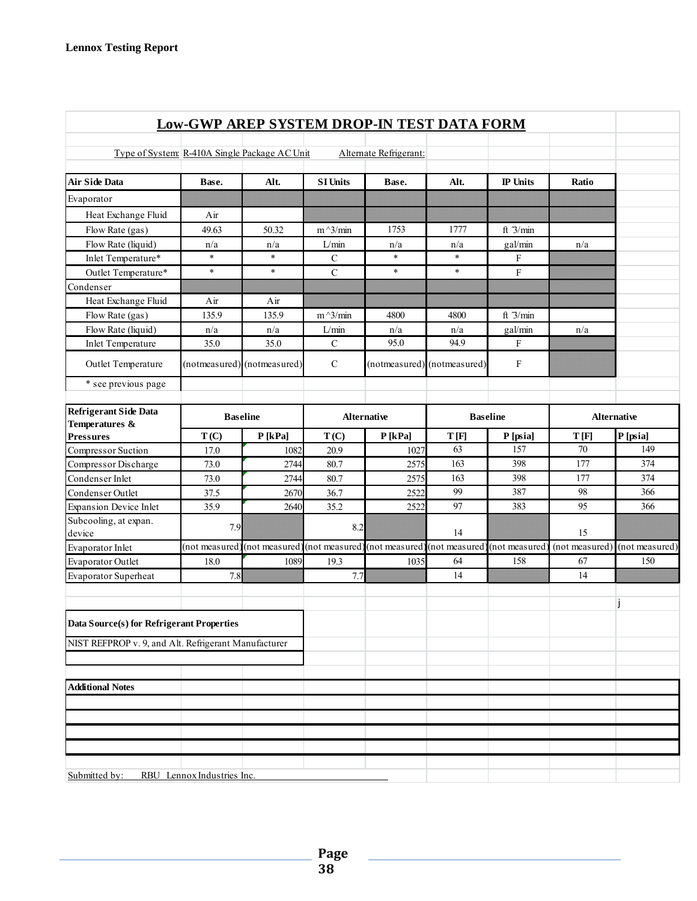## Low-GWP AREP SYSTEM DROP-IN TEST DATA FORM

Type of System: R-410A Single Package AC Unit    Alternate Refrigerant:

| Air Side Data | Base. | Alt. | SI Units | Base. | Alt. | IP Units | Ratio |
|---|---|---|---|---|---|---|---|
| Evaporator | | | | | | | |
| Heat Exchange Fluid | Air | | | | | | |
| Flow Rate (gas) | 49.63 | 50.32 | m^3/min | 1753 | 1777 | ft ^3/min | |
| Flow Rate (liquid) | n/a | n/a | L/min | n/a | n/a | gal/min | n/a |
| Inlet Temperature* | * | * | C | * | * | F | |
| Outlet Temperature* | * | * | C | * | * | F | |
| Condenser | | | | | | | |
| Heat Exchange Fluid | Air | Air | | | | | |
| Flow Rate (gas) | 135.9 | 135.9 | m^3/min | 4800 | 4800 | ft ^3/min | |
| Flow Rate (liquid) | n/a | n/a | L/min | n/a | n/a | gal/min | n/a |
| Inlet Temperature | 35.0 | 35.0 | C | 95.0 | 94.9 | F | |
| Outlet Temperature | (notmeasured) | (notmeasured) | C | (notmeasured) | (notmeasured) | F | |
| * see previous page | | | | | | | |

| Refrigerant Side Data Temperatures & Pressures | Baseline | | Alternative | | Baseline | | Alternative | |
|---|---|---|---|---|---|---|---|---|
| | T (C) | P [kPa] | T (C) | P [kPa] | T [F] | P [psia] | T [F] | P [psia] |
| Compressor Suction | 17.0 | 1082 | 20.9 | 1027 | 63 | 157 | 70 | 149 |
| Compressor Discharge | 73.0 | 2744 | 80.7 | 2575 | 163 | 398 | 177 | 374 |
| Condenser Inlet | 73.0 | 2744 | 80.7 | 2575 | 163 | 398 | 177 | 374 |
| Condenser Outlet | 37.5 | 2670 | 36.7 | 2522 | 99 | 387 | 98 | 366 |
| Expansion Device Inlet | 35.9 | 2640 | 35.2 | 2522 | 97 | 383 | 95 | 366 |
| Subcooling, at expan. device | 7.9 | | 8.2 | | 14 | | 15 | |
| Evaporator Inlet | (not measured) | (not measured) | (not measured) | (not measured) | (not measured) | (not measured) | (not measured) | (not measured) |
| Evaporator Outlet | 18.0 | 1089 | 19.3 | 1035 | 64 | 158 | 67 | 150 |
| Evaporator Superheat | 7.8 | | 7.7 | | 14 | | 14 | |

j

**Data Source(s) for Refrigerant Properties**

NIST REFPROP v. 9, and Alt. Refrigerant Manufacturer

**Additional Notes**

Submitted by: RBU Lennox Industries Inc.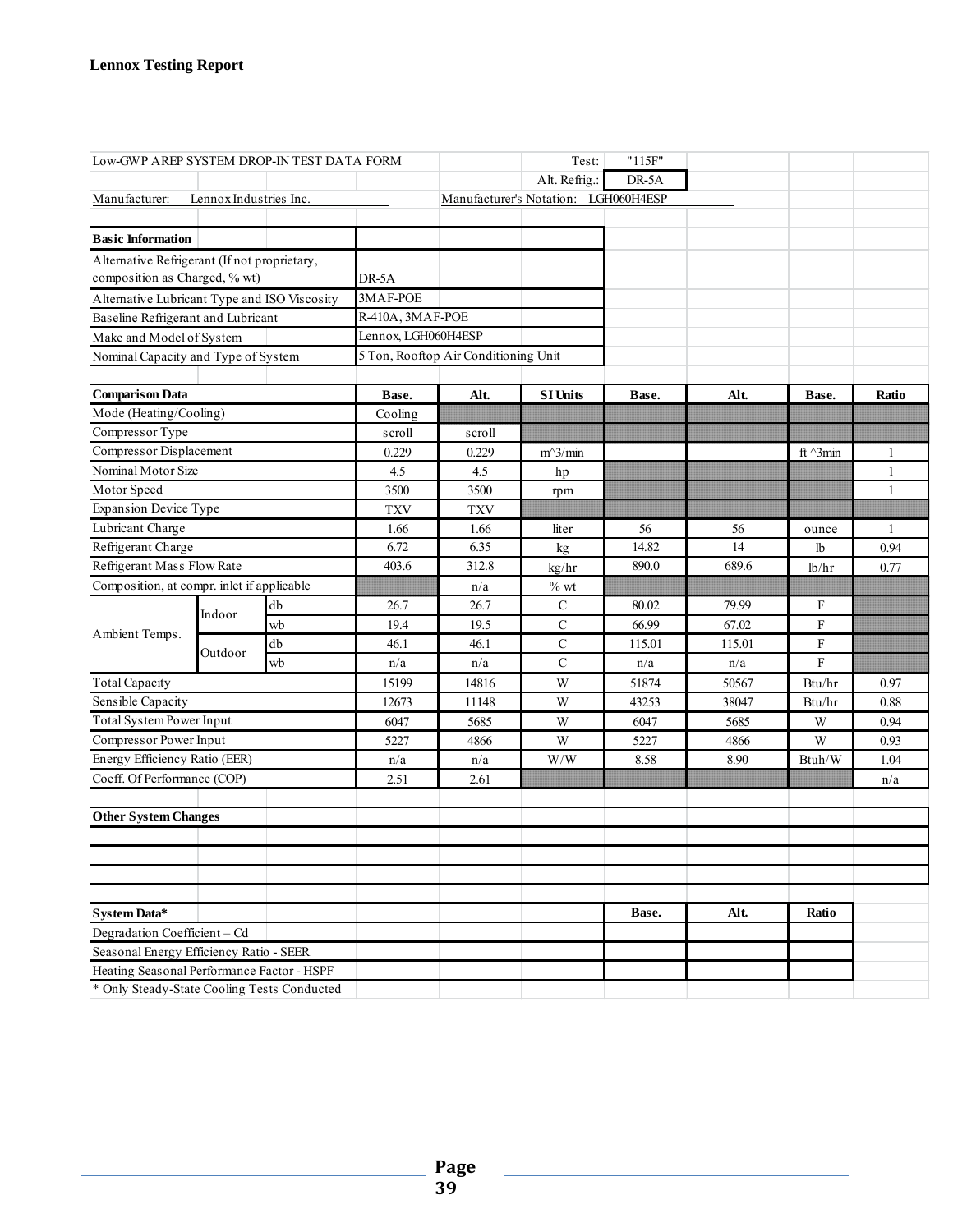Low-GWP AREP SYSTEM DROP-IN TEST DATA FORM

Test: "115F"

Alt. Refrig.: DR-5A

Manufacturer: Lennox Industries Inc.

Manufacturer's Notation: LGH060H4ESP

| Basic Information | |
|---|---|
| Alternative Refrigerant (If not proprietary, composition as Charged, % wt) | DR-5A |
| Alternative Lubricant Type and ISO Viscosity | 3MAF-POE |
| Baseline Refrigerant and Lubricant | R-410A, 3MAF-POE |
| Make and Model of System | Lennox, LGH060H4ESP |
| Nominal Capacity and Type of System | 5 Ton, Rooftop Air Conditioning Unit |

| Comparison Data | | | Base. | Alt. | SI Units | Base. | Alt. | Base. | Ratio |
|---|---|---|---|---|---|---|---|---|---|
| Mode (Heating/Cooling) | | | Cooling | | | | | | |
| Compressor Type | | | scroll | scroll | | | | | |
| Compressor Displacement | | | 0.229 | 0.229 | m^3/min | | | ft ^3min | 1 |
| Nominal Motor Size | | | 4.5 | 4.5 | hp | | | | 1 |
| Motor Speed | | | 3500 | 3500 | rpm | | | | 1 |
| Expansion Device Type | | | TXV | TXV | | | | | |
| Lubricant Charge | | | 1.66 | 1.66 | liter | 56 | 56 | ounce | 1 |
| Refrigerant Charge | | | 6.72 | 6.35 | kg | 14.82 | 14 | lb | 0.94 |
| Refrigerant Mass Flow Rate | | | 403.6 | 312.8 | kg/hr | 890.0 | 689.6 | lb/hr | 0.77 |
| Composition, at compr. inlet if applicable | | | | n/a | % wt | | | | |
| Ambient Temps. | Indoor | db | 26.7 | 26.7 | C | 80.02 | 79.99 | F | |
| | | wb | 19.4 | 19.5 | C | 66.99 | 67.02 | F | |
| | Outdoor | db | 46.1 | 46.1 | C | 115.01 | 115.01 | F | |
| | | wb | n/a | n/a | C | n/a | n/a | F | |
| Total Capacity | | | 15199 | 14816 | W | 51874 | 50567 | Btu/hr | 0.97 |
| Sensible Capacity | | | 12673 | 11148 | W | 43253 | 38047 | Btu/hr | 0.88 |
| Total System Power Input | | | 6047 | 5685 | W | 6047 | 5685 | W | 0.94 |
| Compressor Power Input | | | 5227 | 4866 | W | 5227 | 4866 | W | 0.93 |
| Energy Efficiency Ratio (EER) | | | n/a | n/a | W/W | 8.58 | 8.90 | Btuh/W | 1.04 |
| Coeff. Of Performance (COP) | | | 2.51 | 2.61 | | | | | n/a |

**Other System Changes**

| System Data* | Base. | Alt. | Ratio |
|---|---|---|---|
| Degradation Coefficient – Cd | | | |
| Seasonal Energy Efficiency Ratio - SEER | | | |
| Heating Seasonal Performance Factor - HSPF | | | |

* Only Steady-State Cooling Tests Conducted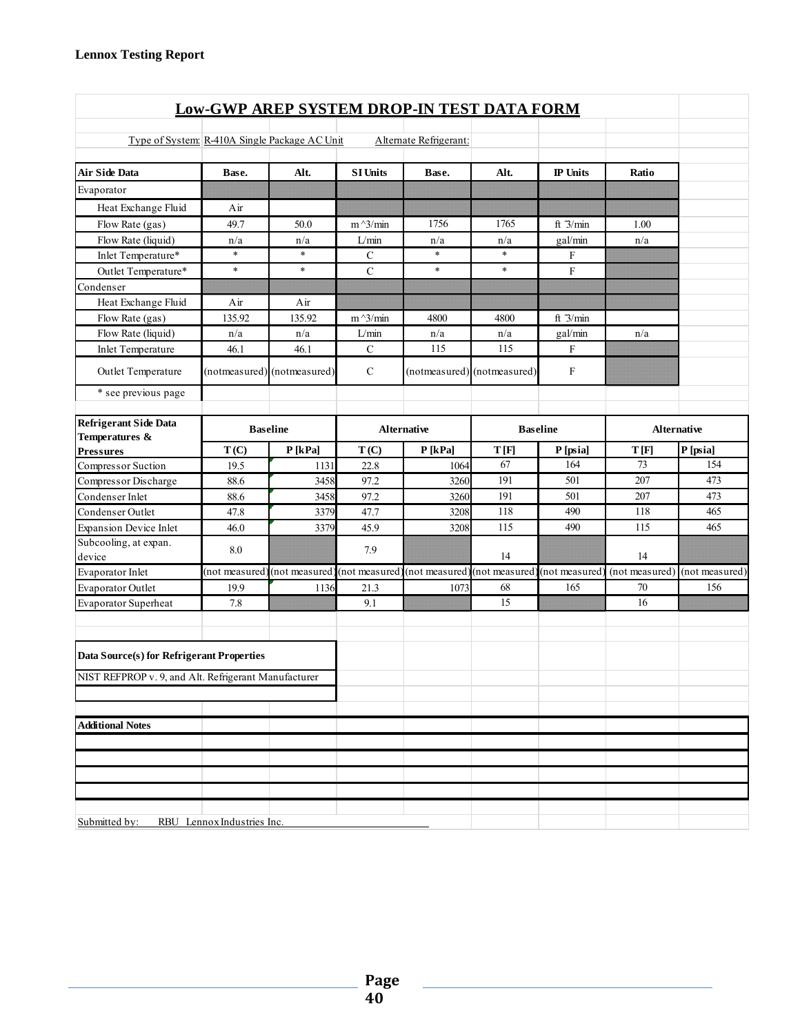**Lennox Testing Report**

## Low-GWP AREP SYSTEM DROP-IN TEST DATA FORM

Type of System: R-410A Single Package AC Unit    Alternate Refrigerant:

| Air Side Data | Base. | Alt. | SI Units | Base. | Alt. | IP Units | Ratio |
|---|---|---|---|---|---|---|---|
| Evaporator | | | | | | | |
| Heat Exchange Fluid | Air | | | | | | |
| Flow Rate (gas) | 49.7 | 50.0 | m^3/min | 1756 | 1765 | ft^3/min | 1.00 |
| Flow Rate (liquid) | n/a | n/a | L/min | n/a | n/a | gal/min | n/a |
| Inlet Temperature* | * | * | C | * | * | F | |
| Outlet Temperature* | * | * | C | * | * | F | |
| Condenser | | | | | | | |
| Heat Exchange Fluid | Air | Air | | | | | |
| Flow Rate (gas) | 135.92 | 135.92 | m^3/min | 4800 | 4800 | ft^3/min | |
| Flow Rate (liquid) | n/a | n/a | L/min | n/a | n/a | gal/min | n/a |
| Inlet Temperature | 46.1 | 46.1 | C | 115 | 115 | F | |
| Outlet Temperature | (notmeasured) | (notmeasured) | C | (notmeasured) | (notmeasured) | F | |
| * see previous page | | | | | | | |

| Refrigerant Side Data Temperatures & Pressures | Baseline | | Alternative | | Baseline | | Alternative | |
|---|---|---|---|---|---|---|---|---|
| | T (C) | P [kPa] | T (C) | P [kPa] | T [F] | P [psia] | T [F] | P [psia] |
| Compressor Suction | 19.5 | 1131 | 22.8 | 1064 | 67 | 164 | 73 | 154 |
| Compressor Discharge | 88.6 | 3458 | 97.2 | 3260 | 191 | 501 | 207 | 473 |
| Condenser Inlet | 88.6 | 3458 | 97.2 | 3260 | 191 | 501 | 207 | 473 |
| Condenser Outlet | 47.8 | 3379 | 47.7 | 3208 | 118 | 490 | 118 | 465 |
| Expansion Device Inlet | 46.0 | 3379 | 45.9 | 3208 | 115 | 490 | 115 | 465 |
| Subcooling, at expan. device | 8.0 | | 7.9 | | 14 | | 14 | |
| Evaporator Inlet | (not measured) | (not measured) | (not measured) | (not measured) | (not measured) | (not measured) | (not measured) | (not measured) |
| Evaporator Outlet | 19.9 | 1136 | 21.3 | 1073 | 68 | 165 | 70 | 156 |
| Evaporator Superheat | 7.8 | | 9.1 | | 15 | | 16 | |

**Data Source(s) for Refrigerant Properties**

NIST REFPROP v. 9, and Alt. Refrigerant Manufacturer

**Additional Notes**

Submitted by: RBU Lennox Industries Inc.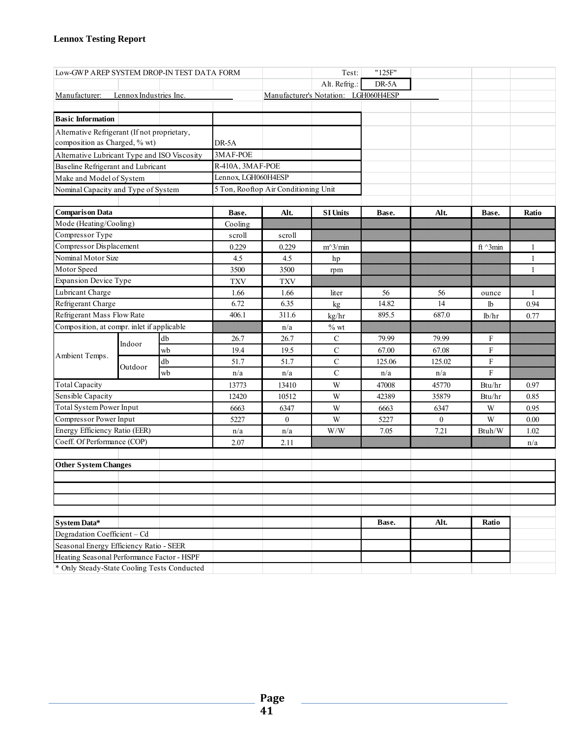**Lennox Testing Report**

| Low-GWP AREP SYSTEM DROP-IN TEST DATA FORM | | | | | Test: | "125F" | | | |
|---|---|---|---|---|---|---|---|---|---|
| | | | | | Alt. Refrig.: | DR-5A | | | |
| Manufacturer: | Lennox Industries Inc. | | | Manufacturer's Notation: | | LGH060H4ESP | | | |

| **Basic Information** | |
|---|---|
| Alternative Refrigerant (If not proprietary, composition as Charged, % wt) | DR-5A |
| Alternative Lubricant Type and ISO Viscosity | 3MAF-POE |
| Baseline Refrigerant and Lubricant | R-410A, 3MAF-POE |
| Make and Model of System | Lennox, LGH060H4ESP |
| Nominal Capacity and Type of System | 5 Ton, Rooftop Air Conditioning Unit |

| **Comparison Data** | | | **Base.** | **Alt.** | **SI Units** | **Base.** | **Alt.** | **Base.** | **Ratio** |
|---|---|---|---|---|---|---|---|---|---|
| Mode (Heating/Cooling) | | | Cooling | | | | | | |
| Compressor Type | | | scroll | scroll | | | | | |
| Compressor Displacement | | | 0.229 | 0.229 | m^3/min | | | ft ^3min | 1 |
| Nominal Motor Size | | | 4.5 | 4.5 | hp | | | | 1 |
| Motor Speed | | | 3500 | 3500 | rpm | | | | 1 |
| Expansion Device Type | | | TXV | TXV | | | | | |
| Lubricant Charge | | | 1.66 | 1.66 | liter | 56 | 56 | ounce | 1 |
| Refrigerant Charge | | | 6.72 | 6.35 | kg | 14.82 | 14 | lb | 0.94 |
| Refrigerant Mass Flow Rate | | | 406.1 | 311.6 | kg/hr | 895.5 | 687.0 | lb/hr | 0.77 |
| Composition, at compr. inlet if applicable | | | | n/a | % wt | | | | |
| Ambient Temps. | Indoor | db | 26.7 | 26.7 | C | 79.99 | 79.99 | F | |
| | | wb | 19.4 | 19.5 | C | 67.00 | 67.08 | F | |
| | Outdoor | db | 51.7 | 51.7 | C | 125.06 | 125.02 | F | |
| | | wb | n/a | n/a | C | n/a | n/a | F | |
| Total Capacity | | | 13773 | 13410 | W | 47008 | 45770 | Btu/hr | 0.97 |
| Sensible Capacity | | | 12420 | 10512 | W | 42389 | 35879 | Btu/hr | 0.85 |
| Total System Power Input | | | 6663 | 6347 | W | 6663 | 6347 | W | 0.95 |
| Compressor Power Input | | | 5227 | 0 | W | 5227 | 0 | W | 0.00 |
| Energy Efficiency Ratio (EER) | | | n/a | n/a | W/W | 7.05 | 7.21 | Btuh/W | 1.02 |
| Coeff. Of Performance (COP) | | | 2.07 | 2.11 | | | | | n/a |

| **Other System Changes** |
|---|
| |
| |
| |

| **System Data*** | **Base.** | **Alt.** | **Ratio** |
|---|---|---|---|
| Degradation Coefficient – Cd | | | |
| Seasonal Energy Efficiency Ratio - SEER | | | |
| Heating Seasonal Performance Factor - HSPF | | | |

\* Only Steady-State Cooling Tests Conducted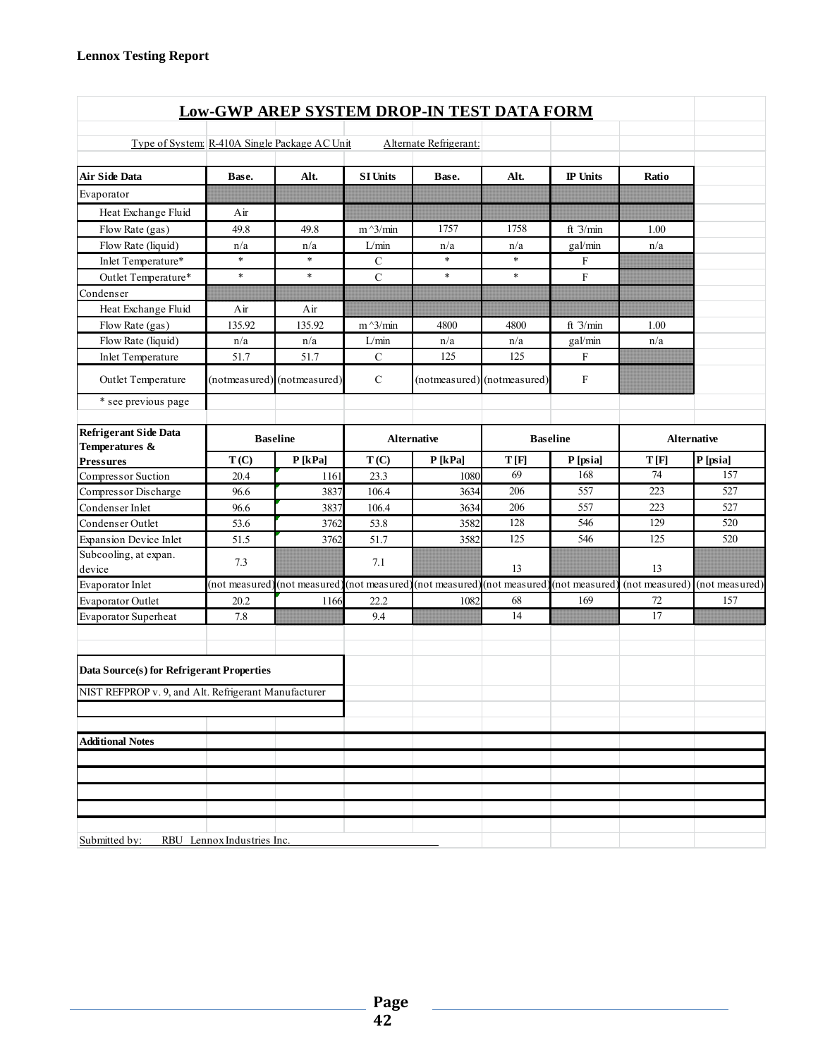**Lennox Testing Report**

## Low-GWP AREP SYSTEM DROP-IN TEST DATA FORM

Type of System: R-410A Single Package AC Unit Alternate Refrigerant:

| Air Side Data | Base. | Alt. | SI Units | Base. | Alt. | IP Units | Ratio |
|---|---|---|---|---|---|---|---|
| Evaporator | | | | | | | |
| Heat Exchange Fluid | Air | | | | | | |
| Flow Rate (gas) | 49.8 | 49.8 | m^3/min | 1757 | 1758 | ft^3/min | 1.00 |
| Flow Rate (liquid) | n/a | n/a | L/min | n/a | n/a | gal/min | n/a |
| Inlet Temperature* | * | * | C | * | * | F | |
| Outlet Temperature* | * | * | C | * | * | F | |
| Condenser | | | | | | | |
| Heat Exchange Fluid | Air | Air | | | | | |
| Flow Rate (gas) | 135.92 | 135.92 | m^3/min | 4800 | 4800 | ft^3/min | 1.00 |
| Flow Rate (liquid) | n/a | n/a | L/min | n/a | n/a | gal/min | n/a |
| Inlet Temperature | 51.7 | 51.7 | C | 125 | 125 | F | |
| Outlet Temperature | (notmeasured) | (notmeasured) | C | (notmeasured) | (notmeasured) | F | |
| * see previous page | | | | | | | |

| Refrigerant Side Data Temperatures & Pressures | Baseline | | Alternative | | Baseline | | Alternative | |
|---|---|---|---|---|---|---|---|---|
| | T (C) | P [kPa] | T (C) | P [kPa] | T [F] | P [psia] | T [F] | P [psia] |
| Compressor Suction | 20.4 | 1161 | 23.3 | 1080 | 69 | 168 | 74 | 157 |
| Compressor Discharge | 96.6 | 3837 | 106.4 | 3634 | 206 | 557 | 223 | 527 |
| Condenser Inlet | 96.6 | 3837 | 106.4 | 3634 | 206 | 557 | 223 | 527 |
| Condenser Outlet | 53.6 | 3762 | 53.8 | 3582 | 128 | 546 | 129 | 520 |
| Expansion Device Inlet | 51.5 | 3762 | 51.7 | 3582 | 125 | 546 | 125 | 520 |
| Subcooling, at expan. device | 7.3 | | 7.1 | | 13 | | 13 | |
| Evaporator Inlet | (not measured) | (not measured) | (not measured) | (not measured) | (not measured) | (not measured) | (not measured) | (not measured) |
| Evaporator Outlet | 20.2 | 1166 | 22.2 | 1082 | 68 | 169 | 72 | 157 |
| Evaporator Superheat | 7.8 | | 9.4 | | 14 | | 17 | |

**Data Source(s) for Refrigerant Properties**

NIST REFPROP v. 9, and Alt. Refrigerant Manufacturer

**Additional Notes**

Submitted by: RBU Lennox Industries Inc.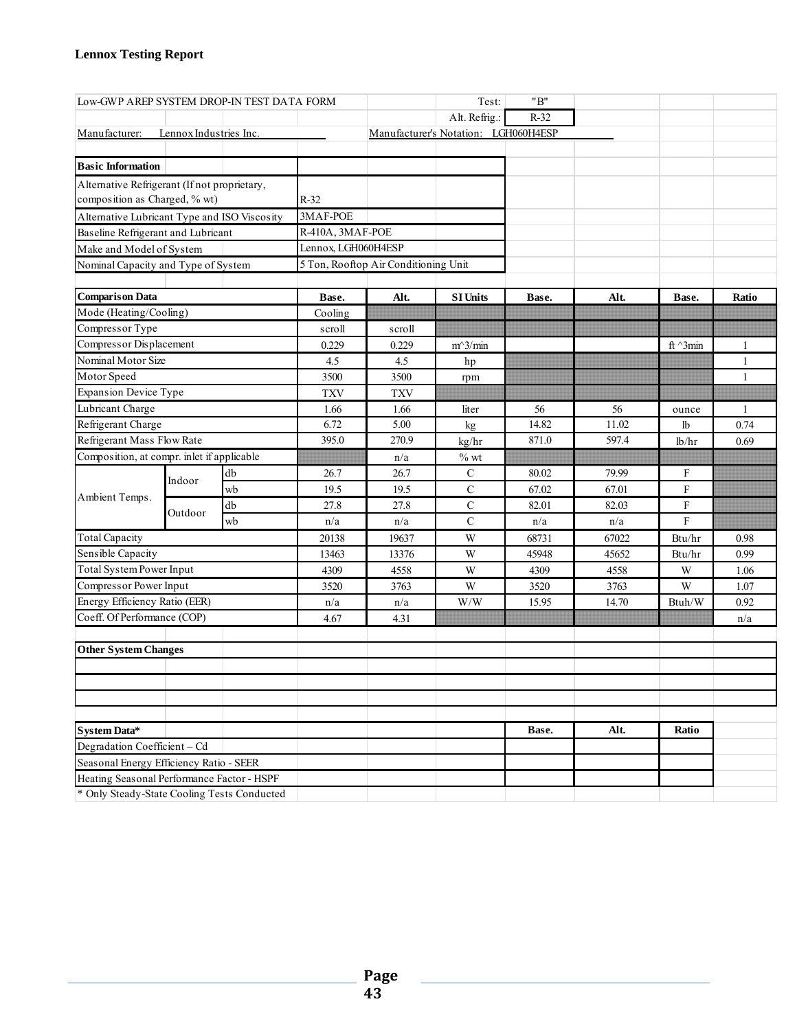**Lennox Testing Report**

| Low-GWP AREP SYSTEM DROP-IN TEST DATA FORM | | | | | Test: | "B" | | | |
|---|---|---|---|---|---|---|---|---|---|
| | | | | | Alt. Refrig.: | R-32 | | | |
| Manufacturer: | Lennox Industries Inc. | | | Manufacturer's Notation: LGH060H4ESP | | | | | |

| Basic Information | |
|---|---|
| Alternative Refrigerant (If not proprietary, composition as Charged, % wt) | R-32 |
| Alternative Lubricant Type and ISO Viscosity | 3MAF-POE |
| Baseline Refrigerant and Lubricant | R-410A, 3MAF-POE |
| Make and Model of System | Lennox, LGH060H4ESP |
| Nominal Capacity and Type of System | 5 Ton, Rooftop Air Conditioning Unit |

| Comparison Data | | | Base. | Alt. | SI Units | Base. | Alt. | Base. | Ratio |
|---|---|---|---|---|---|---|---|---|---|
| Mode (Heating/Cooling) | | | Cooling | | | | | | |
| Compressor Type | | | scroll | scroll | | | | | |
| Compressor Displacement | | | 0.229 | 0.229 | m^3/min | | | ft ^3min | 1 |
| Nominal Motor Size | | | 4.5 | 4.5 | hp | | | | 1 |
| Motor Speed | | | 3500 | 3500 | rpm | | | | 1 |
| Expansion Device Type | | | TXV | TXV | | | | | |
| Lubricant Charge | | | 1.66 | 1.66 | liter | 56 | 56 | ounce | 1 |
| Refrigerant Charge | | | 6.72 | 5.00 | kg | 14.82 | 11.02 | lb | 0.74 |
| Refrigerant Mass Flow Rate | | | 395.0 | 270.9 | kg/hr | 871.0 | 597.4 | lb/hr | 0.69 |
| Composition, at compr. inlet if applicable | | | | n/a | % wt | | | | |
| Ambient Temps. | Indoor | db | 26.7 | 26.7 | C | 80.02 | 79.99 | F | |
| | | wb | 19.5 | 19.5 | C | 67.02 | 67.01 | F | |
| | Outdoor | db | 27.8 | 27.8 | C | 82.01 | 82.03 | F | |
| | | wb | n/a | n/a | C | n/a | n/a | F | |
| Total Capacity | | | 20138 | 19637 | W | 68731 | 67022 | Btu/hr | 0.98 |
| Sensible Capacity | | | 13463 | 13376 | W | 45948 | 45652 | Btu/hr | 0.99 |
| Total System Power Input | | | 4309 | 4558 | W | 4309 | 4558 | W | 1.06 |
| Compressor Power Input | | | 3520 | 3763 | W | 3520 | 3763 | W | 1.07 |
| Energy Efficiency Ratio (EER) | | | n/a | n/a | W/W | 15.95 | 14.70 | Btuh/W | 0.92 |
| Coeff. Of Performance (COP) | | | 4.67 | 4.31 | | | | | n/a |

| Other System Changes |
|---|
| |
| |
| |

| System Data* | Base. | Alt. | Ratio |
|---|---|---|---|
| Degradation Coefficient – Cd | | | |
| Seasonal Energy Efficiency Ratio - SEER | | | |
| Heating Seasonal Performance Factor - HSPF | | | |

\* Only Steady-State Cooling Tests Conducted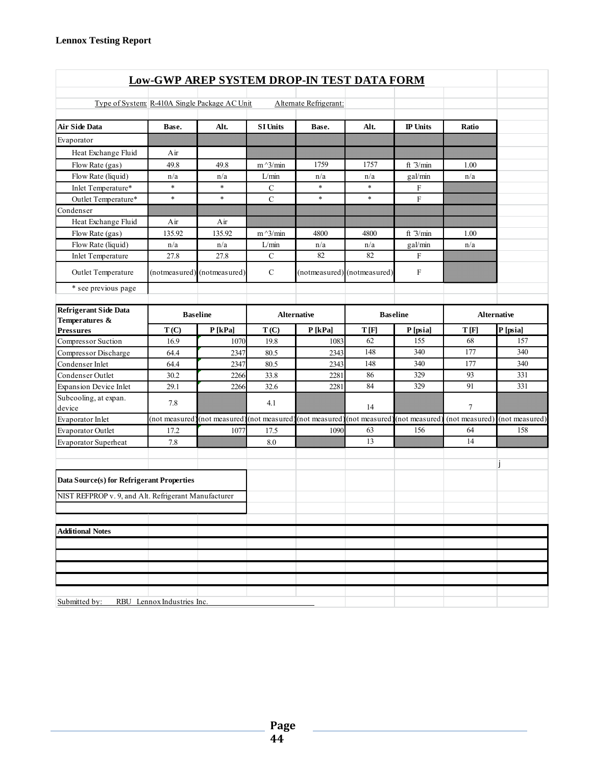**Lennox Testing Report**

## Low-GWP AREP SYSTEM DROP-IN TEST DATA FORM

Type of System: R-410A Single Package AC Unit    Alternate Refrigerant:

| Air Side Data | Base. | Alt. | SI Units | Base. | Alt. | IP Units | Ratio |
|---|---|---|---|---|---|---|---|
| Evaporator | | | | | | | |
| Heat Exchange Fluid | Air | | | | | | |
| Flow Rate (gas) | 49.8 | 49.8 | m^3/min | 1759 | 1757 | ft ^3/min | 1.00 |
| Flow Rate (liquid) | n/a | n/a | L/min | n/a | n/a | gal/min | n/a |
| Inlet Temperature* | * | * | C | * | * | F | |
| Outlet Temperature* | * | * | C | * | * | F | |
| Condenser | | | | | | | |
| Heat Exchange Fluid | Air | Air | | | | | |
| Flow Rate (gas) | 135.92 | 135.92 | m^3/min | 4800 | 4800 | ft ^3/min | 1.00 |
| Flow Rate (liquid) | n/a | n/a | L/min | n/a | n/a | gal/min | n/a |
| Inlet Temperature | 27.8 | 27.8 | C | 82 | 82 | F | |
| Outlet Temperature | (notmeasured) | (notmeasured) | C | (notmeasured) | (notmeasured) | F | |
| * see previous page | | | | | | | |

| Refrigerant Side Data Temperatures & Pressures | Baseline | | Alternative | | Baseline | | Alternative | |
|---|---|---|---|---|---|---|---|---|
| | T (C) | P [kPa] | T (C) | P [kPa] | T [F] | P [psia] | T [F] | P [psia] |
| Compressor Suction | 16.9 | 1070 | 19.8 | 1083 | 62 | 155 | 68 | 157 |
| Compressor Discharge | 64.4 | 2347 | 80.5 | 2343 | 148 | 340 | 177 | 340 |
| Condenser Inlet | 64.4 | 2347 | 80.5 | 2343 | 148 | 340 | 177 | 340 |
| Condenser Outlet | 30.2 | 2266 | 33.8 | 2281 | 86 | 329 | 93 | 331 |
| Expansion Device Inlet | 29.1 | 2266 | 32.6 | 2281 | 84 | 329 | 91 | 331 |
| Subcooling, at expan. device | 7.8 | | 4.1 | | 14 | | 7 | |
| Evaporator Inlet | (not measured) | (not measured) | (not measured) | (not measured) | (not measured) | (not measured) | (not measured) | (not measured) |
| Evaporator Outlet | 17.2 | 1077 | 17.5 | 1090 | 63 | 156 | 64 | 158 |
| Evaporator Superheat | 7.8 | | 8.0 | | 13 | | 14 | |

j

**Data Source(s) for Refrigerant Properties**

NIST REFPROP v. 9, and Alt. Refrigerant Manufacturer

**Additional Notes**

Submitted by: RBU Lennox Industries Inc.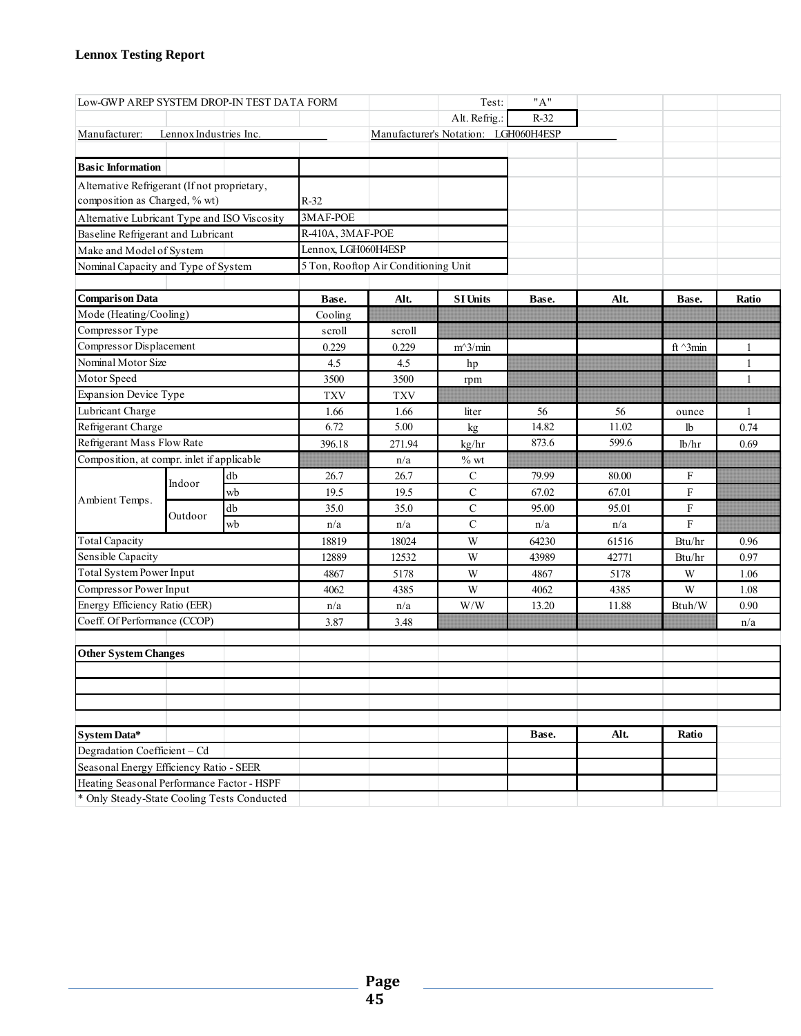**Lennox Testing Report**

| Low-GWP AREP SYSTEM DROP-IN TEST DATA FORM | | | | | Test: | "A" | | | |
|---|---|---|---|---|---|---|---|---|---|
| | | | | | Alt. Refrig.: | R-32 | | | |
| Manufacturer: Lennox Industries Inc. | | | | Manufacturer's Notation: LGH060H4ESP | | | | | |

| Basic Information | |
|---|---|
| Alternative Refrigerant (If not proprietary, composition as Charged, % wt) | R-32 |
| Alternative Lubricant Type and ISO Viscosity | 3MAF-POE |
| Baseline Refrigerant and Lubricant | R-410A, 3MAF-POE |
| Make and Model of System | Lennox, LGH060H4ESP |
| Nominal Capacity and Type of System | 5 Ton, Rooftop Air Conditioning Unit |

| Comparison Data | | | Base. | Alt. | SI Units | Base. | Alt. | Base. | Ratio |
|---|---|---|---|---|---|---|---|---|---|
| Mode (Heating/Cooling) | | | Cooling | | | | | | |
| Compressor Type | | | scroll | scroll | | | | | |
| Compressor Displacement | | | 0.229 | 0.229 | m^3/min | | | ft ^3min | 1 |
| Nominal Motor Size | | | 4.5 | 4.5 | hp | | | | 1 |
| Motor Speed | | | 3500 | 3500 | rpm | | | | 1 |
| Expansion Device Type | | | TXV | TXV | | | | | |
| Lubricant Charge | | | 1.66 | 1.66 | liter | 56 | 56 | ounce | 1 |
| Refrigerant Charge | | | 6.72 | 5.00 | kg | 14.82 | 11.02 | lb | 0.74 |
| Refrigerant Mass Flow Rate | | | 396.18 | 271.94 | kg/hr | 873.6 | 599.6 | lb/hr | 0.69 |
| Composition, at compr. inlet if applicable | | | | n/a | % wt | | | | |
| Ambient Temps. | Indoor | db | 26.7 | 26.7 | C | 79.99 | 80.00 | F | |
| | | wb | 19.5 | 19.5 | C | 67.02 | 67.01 | F | |
| | Outdoor | db | 35.0 | 35.0 | C | 95.00 | 95.01 | F | |
| | | wb | n/a | n/a | C | n/a | n/a | F | |
| Total Capacity | | | 18819 | 18024 | W | 64230 | 61516 | Btu/hr | 0.96 |
| Sensible Capacity | | | 12889 | 12532 | W | 43989 | 42771 | Btu/hr | 0.97 |
| Total System Power Input | | | 4867 | 5178 | W | 4867 | 5178 | W | 1.06 |
| Compressor Power Input | | | 4062 | 4385 | W | 4062 | 4385 | W | 1.08 |
| Energy Efficiency Ratio (EER) | | | n/a | n/a | W/W | 13.20 | 11.88 | Btuh/W | 0.90 |
| Coeff. Of Performance (CCOP) | | | 3.87 | 3.48 | | | | | n/a |

| Other System Changes |
|---|
| |
| |
| |

| System Data* | Base. | Alt. | Ratio |
|---|---|---|---|
| Degradation Coefficient – Cd | | | |
| Seasonal Energy Efficiency Ratio - SEER | | | |
| Heating Seasonal Performance Factor - HSPF | | | |

\* Only Steady-State Cooling Tests Conducted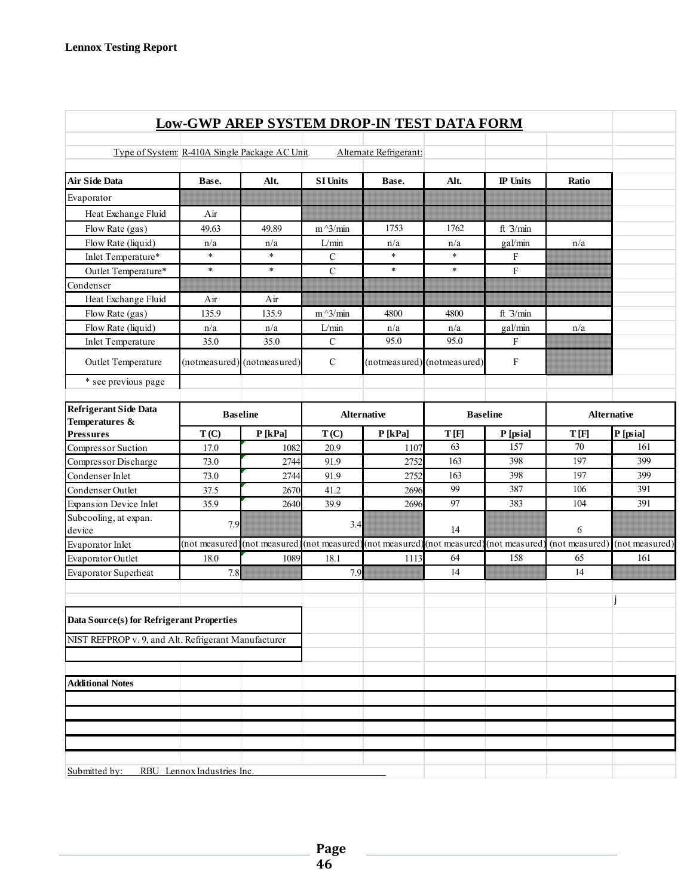**Lennox Testing Report**

## Low-GWP AREP SYSTEM DROP-IN TEST DATA FORM

Type of System: R-410A Single Package AC Unit Alternate Refrigerant:

| Air Side Data | Base. | Alt. | SI Units | Base. | Alt. | IP Units | Ratio |
|---|---|---|---|---|---|---|---|
| Evaporator | | | | | | | |
| Heat Exchange Fluid | Air | | | | | | |
| Flow Rate (gas) | 49.63 | 49.89 | m^3/min | 1753 | 1762 | ft ^3/min | |
| Flow Rate (liquid) | n/a | n/a | L/min | n/a | n/a | gal/min | n/a |
| Inlet Temperature* | * | * | C | * | * | F | |
| Outlet Temperature* | * | * | C | * | * | F | |
| Condenser | | | | | | | |
| Heat Exchange Fluid | Air | Air | | | | | |
| Flow Rate (gas) | 135.9 | 135.9 | m^3/min | 4800 | 4800 | ft ^3/min | |
| Flow Rate (liquid) | n/a | n/a | L/min | n/a | n/a | gal/min | n/a |
| Inlet Temperature | 35.0 | 35.0 | C | 95.0 | 95.0 | F | |
| Outlet Temperature | (notmeasured) | (notmeasured) | C | (notmeasured) | (notmeasured) | F | |
| * see previous page | | | | | | | |

| Refrigerant Side Data Temperatures & Pressures | Baseline | | Alternative | | Baseline | | Alternative | |
|---|---|---|---|---|---|---|---|---|
| | T (C) | P [kPa] | T (C) | P [kPa] | T [F] | P [psia] | T [F] | P [psia] |
| Compressor Suction | 17.0 | 1082 | 20.9 | 1107 | 63 | 157 | 70 | 161 |
| Compressor Discharge | 73.0 | 2744 | 91.9 | 2752 | 163 | 398 | 197 | 399 |
| Condenser Inlet | 73.0 | 2744 | 91.9 | 2752 | 163 | 398 | 197 | 399 |
| Condenser Outlet | 37.5 | 2670 | 41.2 | 2696 | 99 | 387 | 106 | 391 |
| Expansion Device Inlet | 35.9 | 2640 | 39.9 | 2696 | 97 | 383 | 104 | 391 |
| Subcooling, at expan. device | 7.9 | | 3.4 | | 14 | | 6 | |
| Evaporator Inlet | (not measured) | (not measured) | (not measured) | (not measured) | (not measured) | (not measured) | (not measured) | (not measured) |
| Evaporator Outlet | 18.0 | 1089 | 18.1 | 1113 | 64 | 158 | 65 | 161 |
| Evaporator Superheat | 7.8 | | 7.9 | | 14 | | 14 | |

j

**Data Source(s) for Refrigerant Properties**

NIST REFPROP v. 9, and Alt. Refrigerant Manufacturer

**Additional Notes**

Submitted by: RBU Lennox Industries Inc.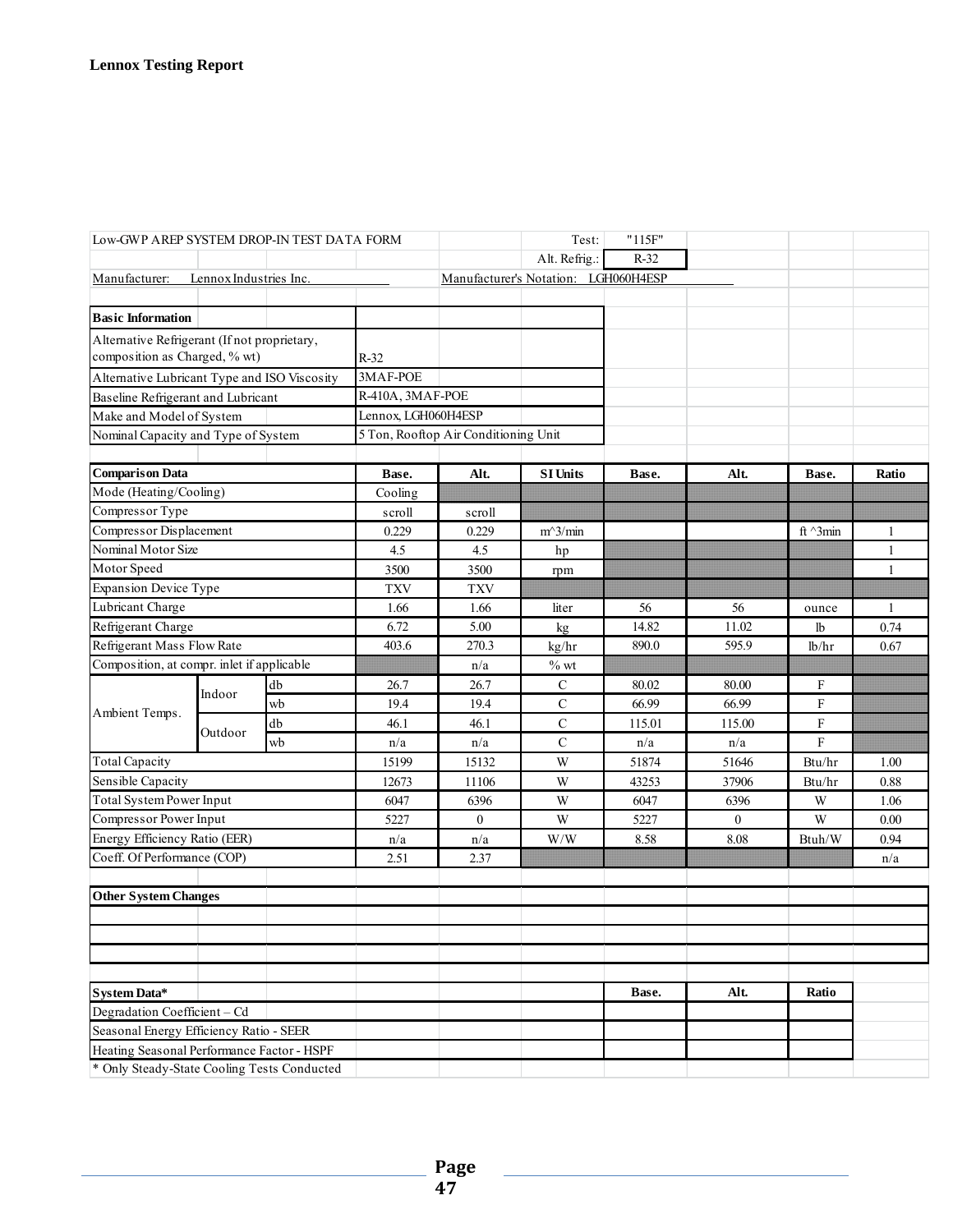**Lennox Testing Report**

Low-GWP AREP SYSTEM DROP-IN TEST DATA FORM

Test: "115F"

Alt. Refrig.: R-32

Manufacturer: Lennox Industries Inc.

Manufacturer's Notation: LGH060H4ESP

| Basic Information | |
|---|---|
| Alternative Refrigerant (If not proprietary, composition as Charged, % wt) | R-32 |
| Alternative Lubricant Type and ISO Viscosity | 3MAF-POE |
| Baseline Refrigerant and Lubricant | R-410A, 3MAF-POE |
| Make and Model of System | Lennox, LGH060H4ESP |
| Nominal Capacity and Type of System | 5 Ton, Rooftop Air Conditioning Unit |

| Comparison Data | | | Base. | Alt. | SI Units | Base. | Alt. | Base. | Ratio |
|---|---|---|---|---|---|---|---|---|---|
| Mode (Heating/Cooling) | | | Cooling | | | | | | |
| Compressor Type | | | scroll | scroll | | | | | |
| Compressor Displacement | | | 0.229 | 0.229 | m^3/min | | | ft ^3min | 1 |
| Nominal Motor Size | | | 4.5 | 4.5 | hp | | | | 1 |
| Motor Speed | | | 3500 | 3500 | rpm | | | | 1 |
| Expansion Device Type | | | TXV | TXV | | | | | |
| Lubricant Charge | | | 1.66 | 1.66 | liter | 56 | 56 | ounce | 1 |
| Refrigerant Charge | | | 6.72 | 5.00 | kg | 14.82 | 11.02 | lb | 0.74 |
| Refrigerant Mass Flow Rate | | | 403.6 | 270.3 | kg/hr | 890.0 | 595.9 | lb/hr | 0.67 |
| Composition, at compr. inlet if applicable | | | | n/a | % wt | | | | |
| Ambient Temps. | Indoor | db | 26.7 | 26.7 | C | 80.02 | 80.00 | F | |
| | | wb | 19.4 | 19.4 | C | 66.99 | 66.99 | F | |
| | Outdoor | db | 46.1 | 46.1 | C | 115.01 | 115.00 | F | |
| | | wb | n/a | n/a | C | n/a | n/a | F | |
| Total Capacity | | | 15199 | 15132 | W | 51874 | 51646 | Btu/hr | 1.00 |
| Sensible Capacity | | | 12673 | 11106 | W | 43253 | 37906 | Btu/hr | 0.88 |
| Total System Power Input | | | 6047 | 6396 | W | 6047 | 6396 | W | 1.06 |
| Compressor Power Input | | | 5227 | 0 | W | 5227 | 0 | W | 0.00 |
| Energy Efficiency Ratio (EER) | | | n/a | n/a | W/W | 8.58 | 8.08 | Btuh/W | 0.94 |
| Coeff. Of Performance (COP) | | | 2.51 | 2.37 | | | | | n/a |

| Other System Changes |
|---|
| |
| |
| |

| System Data* | Base. | Alt. | Ratio |
|---|---|---|---|
| Degradation Coefficient – Cd | | | |
| Seasonal Energy Efficiency Ratio - SEER | | | |
| Heating Seasonal Performance Factor - HSPF | | | |

\* Only Steady-State Cooling Tests Conducted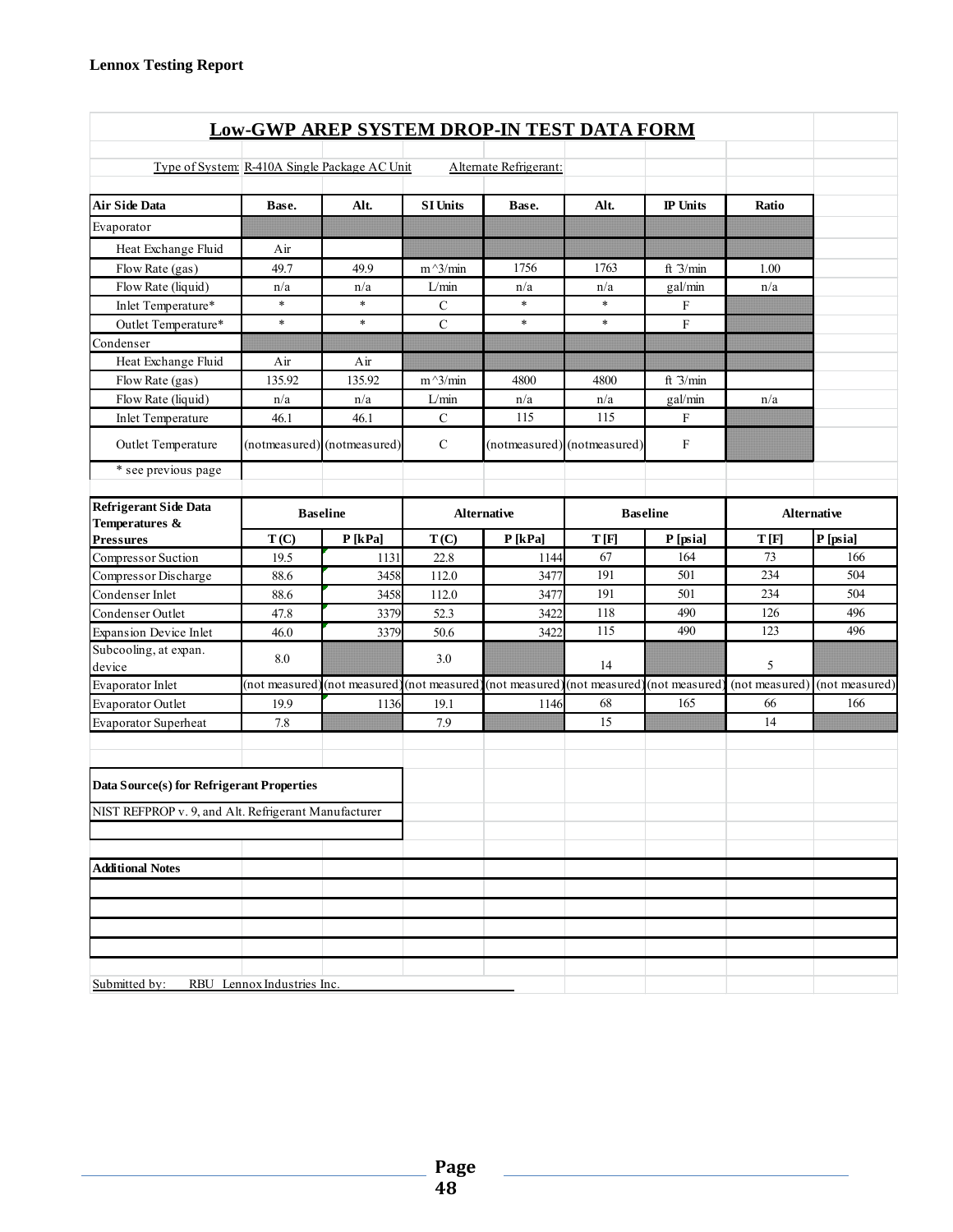**Lennox Testing Report**

## Low-GWP AREP SYSTEM DROP-IN TEST DATA FORM

Type of System: R-410A Single Package AC Unit    Alternate Refrigerant:

| Air Side Data | Base. | Alt. | SI Units | Base. | Alt. | IP Units | Ratio |
|---|---|---|---|---|---|---|---|
| Evaporator | | | | | | | |
| Heat Exchange Fluid | Air | | | | | | |
| Flow Rate (gas) | 49.7 | 49.9 | m^3/min | 1756 | 1763 | ft ^3/min | 1.00 |
| Flow Rate (liquid) | n/a | n/a | L/min | n/a | n/a | gal/min | n/a |
| Inlet Temperature* | * | * | C | * | * | F | |
| Outlet Temperature* | * | * | C | * | * | F | |
| Condenser | | | | | | | |
| Heat Exchange Fluid | Air | Air | | | | | |
| Flow Rate (gas) | 135.92 | 135.92 | m^3/min | 4800 | 4800 | ft ^3/min | |
| Flow Rate (liquid) | n/a | n/a | L/min | n/a | n/a | gal/min | n/a |
| Inlet Temperature | 46.1 | 46.1 | C | 115 | 115 | F | |
| Outlet Temperature | (notmeasured) | (notmeasured) | C | (notmeasured) | (notmeasured) | F | |
| * see previous page | | | | | | | |

| Refrigerant Side Data Temperatures & Pressures | Baseline | | Alternative | | Baseline | | Alternative | |
|---|---|---|---|---|---|---|---|---|
| | T (C) | P [kPa] | T (C) | P [kPa] | T [F] | P [psia] | T [F] | P [psia] |
| Compressor Suction | 19.5 | 1131 | 22.8 | 1144 | 67 | 164 | 73 | 166 |
| Compressor Discharge | 88.6 | 3458 | 112.0 | 3477 | 191 | 501 | 234 | 504 |
| Condenser Inlet | 88.6 | 3458 | 112.0 | 3477 | 191 | 501 | 234 | 504 |
| Condenser Outlet | 47.8 | 3379 | 52.3 | 3422 | 118 | 490 | 126 | 496 |
| Expansion Device Inlet | 46.0 | 3379 | 50.6 | 3422 | 115 | 490 | 123 | 496 |
| Subcooling, at expan. device | 8.0 | | 3.0 | | 14 | | 5 | |
| Evaporator Inlet | (not measured) | (not measured) | (not measured) | (not measured) | (not measured) | (not measured) | (not measured) | (not measured) |
| Evaporator Outlet | 19.9 | 1136 | 19.1 | 1146 | 68 | 165 | 66 | 166 |
| Evaporator Superheat | 7.8 | | 7.9 | | 15 | | 14 | |

**Data Source(s) for Refrigerant Properties**

NIST REFPROP v. 9, and Alt. Refrigerant Manufacturer

**Additional Notes**

Submitted by: RBU Lennox Industries Inc.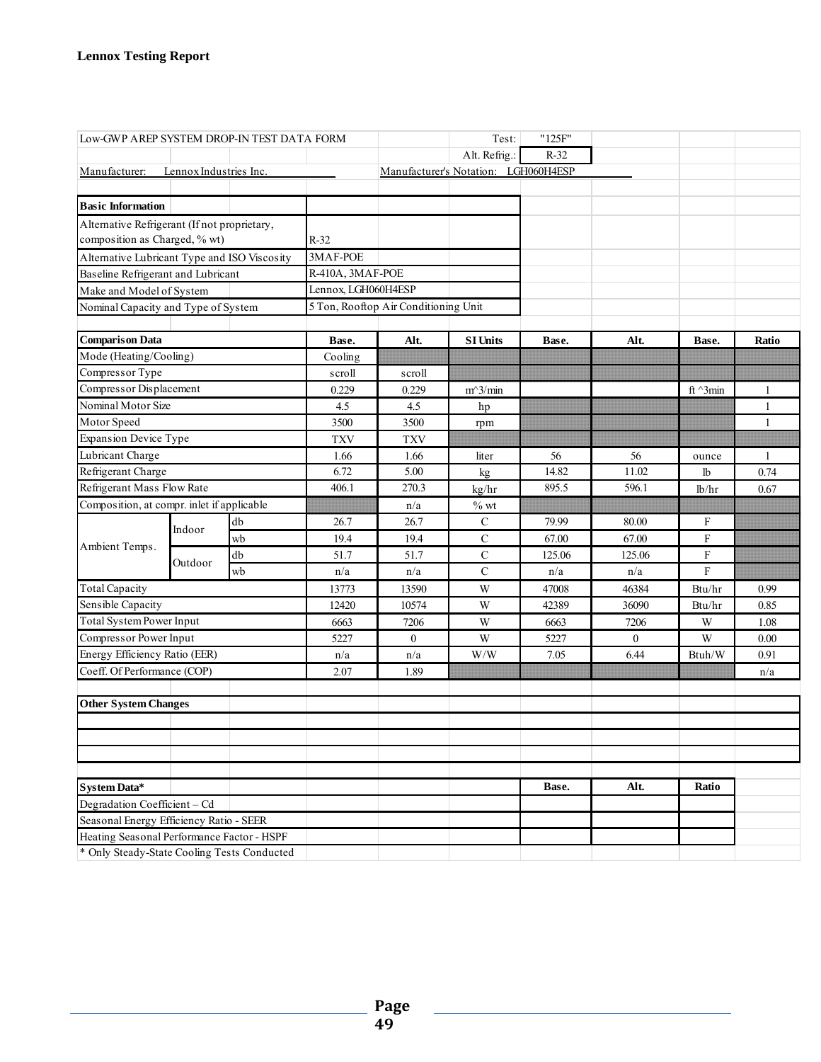**Lennox Testing Report**

| Low-GWP AREP SYSTEM DROP-IN TEST DATA FORM | | | | | Test: | "125F" | | | |
|---|---|---|---|---|---|---|---|---|---|
| | | | | | Alt. Refrig.: | R-32 | | | |
| Manufacturer: Lennox Industries Inc. | | | | Manufacturer's Notation: LGH060H4ESP | | | | | |

| Basic Information | |
|---|---|
| Alternative Refrigerant (If not proprietary, composition as Charged, % wt) | R-32 |
| Alternative Lubricant Type and ISO Viscosity | 3MAF-POE |
| Baseline Refrigerant and Lubricant | R-410A, 3MAF-POE |
| Make and Model of System | Lennox, LGH060H4ESP |
| Nominal Capacity and Type of System | 5 Ton, Rooftop Air Conditioning Unit |

| Comparison Data | | | Base. | Alt. | SI Units | Base. | Alt. | Base. | Ratio |
|---|---|---|---|---|---|---|---|---|---|
| Mode (Heating/Cooling) | | | Cooling | | | | | | |
| Compressor Type | | | scroll | scroll | | | | | |
| Compressor Displacement | | | 0.229 | 0.229 | m^3/min | | | ft ^3min | 1 |
| Nominal Motor Size | | | 4.5 | 4.5 | hp | | | | 1 |
| Motor Speed | | | 3500 | 3500 | rpm | | | | 1 |
| Expansion Device Type | | | TXV | TXV | | | | | |
| Lubricant Charge | | | 1.66 | 1.66 | liter | 56 | 56 | ounce | 1 |
| Refrigerant Charge | | | 6.72 | 5.00 | kg | 14.82 | 11.02 | lb | 0.74 |
| Refrigerant Mass Flow Rate | | | 406.1 | 270.3 | kg/hr | 895.5 | 596.1 | lb/hr | 0.67 |
| Composition, at compr. inlet if applicable | | | | n/a | % wt | | | | |
| Ambient Temps. | Indoor | db | 26.7 | 26.7 | C | 79.99 | 80.00 | F | |
| | | wb | 19.4 | 19.4 | C | 67.00 | 67.00 | F | |
| | Outdoor | db | 51.7 | 51.7 | C | 125.06 | 125.06 | F | |
| | | wb | n/a | n/a | C | n/a | n/a | F | |
| Total Capacity | | | 13773 | 13590 | W | 47008 | 46384 | Btu/hr | 0.99 |
| Sensible Capacity | | | 12420 | 10574 | W | 42389 | 36090 | Btu/hr | 0.85 |
| Total System Power Input | | | 6663 | 7206 | W | 6663 | 7206 | W | 1.08 |
| Compressor Power Input | | | 5227 | 0 | W | 5227 | 0 | W | 0.00 |
| Energy Efficiency Ratio (EER) | | | n/a | n/a | W/W | 7.05 | 6.44 | Btuh/W | 0.91 |
| Coeff. Of Performance (COP) | | | 2.07 | 1.89 | | | | | n/a |

| Other System Changes |
|---|
| |
| |
| |

| System Data* | Base. | Alt. | Ratio |
|---|---|---|---|
| Degradation Coefficient – Cd | | | |
| Seasonal Energy Efficiency Ratio - SEER | | | |
| Heating Seasonal Performance Factor - HSPF | | | |

\* Only Steady-State Cooling Tests Conducted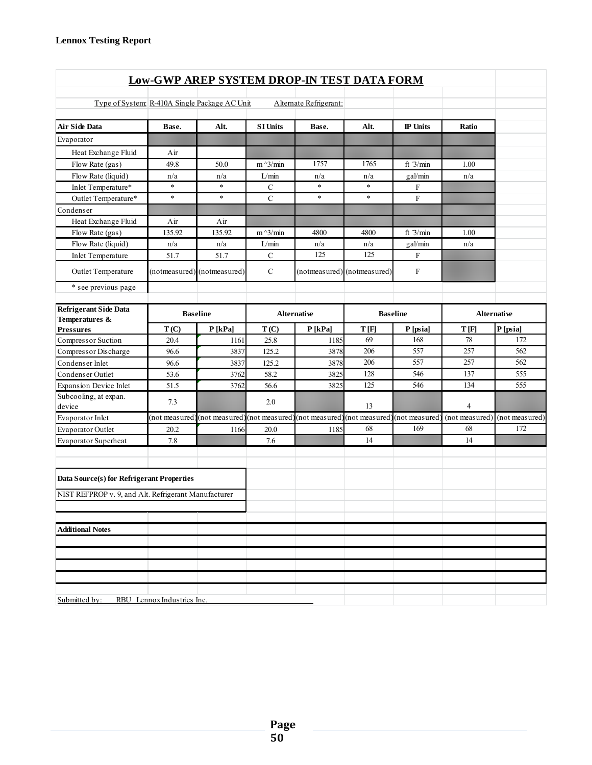**Lennox Testing Report**

## Low-GWP AREP SYSTEM DROP-IN TEST DATA FORM

Type of System: R-410A Single Package AC Unit    Alternate Refrigerant:

| Air Side Data | Base. | Alt. | SI Units | Base. | Alt. | IP Units | Ratio |
|---|---|---|---|---|---|---|---|
| Evaporator | | | | | | | |
| Heat Exchange Fluid | Air | | | | | | |
| Flow Rate (gas) | 49.8 | 50.0 | m^3/min | 1757 | 1765 | ft^3/min | 1.00 |
| Flow Rate (liquid) | n/a | n/a | L/min | n/a | n/a | gal/min | n/a |
| Inlet Temperature* | * | * | C | * | * | F | |
| Outlet Temperature* | * | * | C | * | * | F | |
| Condenser | | | | | | | |
| Heat Exchange Fluid | Air | Air | | | | | |
| Flow Rate (gas) | 135.92 | 135.92 | m^3/min | 4800 | 4800 | ft^3/min | 1.00 |
| Flow Rate (liquid) | n/a | n/a | L/min | n/a | n/a | gal/min | n/a |
| Inlet Temperature | 51.7 | 51.7 | C | 125 | 125 | F | |
| Outlet Temperature | (notmeasured) | (notmeasured) | C | (notmeasured) | (notmeasured) | F | |
| * see previous page | | | | | | | |

| Refrigerant Side Data Temperatures & Pressures | Baseline | | Alternative | | Baseline | | Alternative | |
|---|---|---|---|---|---|---|---|---|
| | T (C) | P [kPa] | T (C) | P [kPa] | T [F] | P [psia] | T [F] | P [psia] |
| Compressor Suction | 20.4 | 1161 | 25.8 | 1185 | 69 | 168 | 78 | 172 |
| Compressor Discharge | 96.6 | 3837 | 125.2 | 3878 | 206 | 557 | 257 | 562 |
| Condenser Inlet | 96.6 | 3837 | 125.2 | 3878 | 206 | 557 | 257 | 562 |
| Condenser Outlet | 53.6 | 3762 | 58.2 | 3825 | 128 | 546 | 137 | 555 |
| Expansion Device Inlet | 51.5 | 3762 | 56.6 | 3825 | 125 | 546 | 134 | 555 |
| Subcooling, at expan. device | 7.3 | | 2.0 | | 13 | | 4 | |
| Evaporator Inlet | (not measured) | (not measured) | (not measured) | (not measured) | (not measured) | (not measured) | (not measured) | (not measured) |
| Evaporator Outlet | 20.2 | 1166 | 20.0 | 1185 | 68 | 169 | 68 | 172 |
| Evaporator Superheat | 7.8 | | 7.6 | | 14 | | 14 | |

**Data Source(s) for Refrigerant Properties**

NIST REFPROP v. 9, and Alt. Refrigerant Manufacturer

**Additional Notes**

Submitted by: RBU Lennox Industries Inc.